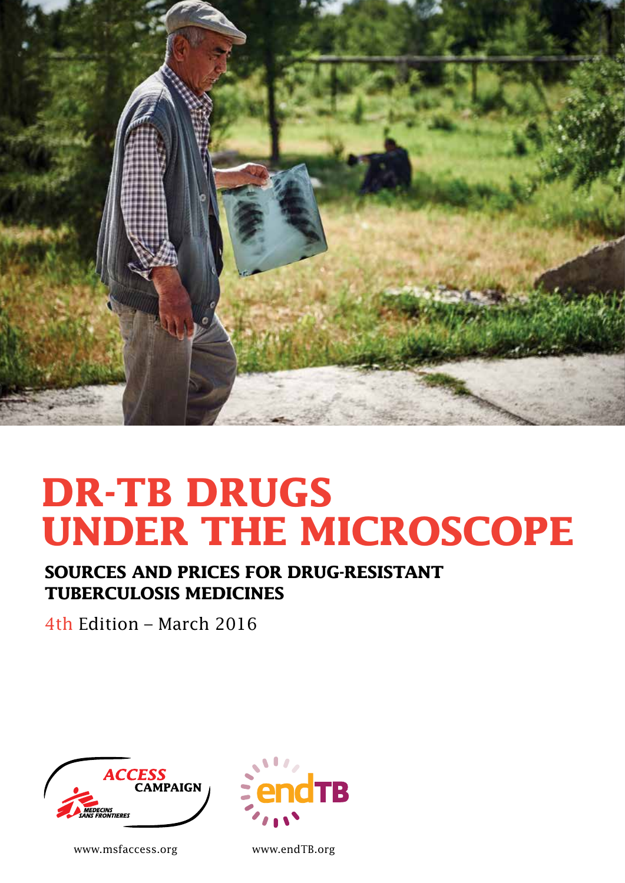# DR-TB DRUGS UNDER THE MICROSCOPE

## SOURCES AND PRICES FOR DRUG-RESISTANT TUBERCULOSIS MEDICINES

4th Edition – March 2016

ACCESS CAMPAIGN MEDECINS SANS FRONTIERES

endTB

www.msfaccess.org

www.endTB.org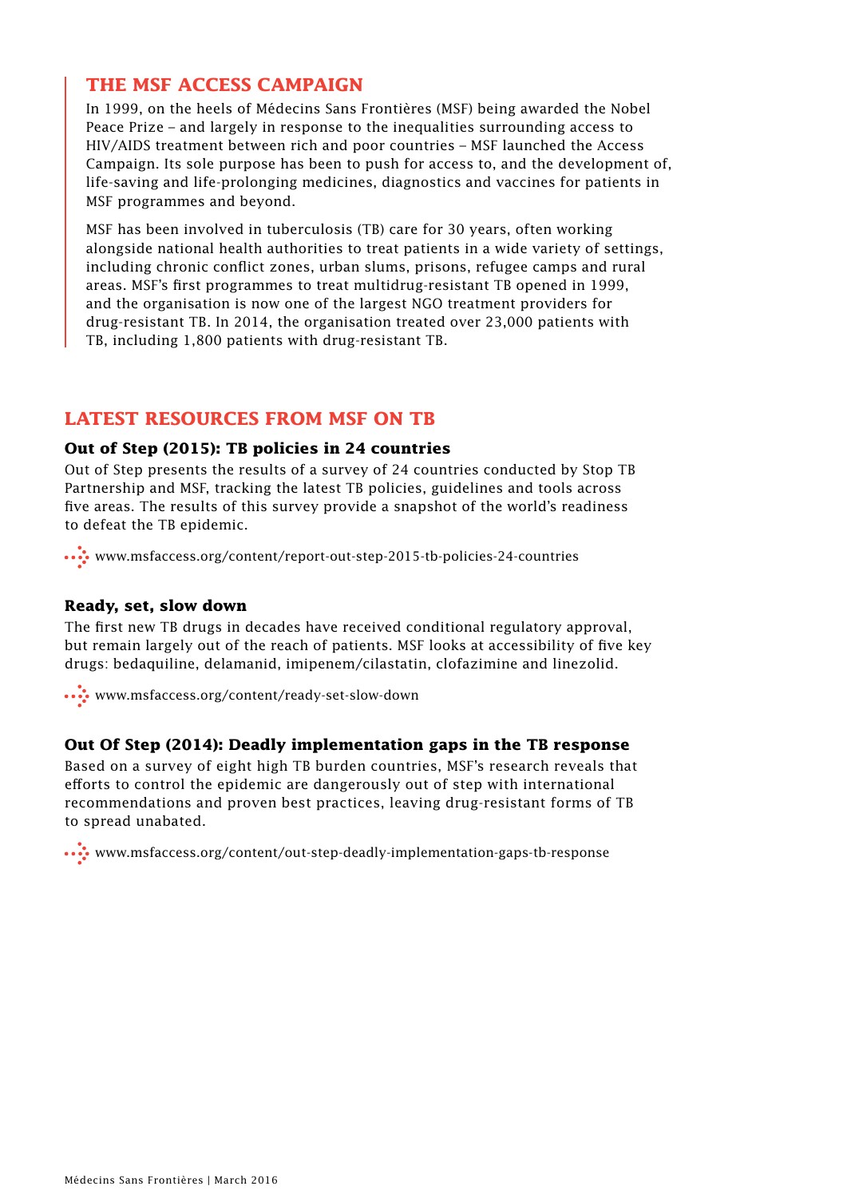## THE MSF ACCESS CAMPAIGN

In 1999, on the heels of Médecins Sans Frontières (MSF) being awarded the Nobel Peace Prize – and largely in response to the inequalities surrounding access to HIV/AIDS treatment between rich and poor countries – MSF launched the Access Campaign. Its sole purpose has been to push for access to, and the development of, life-saving and life-prolonging medicines, diagnostics and vaccines for patients in MSF programmes and beyond.

MSF has been involved in tuberculosis (TB) care for 30 years, often working alongside national health authorities to treat patients in a wide variety of settings, including chronic conflict zones, urban slums, prisons, refugee camps and rural areas. MSF's first programmes to treat multidrug-resistant TB opened in 1999, and the organisation is now one of the largest NGO treatment providers for drug-resistant TB. In 2014, the organisation treated over 23,000 patients with TB, including 1,800 patients with drug-resistant TB.

## LATEST RESOURCES FROM MSF ON TB

### Out of Step (2015): TB policies in 24 countries

Out of Step presents the results of a survey of 24 countries conducted by Stop TB Partnership and MSF, tracking the latest TB policies, guidelines and tools across five areas. The results of this survey provide a snapshot of the world's readiness to defeat the TB epidemic.

www.msfaccess.org/content/report-out-step-2015-tb-policies-24-countries

### Ready, set, slow down

The first new TB drugs in decades have received conditional regulatory approval, but remain largely out of the reach of patients. MSF looks at accessibility of five key drugs: bedaquiline, delamanid, imipenem/cilastatin, clofazimine and linezolid.

www.msfaccess.org/content/ready-set-slow-down

### Out Of Step (2014): Deadly implementation gaps in the TB response

Based on a survey of eight high TB burden countries, MSF's research reveals that efforts to control the epidemic are dangerously out of step with international recommendations and proven best practices, leaving drug-resistant forms of TB to spread unabated.

www.msfaccess.org/content/out-step-deadly-implementation-gaps-tb-response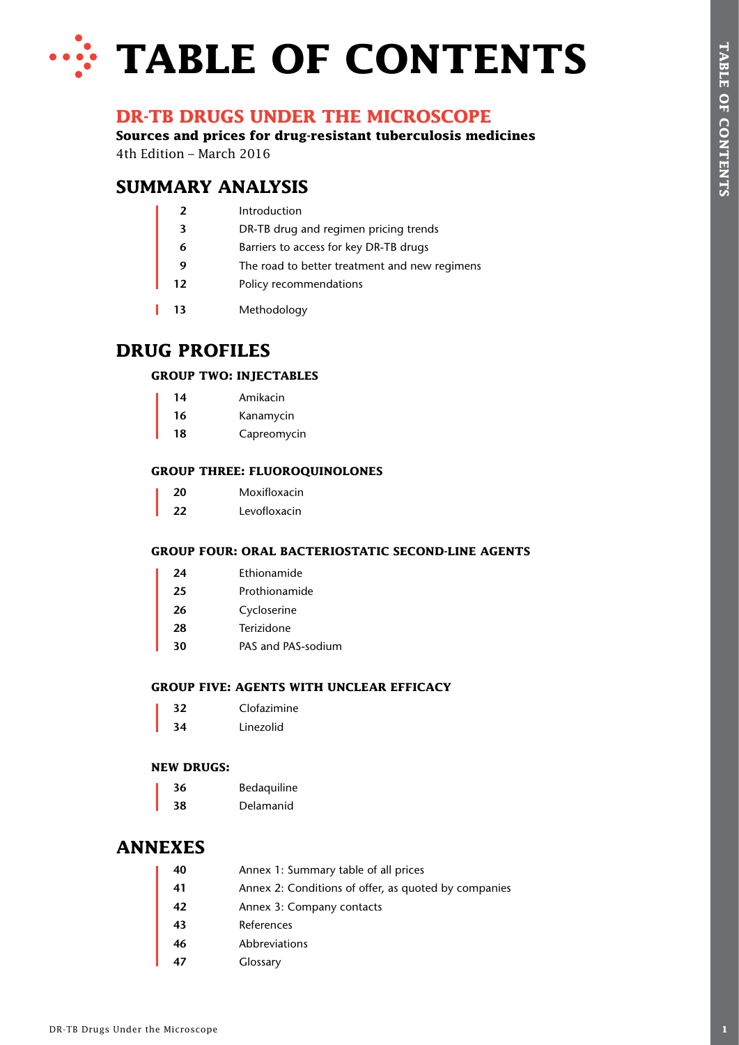# TABLE OF CONTENTS

## DR-TB DRUGS UNDER THE MICROSCOPE

**Sources and prices for drug-resistant tuberculosis medicines**

4th Edition – March 2016

## SUMMARY ANALYSIS

| | |
|---|---|
| **2** | Introduction |
| **3** | DR-TB drug and regimen pricing trends |
| **6** | Barriers to access for key DR-TB drugs |
| **9** | The road to better treatment and new regimens |
| **12** | Policy recommendations |
| **13** | Methodology |

## DRUG PROFILES

### GROUP TWO: INJECTABLES

| | |
|---|---|
| **14** | Amikacin |
| **16** | Kanamycin |
| **18** | Capreomycin |

### GROUP THREE: FLUOROQUINOLONES

| | |
|---|---|
| **20** | Moxifloxacin |
| **22** | Levofloxacin |

### GROUP FOUR: ORAL BACTERIOSTATIC SECOND-LINE AGENTS

| | |
|---|---|
| **24** | Ethionamide |
| **25** | Prothionamide |
| **26** | Cycloserine |
| **28** | Terizidone |
| **30** | PAS and PAS-sodium |

### GROUP FIVE: AGENTS WITH UNCLEAR EFFICACY

| | |
|---|---|
| **32** | Clofazimine |
| **34** | Linezolid |

### NEW DRUGS:

| | |
|---|---|
| **36** | Bedaquiline |
| **38** | Delamanid |

## ANNEXES

| | |
|---|---|
| **40** | Annex 1: Summary table of all prices |
| **41** | Annex 2: Conditions of offer, as quoted by companies |
| **42** | Annex 3: Company contacts |
| **43** | References |
| **46** | Abbreviations |
| **47** | Glossary |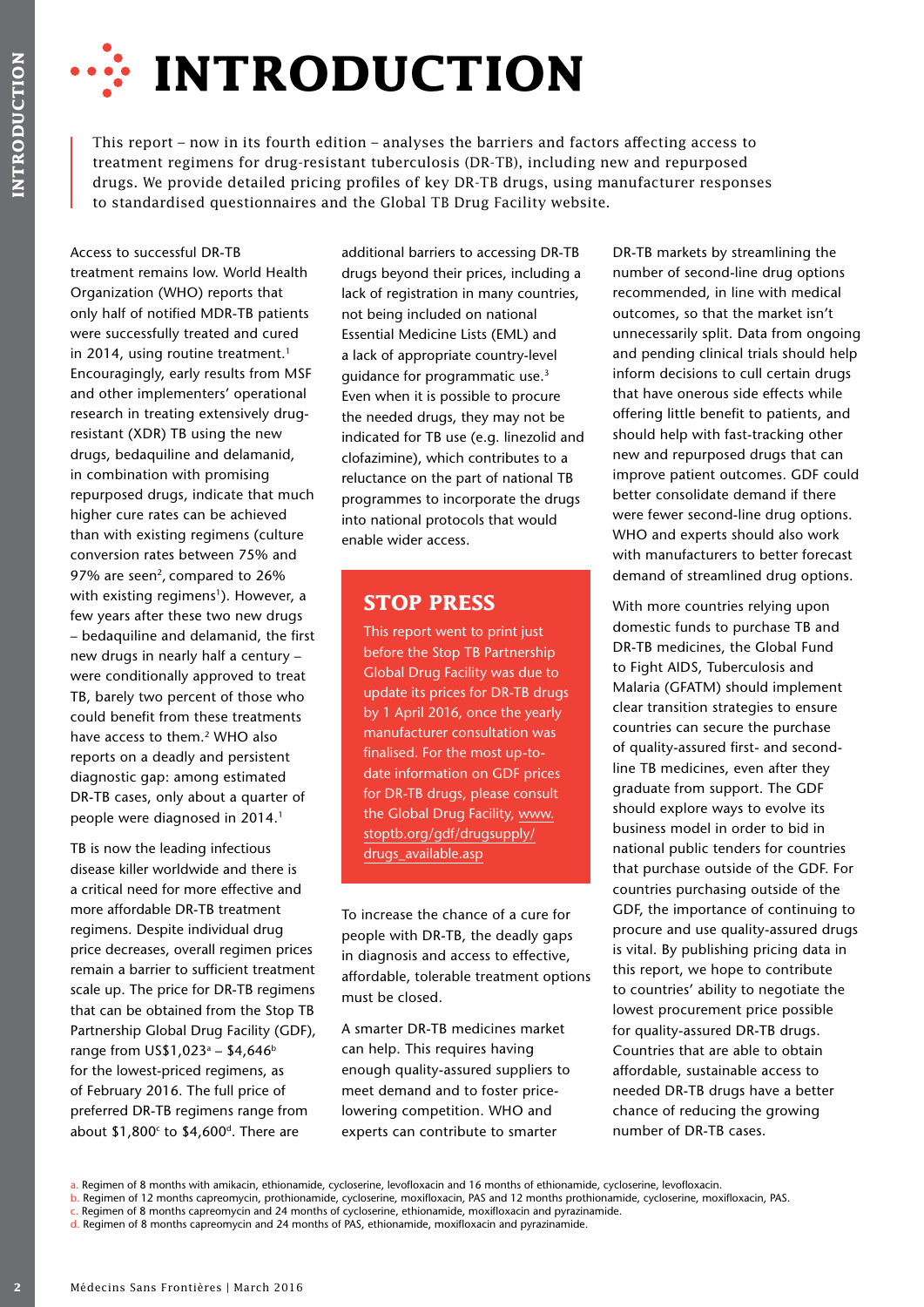# INTRODUCTION

This report – now in its fourth edition – analyses the barriers and factors affecting access to treatment regimens for drug-resistant tuberculosis (DR-TB), including new and repurposed drugs. We provide detailed pricing profiles of key DR-TB drugs, using manufacturer responses to standardised questionnaires and the Global TB Drug Facility website.

Access to successful DR-TB treatment remains low. World Health Organization (WHO) reports that only half of notified MDR-TB patients were successfully treated and cured in 2014, using routine treatment.[1] Encouragingly, early results from MSF and other implementers' operational research in treating extensively drug-resistant (XDR) TB using the new drugs, bedaquiline and delamanid, in combination with promising repurposed drugs, indicate that much higher cure rates can be achieved than with existing regimens (culture conversion rates between 75% and 97% are seen[2], compared to 26% with existing regimens[1]). However, a few years after these two new drugs – bedaquiline and delamanid, the first new drugs in nearly half a century – were conditionally approved to treat TB, barely two percent of those who could benefit from these treatments have access to them.[2] WHO also reports on a deadly and persistent diagnostic gap: among estimated DR-TB cases, only about a quarter of people were diagnosed in 2014.[1]

TB is now the leading infectious disease killer worldwide and there is a critical need for more effective and more affordable DR-TB treatment regimens. Despite individual drug price decreases, overall regimen prices remain a barrier to sufficient treatment scale up. The price for DR-TB regimens that can be obtained from the Stop TB Partnership Global Drug Facility (GDF), range from US$1,023[a] – $4,646[b] for the lowest-priced regimens, as of February 2016. The full price of preferred DR-TB regimens range from about $1,800[c] to $4,600[d]. There are additional barriers to accessing DR-TB drugs beyond their prices, including a lack of registration in many countries, not being included on national Essential Medicine Lists (EML) and a lack of appropriate country-level guidance for programmatic use.[3] Even when it is possible to procure the needed drugs, they may not be indicated for TB use (e.g. linezolid and clofazimine), which contributes to a reluctance on the part of national TB programmes to incorporate the drugs into national protocols that would enable wider access.

## STOP PRESS

This report went to print just before the Stop TB Partnership Global Drug Facility was due to update its prices for DR-TB drugs by 1 April 2016, once the yearly manufacturer consultation was finalised. For the most up-to-date information on GDF prices for DR-TB drugs, please consult the Global Drug Facility, www.stoptb.org/gdf/drugsupply/drugs_available.asp

To increase the chance of a cure for people with DR-TB, the deadly gaps in diagnosis and access to effective, affordable, tolerable treatment options must be closed.

A smarter DR-TB medicines market can help. This requires having enough quality-assured suppliers to meet demand and to foster price-lowering competition. WHO and experts can contribute to smarter DR-TB markets by streamlining the number of second-line drug options recommended, in line with medical outcomes, so that the market isn't unnecessarily split. Data from ongoing and pending clinical trials should help inform decisions to cull certain drugs that have onerous side effects while offering little benefit to patients, and should help with fast-tracking other new and repurposed drugs that can improve patient outcomes. GDF could better consolidate demand if there were fewer second-line drug options. WHO and experts should also work with manufacturers to better forecast demand of streamlined drug options.

With more countries relying upon domestic funds to purchase TB and DR-TB medicines, the Global Fund to Fight AIDS, Tuberculosis and Malaria (GFATM) should implement clear transition strategies to ensure countries can secure the purchase of quality-assured first- and second-line TB medicines, even after they graduate from support. The GDF should explore ways to evolve its business model in order to bid in national public tenders for countries that purchase outside of the GDF. For countries purchasing outside of the GDF, the importance of continuing to procure and use quality-assured drugs is vital. By publishing pricing data in this report, we hope to contribute to countries' ability to negotiate the lowest procurement price possible for quality-assured DR-TB drugs. Countries that are able to obtain affordable, sustainable access to needed DR-TB drugs have a better chance of reducing the growing number of DR-TB cases.

a. Regimen of 8 months with amikacin, ethionamide, cycloserine, levofloxacin and 16 months of ethionamide, cycloserine, levofloxacin.
b. Regimen of 12 months capreomycin, prothionamide, cycloserine, moxifloxacin, PAS and 12 months prothionamide, cycloserine, moxifloxacin, PAS.
c. Regimen of 8 months capreomycin and 24 months of cycloserine, ethionamide, moxifloxacin and pyrazinamide.
d. Regimen of 8 months capreomycin and 24 months of PAS, ethionamide, moxifloxacin and pyrazinamide.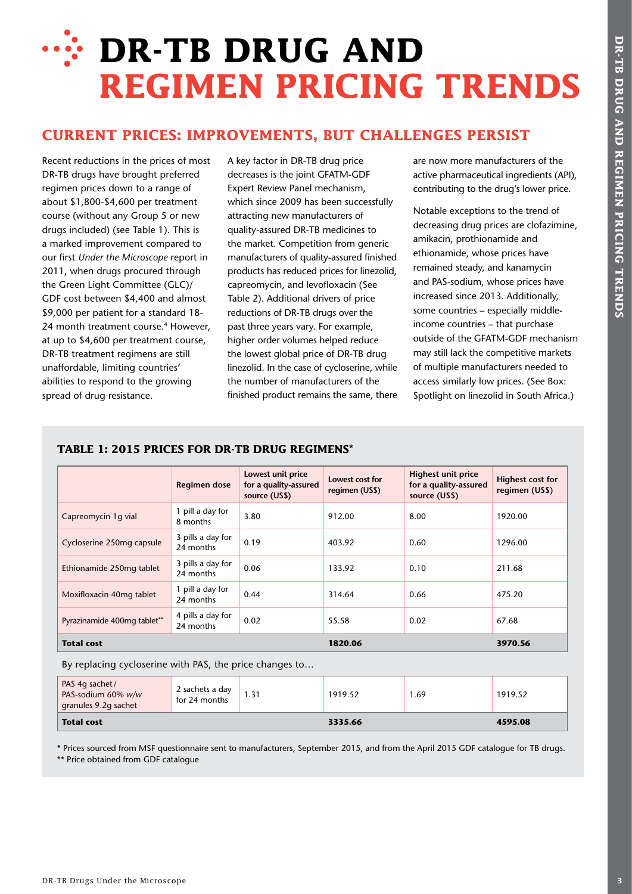# DR-TB DRUG AND REGIMEN PRICING TRENDS

## CURRENT PRICES: IMPROVEMENTS, BUT CHALLENGES PERSIST

Recent reductions in the prices of most DR-TB drugs have brought preferred regimen prices down to a range of about $1,800-$4,600 per treatment course (without any Group 5 or new drugs included) (see Table 1). This is a marked improvement compared to our first *Under the Microscope* report in 2011, when drugs procured through the Green Light Committee (GLC)/ GDF cost between $4,400 and almost $9,000 per patient for a standard 18-24 month treatment course.[4] However, at up to $4,600 per treatment course, DR-TB treatment regimens are still unaffordable, limiting countries' abilities to respond to the growing spread of drug resistance.

A key factor in DR-TB drug price decreases is the joint GFATM-GDF Expert Review Panel mechanism, which since 2009 has been successfully attracting new manufacturers of quality-assured DR-TB medicines to the market. Competition from generic manufacturers of quality-assured finished products has reduced prices for linezolid, capreomycin, and levofloxacin (See Table 2). Additional drivers of price reductions of DR-TB drugs over the past three years vary. For example, higher order volumes helped reduce the lowest global price of DR-TB drug linezolid. In the case of cycloserine, while the number of manufacturers of the finished product remains the same, there are now more manufacturers of the active pharmaceutical ingredients (API), contributing to the drug's lower price.

Notable exceptions to the trend of decreasing drug prices are clofazimine, amikacin, prothionamide and ethionamide, whose prices have remained steady, and kanamycin and PAS-sodium, whose prices have increased since 2013. Additionally, some countries – especially middle-income countries – that purchase outside of the GFATM-GDF mechanism may still lack the competitive markets of multiple manufacturers needed to access similarly low prices. (See Box: Spotlight on linezolid in South Africa.)

### TABLE 1: 2015 PRICES FOR DR-TB DRUG REGIMENS*

| | Regimen dose | Lowest unit price for a quality-assured source (US$) | Lowest cost for regimen (US$) | Highest unit price for a quality-assured source (US$) | Highest cost for regimen (US$) |
|---|---|---|---|---|---|
| Capreomycin 1g vial | 1 pill a day for 8 months | 3.80 | 912.00 | 8.00 | 1920.00 |
| Cycloserine 250mg capsule | 3 pills a day for 24 months | 0.19 | 403.92 | 0.60 | 1296.00 |
| Ethionamide 250mg tablet | 3 pills a day for 24 months | 0.06 | 133.92 | 0.10 | 211.68 |
| Moxifloxacin 40mg tablet | 1 pill a day for 24 months | 0.44 | 314.64 | 0.66 | 475.20 |
| Pyrazinamide 400mg tablet** | 4 pills a day for 24 months | 0.02 | 55.58 | 0.02 | 67.68 |
| **Total cost** | | | **1820.06** | | **3970.56** |
| By replacing cycloserine with PAS, the price changes to… | | | | | |
| PAS 4g sachet/ PAS-sodium 60% *w/w* granules 9.2g sachet | 2 sachets a day for 24 months | 1.31 | 1919.52 | 1.69 | 1919.52 |
| **Total cost** | | | **3335.66** | | **4595.08** |

\* Prices sourced from MSF questionnaire sent to manufacturers, September 2015, and from the April 2015 GDF catalogue for TB drugs.

\** Price obtained from GDF catalogue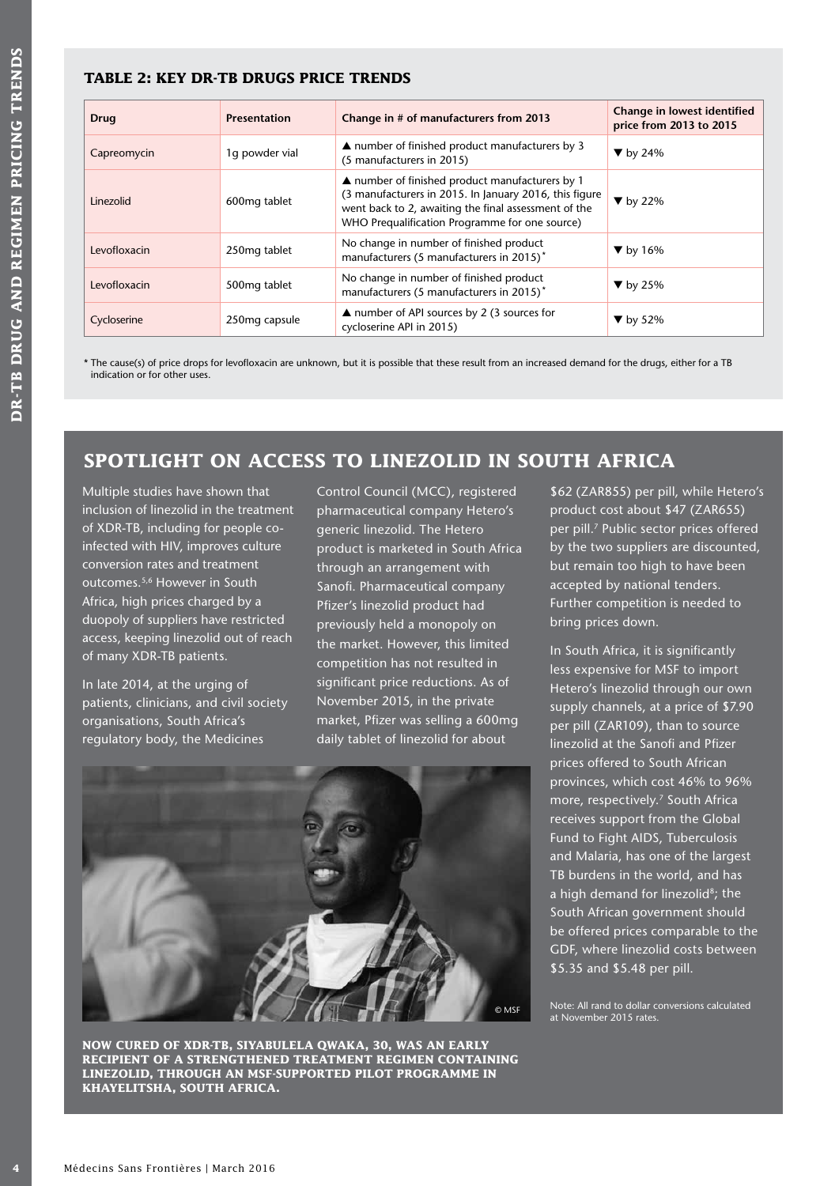### TABLE 2: KEY DR-TB DRUGS PRICE TRENDS

| Drug | Presentation | Change in # of manufacturers from 2013 | Change in lowest identified price from 2013 to 2015 |
|---|---|---|---|
| Capreomycin | 1g powder vial | ▲ number of finished product manufacturers by 3 (5 manufacturers in 2015) | ▼ by 24% |
| Linezolid | 600mg tablet | ▲ number of finished product manufacturers by 1 (3 manufacturers in 2015. In January 2016, this figure went back to 2, awaiting the final assessment of the WHO Prequalification Programme for one source) | ▼ by 22% |
| Levofloxacin | 250mg tablet | No change in number of finished product manufacturers (5 manufacturers in 2015)* | ▼ by 16% |
| Levofloxacin | 500mg tablet | No change in number of finished product manufacturers (5 manufacturers in 2015)* | ▼ by 25% |
| Cycloserine | 250mg capsule | ▲ number of API sources by 2 (3 sources for cycloserine API in 2015) | ▼ by 52% |

\* The cause(s) of price drops for levofloxacin are unknown, but it is possible that these result from an increased demand for the drugs, either for a TB indication or for other uses.

## SPOTLIGHT ON ACCESS TO LINEZOLID IN SOUTH AFRICA

Multiple studies have shown that inclusion of linezolid in the treatment of XDR-TB, including for people co-infected with HIV, improves culture conversion rates and treatment outcomes.[5,6] However in South Africa, high prices charged by a duopoly of suppliers have restricted access, keeping linezolid out of reach of many XDR-TB patients.

In late 2014, at the urging of patients, clinicians, and civil society organisations, South Africa's regulatory body, the Medicines Control Council (MCC), registered pharmaceutical company Hetero's generic linezolid. The Hetero product is marketed in South Africa through an arrangement with Sanofi. Pharmaceutical company Pfizer's linezolid product had previously held a monopoly on the market. However, this limited competition has not resulted in significant price reductions. As of November 2015, in the private market, Pfizer was selling a 600mg daily tablet of linezolid for about $62 (ZAR855) per pill, while Hetero's product cost about $47 (ZAR655) per pill.[7] Public sector prices offered by the two suppliers are discounted, but remain too high to have been accepted by national tenders. Further competition is needed to bring prices down.

In South Africa, it is significantly less expensive for MSF to import Hetero's linezolid through our own supply channels, at a price of $7.90 per pill (ZAR109), than to source linezolid at the Sanofi and Pfizer prices offered to South African provinces, which cost 46% to 96% more, respectively.[7] South Africa receives support from the Global Fund to Fight AIDS, Tuberculosis and Malaria, has one of the largest TB burdens in the world, and has a high demand for linezolid[8]; the South African government should be offered prices comparable to the GDF, where linezolid costs between $5.35 and $5.48 per pill.

Note: All rand to dollar conversions calculated at November 2015 rates.

© MSF

**NOW CURED OF XDR-TB, SIYABULELA QWAKA, 30, WAS AN EARLY RECIPIENT OF A STRENGTHENED TREATMENT REGIMEN CONTAINING LINEZOLID, THROUGH AN MSF-SUPPORTED PILOT PROGRAMME IN KHAYELITSHA, SOUTH AFRICA.**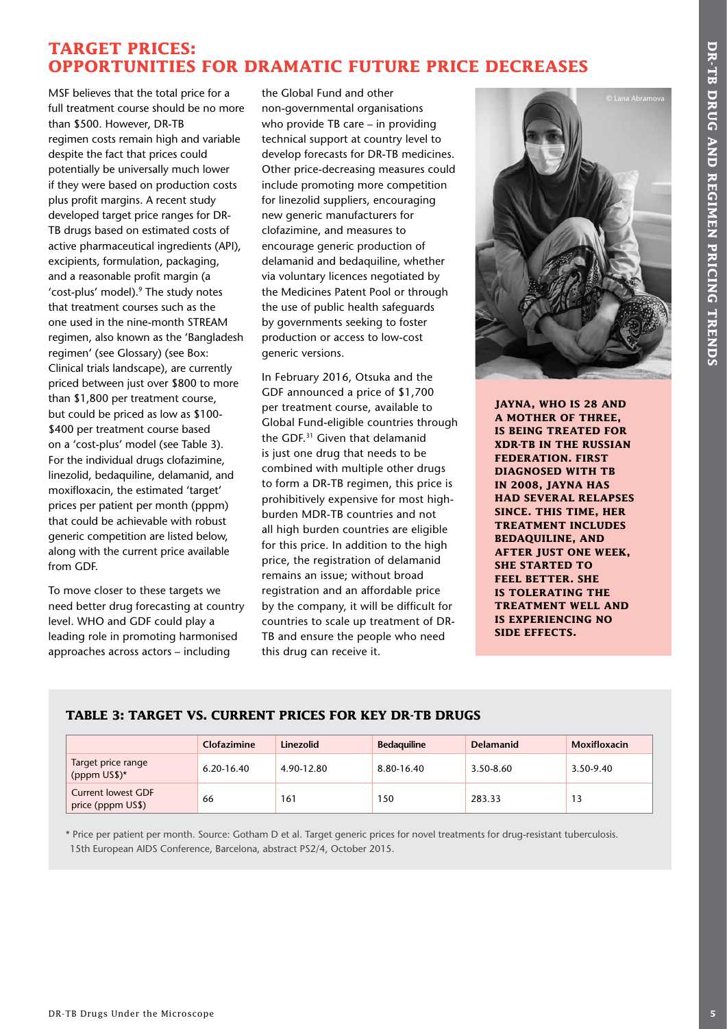# TARGET PRICES: OPPORTUNITIES FOR DRAMATIC FUTURE PRICE DECREASES

MSF believes that the total price for a full treatment course should be no more than $500. However, DR-TB regimen costs remain high and variable despite the fact that prices could potentially be universally much lower if they were based on production costs plus profit margins. A recent study developed target price ranges for DR-TB drugs based on estimated costs of active pharmaceutical ingredients (API), excipients, formulation, packaging, and a reasonable profit margin (a 'cost-plus' model).[9] The study notes that treatment courses such as the one used in the nine-month STREAM regimen, also known as the 'Bangladesh regimen' (see Glossary) (see Box: Clinical trials landscape), are currently priced between just over $800 to more than $1,800 per treatment course, but could be priced as low as $100-$400 per treatment course based on a 'cost-plus' model (see Table 3). For the individual drugs clofazimine, linezolid, bedaquiline, delamanid, and moxifloxacin, the estimated 'target' prices per patient per month (pppm) that could be achievable with robust generic competition are listed below, along with the current price available from GDF.

To move closer to these targets we need better drug forecasting at country level. WHO and GDF could play a leading role in promoting harmonised approaches across actors – including the Global Fund and other non-governmental organisations who provide TB care – in providing technical support at country level to develop forecasts for DR-TB medicines. Other price-decreasing measures could include promoting more competition for linezolid suppliers, encouraging new generic manufacturers for clofazimine, and measures to encourage generic production of delamanid and bedaquiline, whether via voluntary licences negotiated by the Medicines Patent Pool or through the use of public health safeguards by governments seeking to foster production or access to low-cost generic versions.

In February 2016, Otsuka and the GDF announced a price of $1,700 per treatment course, available to Global Fund-eligible countries through the GDF.[31] Given that delamanid is just one drug that needs to be combined with multiple other drugs to form a DR-TB regimen, this price is prohibitively expensive for most high-burden MDR-TB countries and not all high burden countries are eligible for this price. In addition to the high price, the registration of delamanid remains an issue; without broad registration and an affordable price by the company, it will be difficult for countries to scale up treatment of DR-TB and ensure the people who need this drug can receive it.

© Lana Abramova

**JAYNA, WHO IS 28 AND A MOTHER OF THREE, IS BEING TREATED FOR XDR-TB IN THE RUSSIAN FEDERATION. FIRST DIAGNOSED WITH TB IN 2008, JAYNA HAS HAD SEVERAL RELAPSES SINCE. THIS TIME, HER TREATMENT INCLUDES BEDAQUILINE, AND AFTER JUST ONE WEEK, SHE STARTED TO FEEL BETTER. SHE IS TOLERATING THE TREATMENT WELL AND IS EXPERIENCING NO SIDE EFFECTS.**

### TABLE 3: TARGET VS. CURRENT PRICES FOR KEY DR-TB DRUGS

| | Clofazimine | Linezolid | Bedaquiline | Delamanid | Moxifloxacin |
|---|---|---|---|---|---|
| Target price range (pppm US$)* | 6.20-16.40 | 4.90-12.80 | 8.80-16.40 | 3.50-8.60 | 3.50-9.40 |
| Current lowest GDF price (pppm US$) | 66 | 161 | 150 | 283.33 | 13 |

\* Price per patient per month. Source: Gotham D et al. Target generic prices for novel treatments for drug-resistant tuberculosis. 15th European AIDS Conference, Barcelona, abstract PS2/4, October 2015.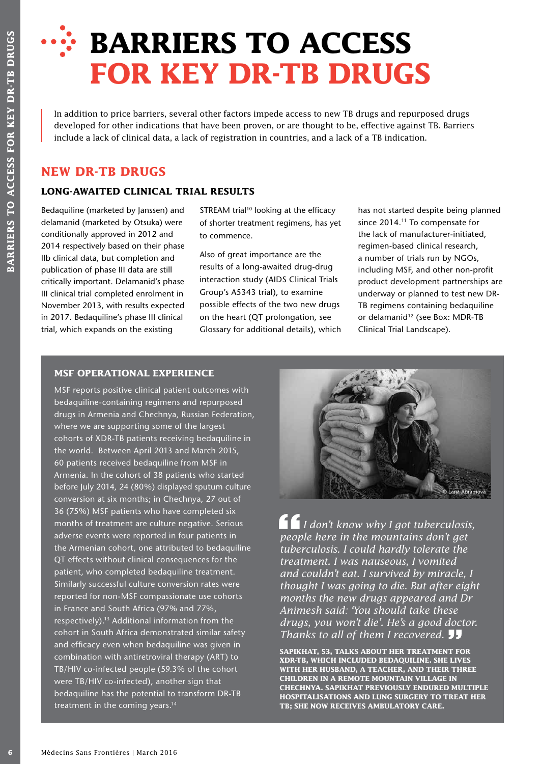# BARRIERS TO ACCESS FOR KEY DR-TB DRUGS

In addition to price barriers, several other factors impede access to new TB drugs and repurposed drugs developed for other indications that have been proven, or are thought to be, effective against TB. Barriers include a lack of clinical data, a lack of registration in countries, and a lack of a TB indication.

## NEW DR-TB DRUGS

### LONG-AWAITED CLINICAL TRIAL RESULTS

Bedaquiline (marketed by Janssen) and delamanid (marketed by Otsuka) were conditionally approved in 2012 and 2014 respectively based on their phase IIb clinical data, but completion and publication of phase III data are still critically important. Delamanid's phase III clinical trial completed enrolment in November 2013, with results expected in 2017. Bedaquiline's phase III clinical trial, which expands on the existing STREAM trial[10] looking at the efficacy of shorter treatment regimens, has yet to commence.

Also of great importance are the results of a long-awaited drug-drug interaction study (AIDS Clinical Trials Group's A5343 trial), to examine possible effects of the two new drugs on the heart (QT prolongation, see Glossary for additional details), which has not started despite being planned since 2014.[11] To compensate for the lack of manufacturer-initiated, regimen-based clinical research, a number of trials run by NGOs, including MSF, and other non-profit product development partnerships are underway or planned to test new DR-TB regimens containing bedaquiline or delamanid[12] (see Box: MDR-TB Clinical Trial Landscape).

### MSF OPERATIONAL EXPERIENCE

MSF reports positive clinical patient outcomes with bedaquiline-containing regimens and repurposed drugs in Armenia and Chechnya, Russian Federation, where we are supporting some of the largest cohorts of XDR-TB patients receiving bedaquiline in the world. Between April 2013 and March 2015, 60 patients received bedaquiline from MSF in Armenia. In the cohort of 38 patients who started before July 2014, 24 (80%) displayed sputum culture conversion at six months; in Chechnya, 27 out of 36 (75%) MSF patients who have completed six months of treatment are culture negative. Serious adverse events were reported in four patients in the Armenian cohort, one attributed to bedaquiline QT effects without clinical consequences for the patient, who completed bedaquiline treatment. Similarly successful culture conversion rates were reported for non-MSF compassionate use cohorts in France and South Africa (97% and 77%, respectively).[13] Additional information from the cohort in South Africa demonstrated similar safety and efficacy even when bedaquiline was given in combination with antiretroviral therapy (ART) to TB/HIV co-infected people (59.3% of the cohort were TB/HIV co-infected), another sign that bedaquiline has the potential to transform DR-TB treatment in the coming years.[14]

© Lana Abramova

> *I don't know why I got tuberculosis, people here in the mountains don't get tuberculosis. I could hardly tolerate the treatment. I was nauseous, I vomited and couldn't eat. I survived by miracle, I thought I was going to die. But after eight months the new drugs appeared and Dr Animesh said: 'You should take these drugs, you won't die'. He's a good doctor. Thanks to all of them I recovered.*

**SAPIKHAT, 53, TALKS ABOUT HER TREATMENT FOR XDR-TB, WHICH INCLUDED BEDAQUILINE. SHE LIVES WITH HER HUSBAND, A TEACHER, AND THEIR THREE CHILDREN IN A REMOTE MOUNTAIN VILLAGE IN CHECHNYA. SAPIKHAT PREVIOUSLY ENDURED MULTIPLE HOSPITALISATIONS AND LUNG SURGERY TO TREAT HER TB; SHE NOW RECEIVES AMBULATORY CARE.**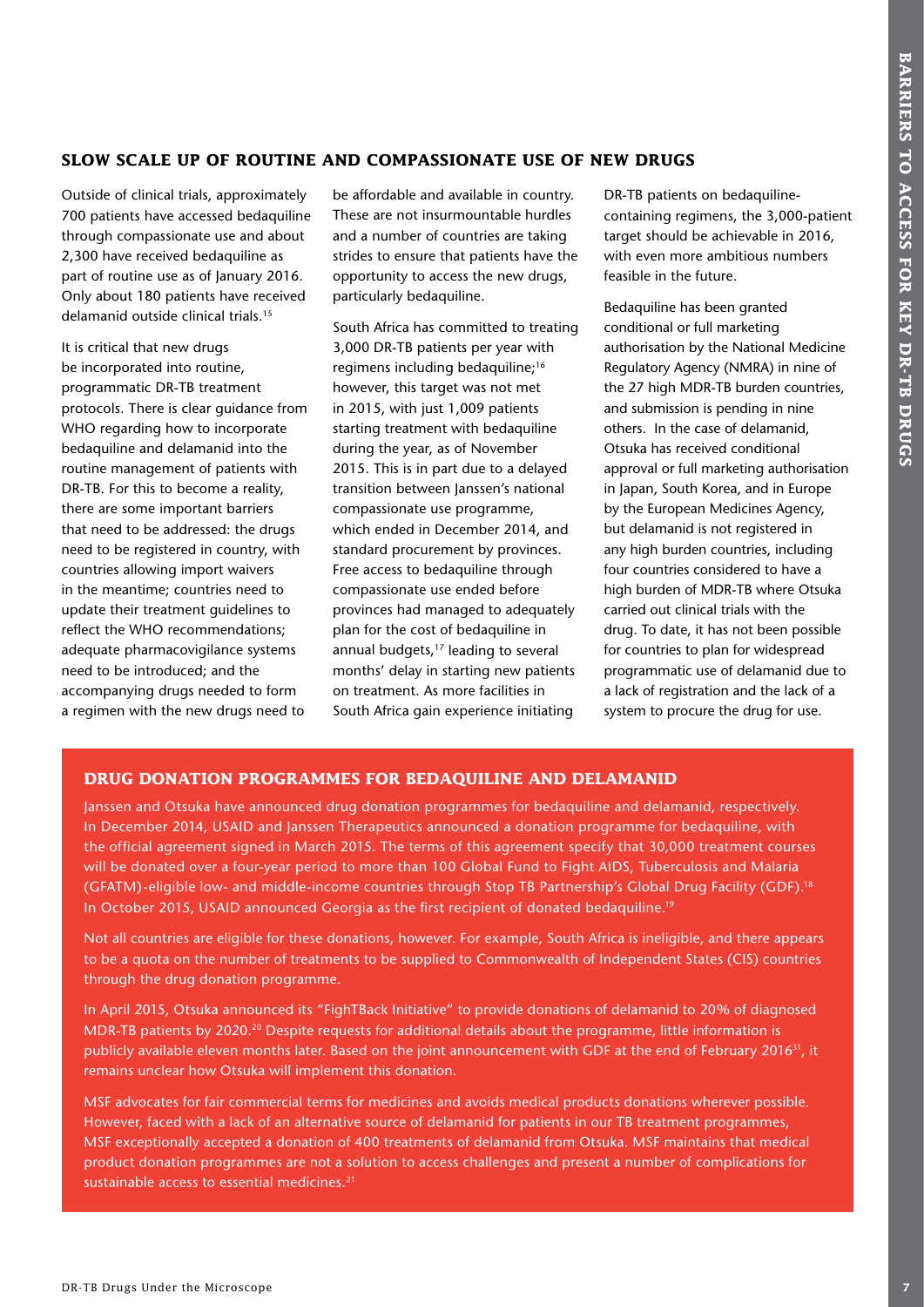## SLOW SCALE UP OF ROUTINE AND COMPASSIONATE USE OF NEW DRUGS

Outside of clinical trials, approximately 700 patients have accessed bedaquiline through compassionate use and about 2,300 have received bedaquiline as part of routine use as of January 2016. Only about 180 patients have received delamanid outside clinical trials.[15]

It is critical that new drugs be incorporated into routine, programmatic DR-TB treatment protocols. There is clear guidance from WHO regarding how to incorporate bedaquiline and delamanid into the routine management of patients with DR-TB. For this to become a reality, there are some important barriers that need to be addressed: the drugs need to be registered in country, with countries allowing import waivers in the meantime; countries need to update their treatment guidelines to reflect the WHO recommendations; adequate pharmacovigilance systems need to be introduced; and the accompanying drugs needed to form a regimen with the new drugs need to be affordable and available in country. These are not insurmountable hurdles and a number of countries are taking strides to ensure that patients have the opportunity to access the new drugs, particularly bedaquiline.

South Africa has committed to treating 3,000 DR-TB patients per year with regimens including bedaquiline;[16] however, this target was not met in 2015, with just 1,009 patients starting treatment with bedaquiline during the year, as of November 2015. This is in part due to a delayed transition between Janssen's national compassionate use programme, which ended in December 2014, and standard procurement by provinces. Free access to bedaquiline through compassionate use ended before provinces had managed to adequately plan for the cost of bedaquiline in annual budgets,[17] leading to several months' delay in starting new patients on treatment. As more facilities in South Africa gain experience initiating DR-TB patients on bedaquiline-containing regimens, the 3,000-patient target should be achievable in 2016, with even more ambitious numbers feasible in the future.

Bedaquiline has been granted conditional or full marketing authorisation by the National Medicine Regulatory Agency (NMRA) in nine of the 27 high MDR-TB burden countries, and submission is pending in nine others. In the case of delamanid, Otsuka has received conditional approval or full marketing authorisation in Japan, South Korea, and in Europe by the European Medicines Agency, but delamanid is not registered in any high burden countries, including four countries considered to have a high burden of MDR-TB where Otsuka carried out clinical trials with the drug. To date, it has not been possible for countries to plan for widespread programmatic use of delamanid due to a lack of registration and the lack of a system to procure the drug for use.

## DRUG DONATION PROGRAMMES FOR BEDAQUILINE AND DELAMANID

Janssen and Otsuka have announced drug donation programmes for bedaquiline and delamanid, respectively. In December 2014, USAID and Janssen Therapeutics announced a donation programme for bedaquiline, with the official agreement signed in March 2015. The terms of this agreement specify that 30,000 treatment courses will be donated over a four-year period to more than 100 Global Fund to Fight AIDS, Tuberculosis and Malaria (GFATM)-eligible low- and middle-income countries through Stop TB Partnership's Global Drug Facility (GDF).[18] In October 2015, USAID announced Georgia as the first recipient of donated bedaquiline.[19]

Not all countries are eligible for these donations, however. For example, South Africa is ineligible, and there appears to be a quota on the number of treatments to be supplied to Commonwealth of Independent States (CIS) countries through the drug donation programme.

In April 2015, Otsuka announced its "FighTBack Initiative" to provide donations of delamanid to 20% of diagnosed MDR-TB patients by 2020.[20] Despite requests for additional details about the programme, little information is publicly available eleven months later. Based on the joint announcement with GDF at the end of February 2016[31], it remains unclear how Otsuka will implement this donation.

MSF advocates for fair commercial terms for medicines and avoids medical products donations wherever possible. However, faced with a lack of an alternative source of delamanid for patients in our TB treatment programmes, MSF exceptionally accepted a donation of 400 treatments of delamanid from Otsuka. MSF maintains that medical product donation programmes are not a solution to access challenges and present a number of complications for sustainable access to essential medicines.[21]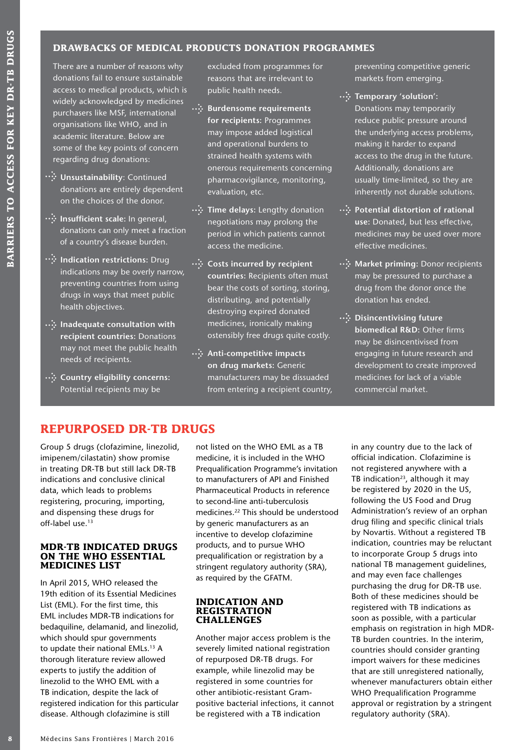## DRAWBACKS OF MEDICAL PRODUCTS DONATION PROGRAMMES

There are a number of reasons why donations fail to ensure sustainable access to medical products, which is widely acknowledged by medicines purchasers like MSF, international organisations like WHO, and in academic literature. Below are some of the key points of concern regarding drug donations:

- **Unsustainability**: Continued donations are entirely dependent on the choices of the donor.
- **Insufficient scale:** In general, donations can only meet a fraction of a country's disease burden.
- **Indication restrictions:** Drug indications may be overly narrow, preventing countries from using drugs in ways that meet public health objectives.
- **Inadequate consultation with recipient countries:** Donations may not meet the public health needs of recipients.
- **Country eligibility concerns:** Potential recipients may be excluded from programmes for reasons that are irrelevant to public health needs.
- **Burdensome requirements for recipients:** Programmes may impose added logistical and operational burdens to strained health systems with onerous requirements concerning pharmacovigilance, monitoring, evaluation, etc.
- **Time delays:** Lengthy donation negotiations may prolong the period in which patients cannot access the medicine.
- **Costs incurred by recipient countries:** Recipients often must bear the costs of sorting, storing, distributing, and potentially destroying expired donated medicines, ironically making ostensibly free drugs quite costly.
- **Anti-competitive impacts on drug markets:** Generic manufacturers may be dissuaded from entering a recipient country, preventing competitive generic markets from emerging.
- **Temporary 'solution':** Donations may temporarily reduce public pressure around the underlying access problems, making it harder to expand access to the drug in the future. Additionally, donations are usually time-limited, so they are inherently not durable solutions.
- **Potential distortion of rational use:** Donated, but less effective, medicines may be used over more effective medicines.
- **Market priming:** Donor recipients may be pressured to purchase a drug from the donor once the donation has ended.
- **Disincentivising future biomedical R&D:** Other firms may be disincentivised from engaging in future research and development to create improved medicines for lack of a viable commercial market.

## REPURPOSED DR-TB DRUGS

Group 5 drugs (clofazimine, linezolid, imipenem/cilastatin) show promise in treating DR-TB but still lack DR-TB indications and conclusive clinical data, which leads to problems registering, procuring, importing, and dispensing these drugs for off-label use.[13]

### MDR-TB INDICATED DRUGS ON THE WHO ESSENTIAL MEDICINES LIST

In April 2015, WHO released the 19th edition of its Essential Medicines List (EML). For the first time, this EML includes MDR-TB indications for bedaquiline, delamanid, and linezolid, which should spur governments to update their national EMLs.[13] A thorough literature review allowed experts to justify the addition of linezolid to the WHO EML with a TB indication, despite the lack of registered indication for this particular disease. Although clofazimine is still not listed on the WHO EML as a TB medicine, it is included in the WHO Prequalification Programme's invitation to manufacturers of API and Finished Pharmaceutical Products in reference to second-line anti-tuberculosis medicines.[22] This should be understood by generic manufacturers as an incentive to develop clofazimine products, and to pursue WHO prequalification or registration by a stringent regulatory authority (SRA), as required by the GFATM.

### INDICATION AND REGISTRATION CHALLENGES

Another major access problem is the severely limited national registration of repurposed DR-TB drugs. For example, while linezolid may be registered in some countries for other antibiotic-resistant Gram-positive bacterial infections, it cannot be registered with a TB indication in any country due to the lack of official indication. Clofazimine is not registered anywhere with a TB indication[23], although it may be registered by 2020 in the US, following the US Food and Drug Administration's review of an orphan drug filing and specific clinical trials by Novartis. Without a registered TB indication, countries may be reluctant to incorporate Group 5 drugs into national TB management guidelines, and may even face challenges purchasing the drug for DR-TB use. Both of these medicines should be registered with TB indications as soon as possible, with a particular emphasis on registration in high MDR-TB burden countries. In the interim, countries should consider granting import waivers for these medicines that are still unregistered nationally, whenever manufacturers obtain either WHO Prequalification Programme approval or registration by a stringent regulatory authority (SRA).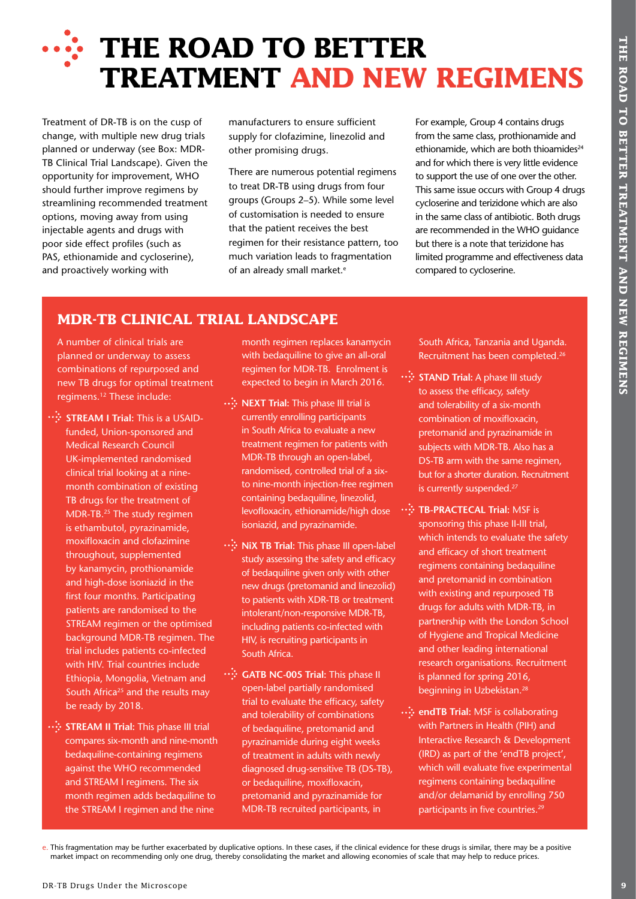# THE ROAD TO BETTER TREATMENT AND NEW REGIMENS

Treatment of DR-TB is on the cusp of change, with multiple new drug trials planned or underway (see Box: MDR-TB Clinical Trial Landscape). Given the opportunity for improvement, WHO should further improve regimens by streamlining recommended treatment options, moving away from using injectable agents and drugs with poor side effect profiles (such as PAS, ethionamide and cycloserine), and proactively working with manufacturers to ensure sufficient supply for clofazimine, linezolid and other promising drugs.

There are numerous potential regimens to treat DR-TB using drugs from four groups (Groups 2–5). While some level of customisation is needed to ensure that the patient receives the best regimen for their resistance pattern, too much variation leads to fragmentation of an already small market.[e]

For example, Group 4 contains drugs from the same class, prothionamide and ethionamide, which are both thioamides[24] and for which there is very little evidence to support the use of one over the other. This same issue occurs with Group 4 drugs cycloserine and terizidone which are also in the same class of antibiotic. Both drugs are recommended in the WHO guidance but there is a note that terizidone has limited programme and effectiveness data compared to cycloserine.

## MDR-TB CLINICAL TRIAL LANDSCAPE

A number of clinical trials are planned or underway to assess combinations of repurposed and new TB drugs for optimal treatment regimens.[12] These include:

- **STREAM I Trial:** This is a USAID-funded, Union-sponsored and Medical Research Council UK-implemented randomised clinical trial looking at a nine-month combination of existing TB drugs for the treatment of MDR-TB.[25] The study regimen is ethambutol, pyrazinamide, moxifloxacin and clofazimine throughout, supplemented by kanamycin, prothionamide and high-dose isoniazid in the first four months. Participating patients are randomised to the STREAM regimen or the optimised background MDR-TB regimen. The trial includes patients co-infected with HIV. Trial countries include Ethiopia, Mongolia, Vietnam and South Africa[25] and the results may be ready by 2018.
- **STREAM II Trial:** This phase III trial compares six-month and nine-month bedaquiline-containing regimens against the WHO recommended and STREAM I regimens. The six month regimen adds bedaquiline to the STREAM I regimen and the nine month regimen replaces kanamycin with bedaquiline to give an all-oral regimen for MDR-TB. Enrolment is expected to begin in March 2016.
- **NEXT Trial:** This phase III trial is currently enrolling participants in South Africa to evaluate a new treatment regimen for patients with MDR-TB through an open-label, randomised, controlled trial of a six- to nine-month injection-free regimen containing bedaquiline, linezolid, levofloxacin, ethionamide/high dose isoniazid, and pyrazinamide.
- **NiX TB Trial:** This phase III open-label study assessing the safety and efficacy of bedaquiline given only with other new drugs (pretomanid and linezolid) to patients with XDR-TB or treatment intolerant/non-responsive MDR-TB, including patients co-infected with HIV, is recruiting participants in South Africa.
- **GATB NC-005 Trial:** This phase II open-label partially randomised trial to evaluate the efficacy, safety and tolerability of combinations of bedaquiline, pretomanid and pyrazinamide during eight weeks of treatment in adults with newly diagnosed drug-sensitive TB (DS-TB), or bedaquiline, moxifloxacin, pretomanid and pyrazinamide for MDR-TB recruited participants, in South Africa, Tanzania and Uganda. Recruitment has been completed.[26]
- **STAND Trial:** A phase III study to assess the efficacy, safety and tolerability of a six-month combination of moxifloxacin, pretomanid and pyrazinamide in subjects with MDR-TB. Also has a DS-TB arm with the same regimen, but for a shorter duration. Recruitment is currently suspended.[27]
- **TB-PRACTECAL Trial:** MSF is sponsoring this phase II-III trial, which intends to evaluate the safety and efficacy of short treatment regimens containing bedaquiline and pretomanid in combination with existing and repurposed TB drugs for adults with MDR-TB, in partnership with the London School of Hygiene and Tropical Medicine and other leading international research organisations. Recruitment is planned for spring 2016, beginning in Uzbekistan.[28]
- **endTB Trial:** MSF is collaborating with Partners in Health (PIH) and Interactive Research & Development (IRD) as part of the 'endTB project', which will evaluate five experimental regimens containing bedaquiline and/or delamanid by enrolling 750 participants in five countries.[29]

e. This fragmentation may be further exacerbated by duplicative options. In these cases, if the clinical evidence for these drugs is similar, there may be a positive market impact on recommending only one drug, thereby consolidating the market and allowing economies of scale that may help to reduce prices.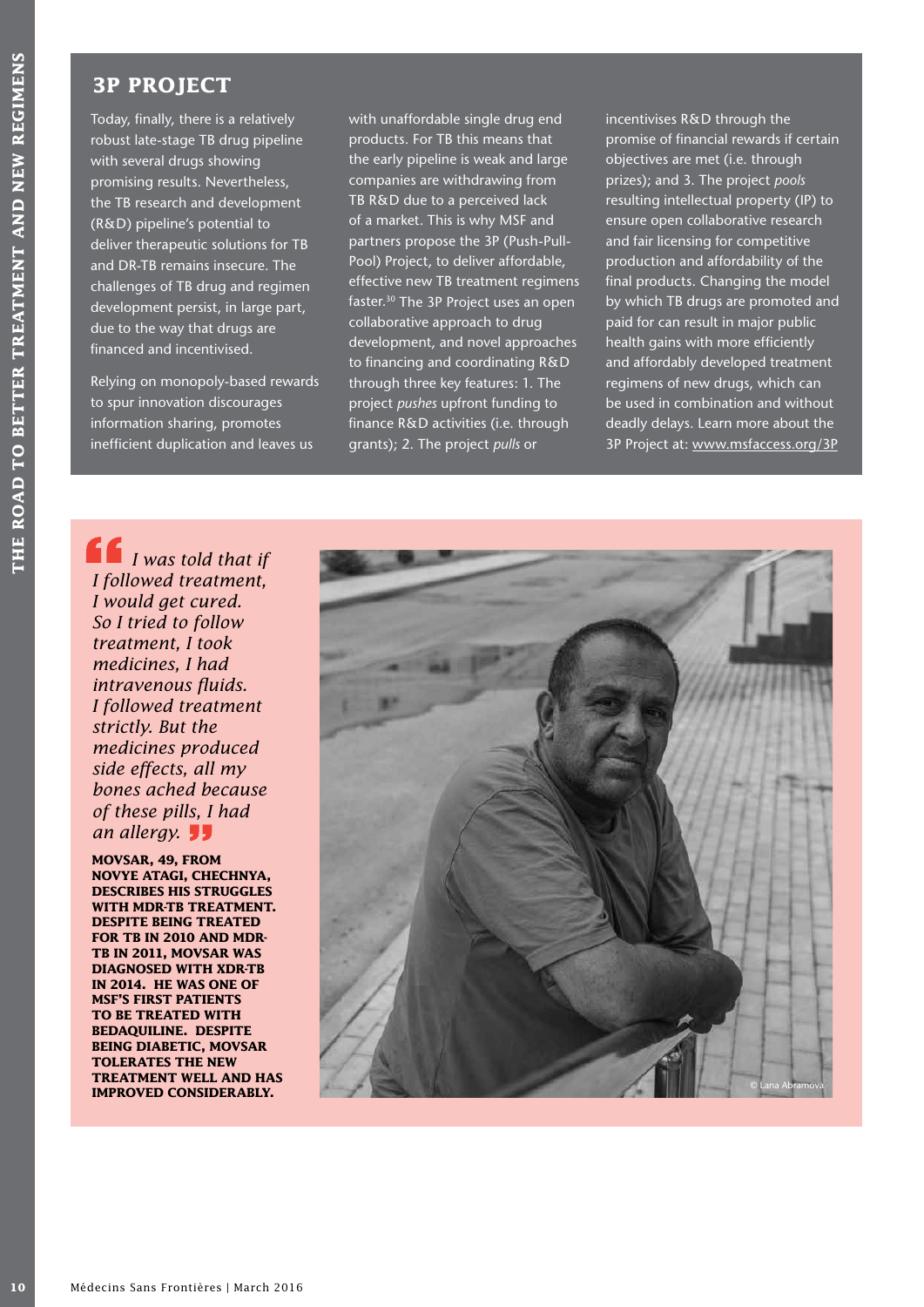## 3P PROJECT

Today, finally, there is a relatively robust late-stage TB drug pipeline with several drugs showing promising results. Nevertheless, the TB research and development (R&D) pipeline's potential to deliver therapeutic solutions for TB and DR-TB remains insecure. The challenges of TB drug and regimen development persist, in large part, due to the way that drugs are financed and incentivised.

Relying on monopoly-based rewards to spur innovation discourages information sharing, promotes inefficient duplication and leaves us with unaffordable single drug end products. For TB this means that the early pipeline is weak and large companies are withdrawing from TB R&D due to a perceived lack of a market. This is why MSF and partners propose the 3P (Push-Pull-Pool) Project, to deliver affordable, effective new TB treatment regimens faster.[30] The 3P Project uses an open collaborative approach to drug development, and novel approaches to financing and coordinating R&D through three key features: 1. The project *pushes* upfront funding to finance R&D activities (i.e. through grants); 2. The project *pulls* or incentivises R&D through the promise of financial rewards if certain objectives are met (i.e. through prizes); and 3. The project *pools* resulting intellectual property (IP) to ensure open collaborative research and fair licensing for competitive production and affordability of the final products. Changing the model by which TB drugs are promoted and paid for can result in major public health gains with more efficiently and affordably developed treatment regimens of new drugs, which can be used in combination and without deadly delays. Learn more about the 3P Project at: www.msfaccess.org/3P

> *"I was told that if I followed treatment, I would get cured. So I tried to follow treatment, I took medicines, I had intravenous fluids. I followed treatment strictly. But the medicines produced side effects, all my bones ached because of these pills, I had an allergy."*

**MOVSAR, 49, FROM NOVYE ATAGI, CHECHNYA, DESCRIBES HIS STRUGGLES WITH MDR-TB TREATMENT. DESPITE BEING TREATED FOR TB IN 2010 AND MDR-TB IN 2011, MOVSAR WAS DIAGNOSED WITH XDR-TB IN 2014. HE WAS ONE OF MSF'S FIRST PATIENTS TO BE TREATED WITH BEDAQUILINE. DESPITE BEING DIABETIC, MOVSAR TOLERATES THE NEW TREATMENT WELL AND HAS IMPROVED CONSIDERABLY.**

© Lana Abramova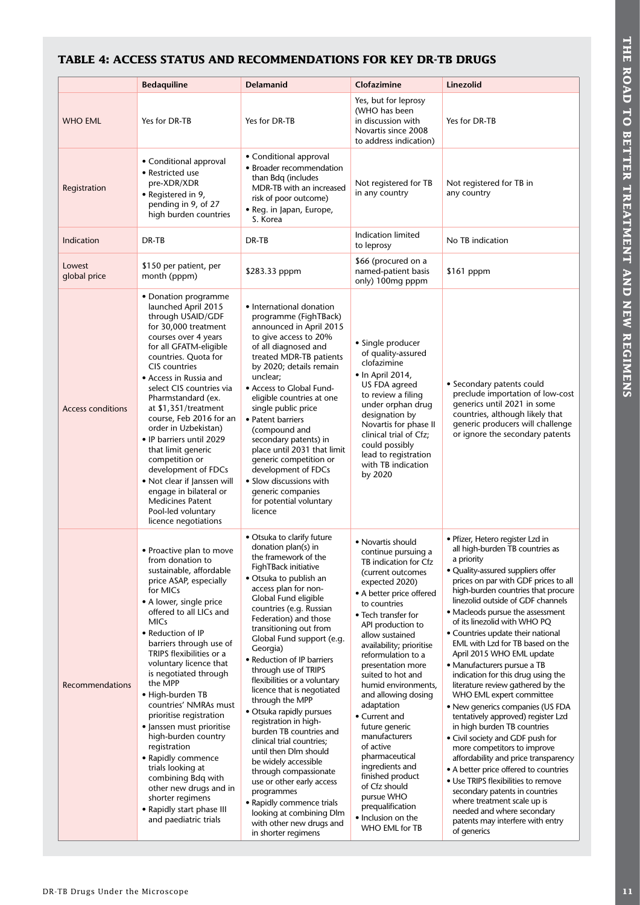## TABLE 4: ACCESS STATUS AND RECOMMENDATIONS FOR KEY DR-TB DRUGS

| | Bedaquiline | Delamanid | Clofazimine | Linezolid |
|---|---|---|---|---|
| WHO EML | Yes for DR-TB | Yes for DR-TB | Yes, but for leprosy (WHO has been in discussion with Novartis since 2008 to address indication) | Yes for DR-TB |
| Registration | • Conditional approval<br>• Restricted use pre-XDR/XDR<br>• Registered in 9, pending in 9, of 27 high burden countries | • Conditional approval<br>• Broader recommendation than Bdq (includes MDR-TB with an increased risk of poor outcome)<br>• Reg. in Japan, Europe, S. Korea | Not registered for TB in any country | Not registered for TB in any country |
| Indication | DR-TB | DR-TB | Indication limited to leprosy | No TB indication |
| Lowest global price | $150 per patient, per month (pppm) | $283.33 pppm | $66 (procured on a named-patient basis only) 100mg pppm | $161 pppm |
| Access conditions | • Donation programme launched April 2015 through USAID/GDF for 30,000 treatment courses over 4 years for all GFATM-eligible countries. Quota for CIS countries<br>• Access in Russia and select CIS countries via Pharmstandard (ex. at $1,351/treatment course, Feb 2016 for an order in Uzbekistan)<br>• IP barriers until 2029 that limit generic competition or development of FDCs<br>• Not clear if Janssen will engage in bilateral or Medicines Patent Pool-led voluntary licence negotiations | • International donation programme (FighTBack) announced in April 2015 to give access to 20% of all diagnosed and treated MDR-TB patients by 2020; details remain unclear;<br>• Access to Global Fund-eligible countries at one single public price<br>• Patent barriers (compound and secondary patents) in place until 2031 that limit generic competition or development of FDCs<br>• Slow discussions with generic companies for potential voluntary licence | • Single producer of quality-assured clofazimine<br>• In April 2014, US FDA agreed to review a filing under orphan drug designation by Novartis for phase II clinical trial of Cfz; could possibly lead to registration with TB indication by 2020 | • Secondary patents could preclude importation of low-cost generics until 2021 in some countries, although likely that generic producers will challenge or ignore the secondary patents |
| Recommendations | • Proactive plan to move from donation to sustainable, affordable price ASAP, especially for MICs<br>• A lower, single price offered to all LICs and MICs<br>• Reduction of IP barriers through use of TRIPS flexibilities or a voluntary licence that is negotiated through the MPP<br>• High-burden TB countries' NMRAs must prioritise registration<br>• Janssen must prioritise high-burden country registration<br>• Rapidly commence trials looking at combining Bdq with other new drugs and in shorter regimens<br>• Rapidly start phase III and paediatric trials | • Otsuka to clarify future donation plan(s) in the framework of the FighTBack initiative<br>• Otsuka to publish an access plan for non-Global Fund eligible countries (e.g. Russian Federation) and those transitioning out from Global Fund support (e.g. Georgia)<br>• Reduction of IP barriers through use of TRIPS flexibilities or a voluntary licence that is negotiated through the MPP<br>• Otsuka rapidly pursues registration in high-burden TB countries and clinical trial countries; until then Dlm should be widely accessible through compassionate use or other early access programmes<br>• Rapidly commence trials looking at combining Dlm with other new drugs and in shorter regimens | • Novartis should continue pursuing a TB indication for Cfz (current outcomes expected 2020)<br>• A better price offered to countries<br>• Tech transfer for API production to allow sustained availability; prioritise reformulation to a presentation more suited to hot and humid environments, and allowing dosing adaptation<br>• Current and future generic manufacturers of active pharmaceutical ingredients and finished product of Cfz should pursue WHO prequalification<br>• Inclusion on the WHO EML for TB | • Pfizer, Hetero register Lzd in all high-burden TB countries as a priority<br>• Quality-assured suppliers offer prices on par with GDF prices to all high-burden countries that procure linezolid outside of GDF channels<br>• Macleods pursue the assessment of its linezolid with WHO PQ<br>• Countries update their national EML with Lzd for TB based on the April 2015 WHO EML update<br>• Manufacturers pursue a TB indication for this drug using the literature review gathered by the WHO EML expert committee<br>• New generics companies (US FDA tentatively approved) register Lzd in high burden TB countries<br>• Civil society and GDF push for more competitors to improve affordability and price transparency<br>• A better price offered to countries<br>• Use TRIPS flexibilities to remove secondary patents in countries where treatment scale up is needed and where secondary patents may interfere with entry of generics |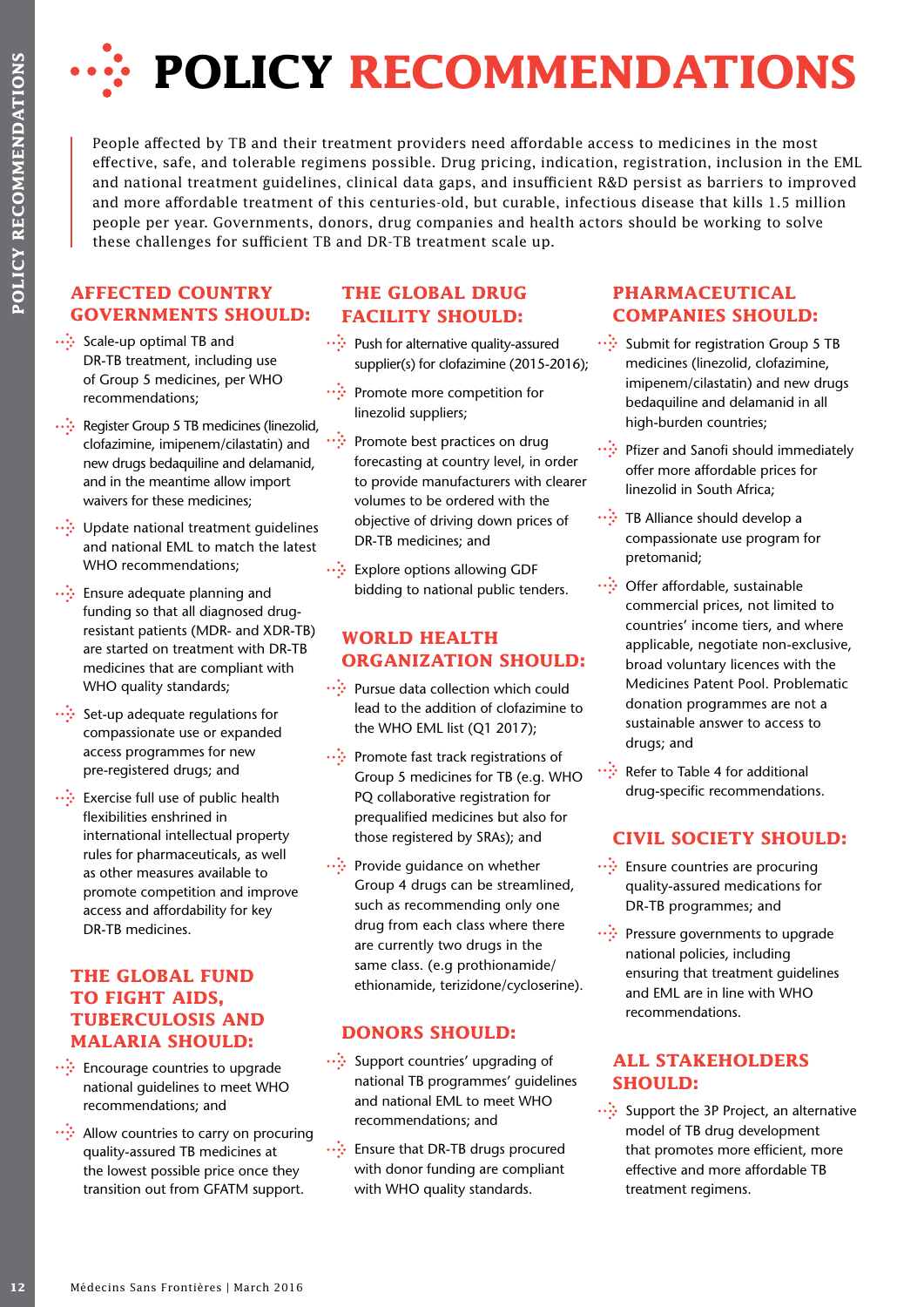# POLICY RECOMMENDATIONS

People affected by TB and their treatment providers need affordable access to medicines in the most effective, safe, and tolerable regimens possible. Drug pricing, indication, registration, inclusion in the EML and national treatment guidelines, clinical data gaps, and insufficient R&D persist as barriers to improved and more affordable treatment of this centuries-old, but curable, infectious disease that kills 1.5 million people per year. Governments, donors, drug companies and health actors should be working to solve these challenges for sufficient TB and DR-TB treatment scale up.

## AFFECTED COUNTRY GOVERNMENTS SHOULD:

- Scale-up optimal TB and DR-TB treatment, including use of Group 5 medicines, per WHO recommendations;
- Register Group 5 TB medicines (linezolid, clofazimine, imipenem/cilastatin) and new drugs bedaquiline and delamanid, and in the meantime allow import waivers for these medicines;
- Update national treatment guidelines and national EML to match the latest WHO recommendations;
- Ensure adequate planning and funding so that all diagnosed drug-resistant patients (MDR- and XDR-TB) are started on treatment with DR-TB medicines that are compliant with WHO quality standards;
- Set-up adequate regulations for compassionate use or expanded access programmes for new pre-registered drugs; and
- Exercise full use of public health flexibilities enshrined in international intellectual property rules for pharmaceuticals, as well as other measures available to promote competition and improve access and affordability for key DR-TB medicines.

## THE GLOBAL FUND TO FIGHT AIDS, TUBERCULOSIS AND MALARIA SHOULD:

- Encourage countries to upgrade national guidelines to meet WHO recommendations; and
- Allow countries to carry on procuring quality-assured TB medicines at the lowest possible price once they transition out from GFATM support.

## THE GLOBAL DRUG FACILITY SHOULD:

- Push for alternative quality-assured supplier(s) for clofazimine (2015-2016);
- Promote more competition for linezolid suppliers;
- Promote best practices on drug forecasting at country level, in order to provide manufacturers with clearer volumes to be ordered with the objective of driving down prices of DR-TB medicines; and
- Explore options allowing GDF bidding to national public tenders.

## WORLD HEALTH ORGANIZATION SHOULD:

- Pursue data collection which could lead to the addition of clofazimine to the WHO EML list (Q1 2017);
- Promote fast track registrations of Group 5 medicines for TB (e.g. WHO PQ collaborative registration for prequalified medicines but also for those registered by SRAs); and
- Provide guidance on whether Group 4 drugs can be streamlined, such as recommending only one drug from each class where there are currently two drugs in the same class. (e.g prothionamide/ethionamide, terizidone/cycloserine).

## DONORS SHOULD:

- Support countries' upgrading of national TB programmes' guidelines and national EML to meet WHO recommendations; and
- Ensure that DR-TB drugs procured with donor funding are compliant with WHO quality standards.

## PHARMACEUTICAL COMPANIES SHOULD:

- Submit for registration Group 5 TB medicines (linezolid, clofazimine, imipenem/cilastatin) and new drugs bedaquiline and delamanid in all high-burden countries;
- Pfizer and Sanofi should immediately offer more affordable prices for linezolid in South Africa;
- TB Alliance should develop a compassionate use program for pretomanid;
- Offer affordable, sustainable commercial prices, not limited to countries' income tiers, and where applicable, negotiate non-exclusive, broad voluntary licences with the Medicines Patent Pool. Problematic donation programmes are not a sustainable answer to access to drugs; and
- Refer to Table 4 for additional drug-specific recommendations.

## CIVIL SOCIETY SHOULD:

- Ensure countries are procuring quality-assured medications for DR-TB programmes; and
- Pressure governments to upgrade national policies, including ensuring that treatment guidelines and EML are in line with WHO recommendations.

## ALL STAKEHOLDERS SHOULD:

- Support the 3P Project, an alternative model of TB drug development that promotes more efficient, more effective and more affordable TB treatment regimens.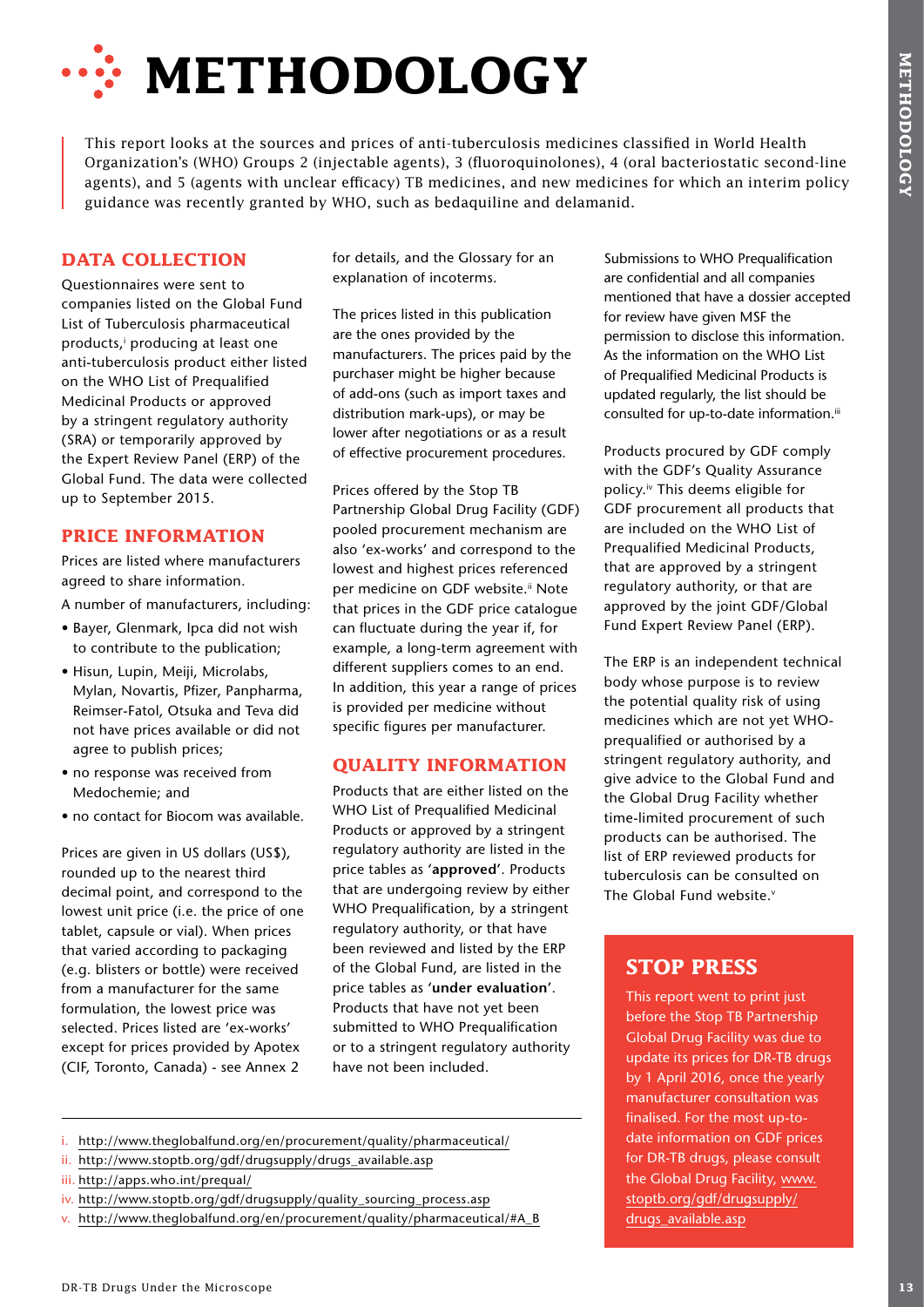# METHODOLOGY

This report looks at the sources and prices of anti-tuberculosis medicines classified in World Health Organization's (WHO) Groups 2 (injectable agents), 3 (fluoroquinolones), 4 (oral bacteriostatic second-line agents), and 5 (agents with unclear efficacy) TB medicines, and new medicines for which an interim policy guidance was recently granted by WHO, such as bedaquiline and delamanid.

## DATA COLLECTION

Questionnaires were sent to companies listed on the Global Fund List of Tuberculosis pharmaceutical products,[i] producing at least one anti-tuberculosis product either listed on the WHO List of Prequalified Medicinal Products or approved by a stringent regulatory authority (SRA) or temporarily approved by the Expert Review Panel (ERP) of the Global Fund. The data were collected up to September 2015.

## PRICE INFORMATION

Prices are listed where manufacturers agreed to share information.

A number of manufacturers, including:

- Bayer, Glenmark, Ipca did not wish to contribute to the publication;
- Hisun, Lupin, Meiji, Microlabs, Mylan, Novartis, Pfizer, Panpharma, Reimser-Fatol, Otsuka and Teva did not have prices available or did not agree to publish prices;
- no response was received from Medochemie; and
- no contact for Biocom was available.

Prices are given in US dollars (US$), rounded up to the nearest third decimal point, and correspond to the lowest unit price (i.e. the price of one tablet, capsule or vial). When prices that varied according to packaging (e.g. blisters or bottle) were received from a manufacturer for the same formulation, the lowest price was selected. Prices listed are 'ex-works' except for prices provided by Apotex (CIF, Toronto, Canada) - see Annex 2 for details, and the Glossary for an explanation of incoterms.

The prices listed in this publication are the ones provided by the manufacturers. The prices paid by the purchaser might be higher because of add-ons (such as import taxes and distribution mark-ups), or may be lower after negotiations or as a result of effective procurement procedures.

Prices offered by the Stop TB Partnership Global Drug Facility (GDF) pooled procurement mechanism are also 'ex-works' and correspond to the lowest and highest prices referenced per medicine on GDF website.[ii] Note that prices in the GDF price catalogue can fluctuate during the year if, for example, a long-term agreement with different suppliers comes to an end. In addition, this year a range of prices is provided per medicine without specific figures per manufacturer.

## QUALITY INFORMATION

Products that are either listed on the WHO List of Prequalified Medicinal Products or approved by a stringent regulatory authority are listed in the price tables as '**approved**'. Products that are undergoing review by either WHO Prequalification, by a stringent regulatory authority, or that have been reviewed and listed by the ERP of the Global Fund, are listed in the price tables as '**under evaluation**'. Products that have not yet been submitted to WHO Prequalification or to a stringent regulatory authority have not been included.

Submissions to WHO Prequalification are confidential and all companies mentioned that have a dossier accepted for review have given MSF the permission to disclose this information. As the information on the WHO List of Prequalified Medicinal Products is updated regularly, the list should be consulted for up-to-date information.[iii]

Products procured by GDF comply with the GDF's Quality Assurance policy.[iv] This deems eligible for GDF procurement all products that are included on the WHO List of Prequalified Medicinal Products, that are approved by a stringent regulatory authority, or that are approved by the joint GDF/Global Fund Expert Review Panel (ERP).

The ERP is an independent technical body whose purpose is to review the potential quality risk of using medicines which are not yet WHO-prequalified or authorised by a stringent regulatory authority, and give advice to the Global Fund and the Global Drug Facility whether time-limited procurement of such products can be authorised. The list of ERP reviewed products for tuberculosis can be consulted on The Global Fund website.[v]

## STOP PRESS

This report went to print just before the Stop TB Partnership Global Drug Facility was due to update its prices for DR-TB drugs by 1 April 2016, once the yearly manufacturer consultation was finalised. For the most up-to-date information on GDF prices for DR-TB drugs, please consult the Global Drug Facility, www.stoptb.org/gdf/drugsupply/drugs_available.asp

---

i. http://www.theglobalfund.org/en/procurement/quality/pharmaceutical/
ii. http://www.stoptb.org/gdf/drugsupply/drugs_available.asp
iii. http://apps.who.int/prequal/
iv. http://www.stoptb.org/gdf/drugsupply/quality_sourcing_process.asp
v. http://www.theglobalfund.org/en/procurement/quality/pharmaceutical/#A_B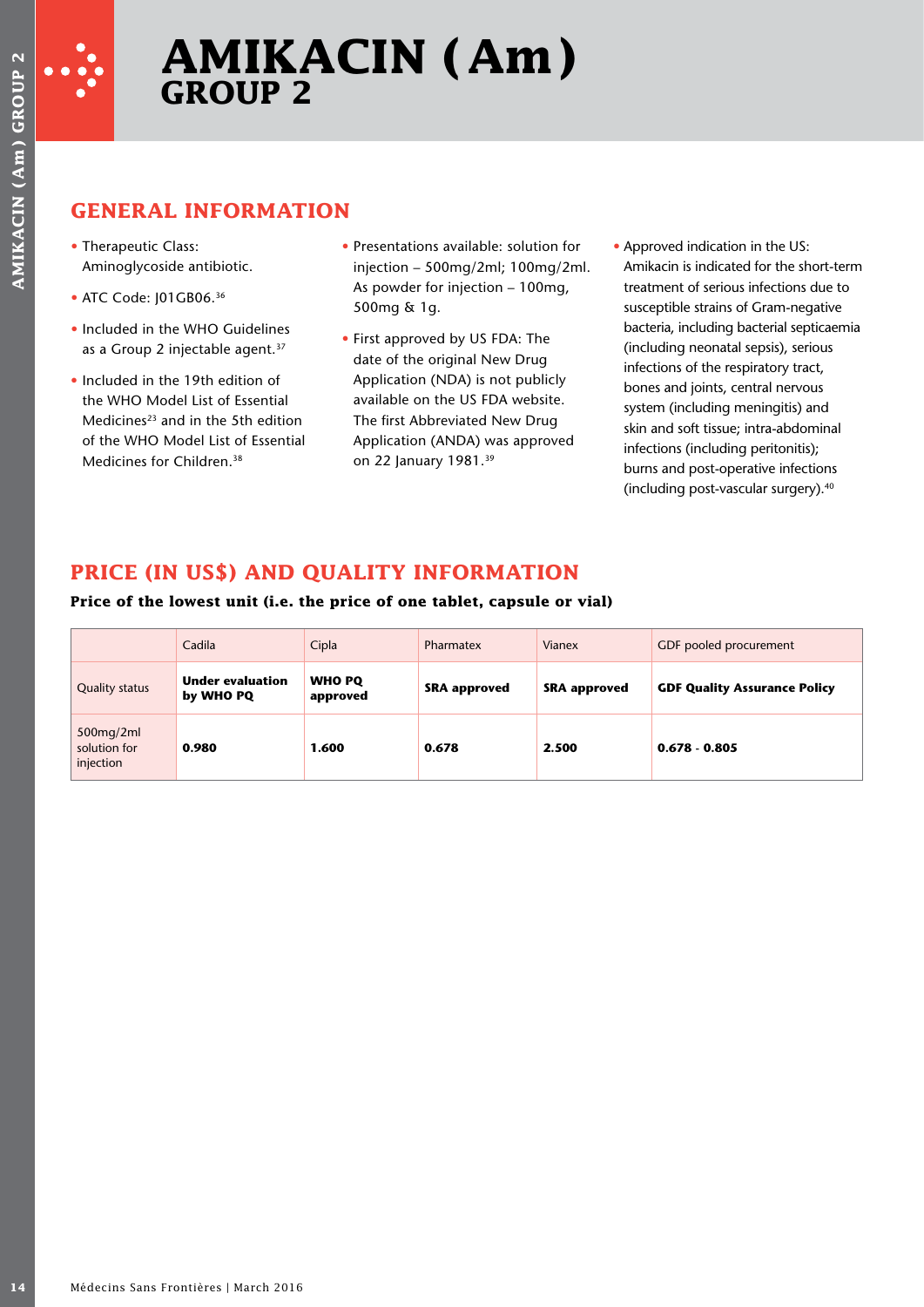# AMIKACIN (Am)
## GROUP 2

## GENERAL INFORMATION

- Therapeutic Class: Aminoglycoside antibiotic.
- ATC Code: J01GB06.[36]
- Included in the WHO Guidelines as a Group 2 injectable agent.[37]
- Included in the 19th edition of the WHO Model List of Essential Medicines[23] and in the 5th edition of the WHO Model List of Essential Medicines for Children.[38]
- Presentations available: solution for injection – 500mg/2ml; 100mg/2ml. As powder for injection – 100mg, 500mg & 1g.
- First approved by US FDA: The date of the original New Drug Application (NDA) is not publicly available on the US FDA website. The first Abbreviated New Drug Application (ANDA) was approved on 22 January 1981.[39]
- Approved indication in the US: Amikacin is indicated for the short-term treatment of serious infections due to susceptible strains of Gram-negative bacteria, including bacterial septicaemia (including neonatal sepsis), serious infections of the respiratory tract, bones and joints, central nervous system (including meningitis) and skin and soft tissue; intra-abdominal infections (including peritonitis); burns and post-operative infections (including post-vascular surgery).[40]

## PRICE (IN US$) AND QUALITY INFORMATION

**Price of the lowest unit (i.e. the price of one tablet, capsule or vial)**

| | Cadila | Cipla | Pharmatex | Vianex | GDF pooled procurement |
|---|---|---|---|---|---|
| Quality status | **Under evaluation by WHO PQ** | **WHO PQ approved** | **SRA approved** | **SRA approved** | **GDF Quality Assurance Policy** |
| 500mg/2ml solution for injection | **0.980** | **1.600** | **0.678** | **2.500** | **0.678 - 0.805** |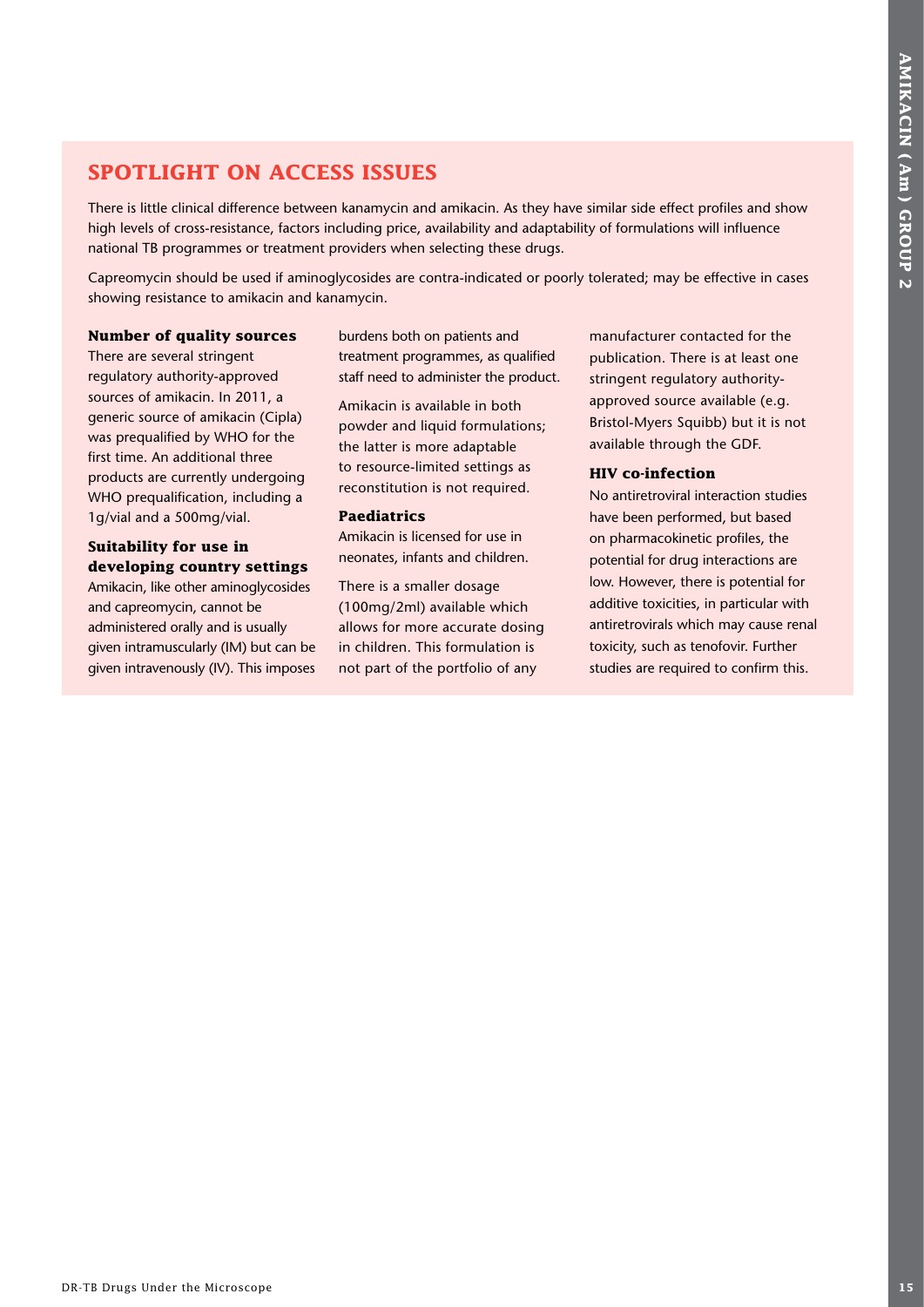## SPOTLIGHT ON ACCESS ISSUES

There is little clinical difference between kanamycin and amikacin. As they have similar side effect profiles and show high levels of cross-resistance, factors including price, availability and adaptability of formulations will influence national TB programmes or treatment providers when selecting these drugs.

Capreomycin should be used if aminoglycosides are contra-indicated or poorly tolerated; may be effective in cases showing resistance to amikacin and kanamycin.

### Number of quality sources

There are several stringent regulatory authority-approved sources of amikacin. In 2011, a generic source of amikacin (Cipla) was prequalified by WHO for the first time. An additional three products are currently undergoing WHO prequalification, including a 1g/vial and a 500mg/vial.

### Suitability for use in developing country settings

Amikacin, like other aminoglycosides and capreomycin, cannot be administered orally and is usually given intramuscularly (IM) but can be given intravenously (IV). This imposes burdens both on patients and treatment programmes, as qualified staff need to administer the product.

Amikacin is available in both powder and liquid formulations; the latter is more adaptable to resource-limited settings as reconstitution is not required.

### Paediatrics

Amikacin is licensed for use in neonates, infants and children.

There is a smaller dosage (100mg/2ml) available which allows for more accurate dosing in children. This formulation is not part of the portfolio of any manufacturer contacted for the publication. There is at least one stringent regulatory authority-approved source available (e.g. Bristol-Myers Squibb) but it is not available through the GDF.

### HIV co-infection

No antiretroviral interaction studies have been performed, but based on pharmacokinetic profiles, the potential for drug interactions are low. However, there is potential for additive toxicities, in particular with antiretrovirals which may cause renal toxicity, such as tenofovir. Further studies are required to confirm this.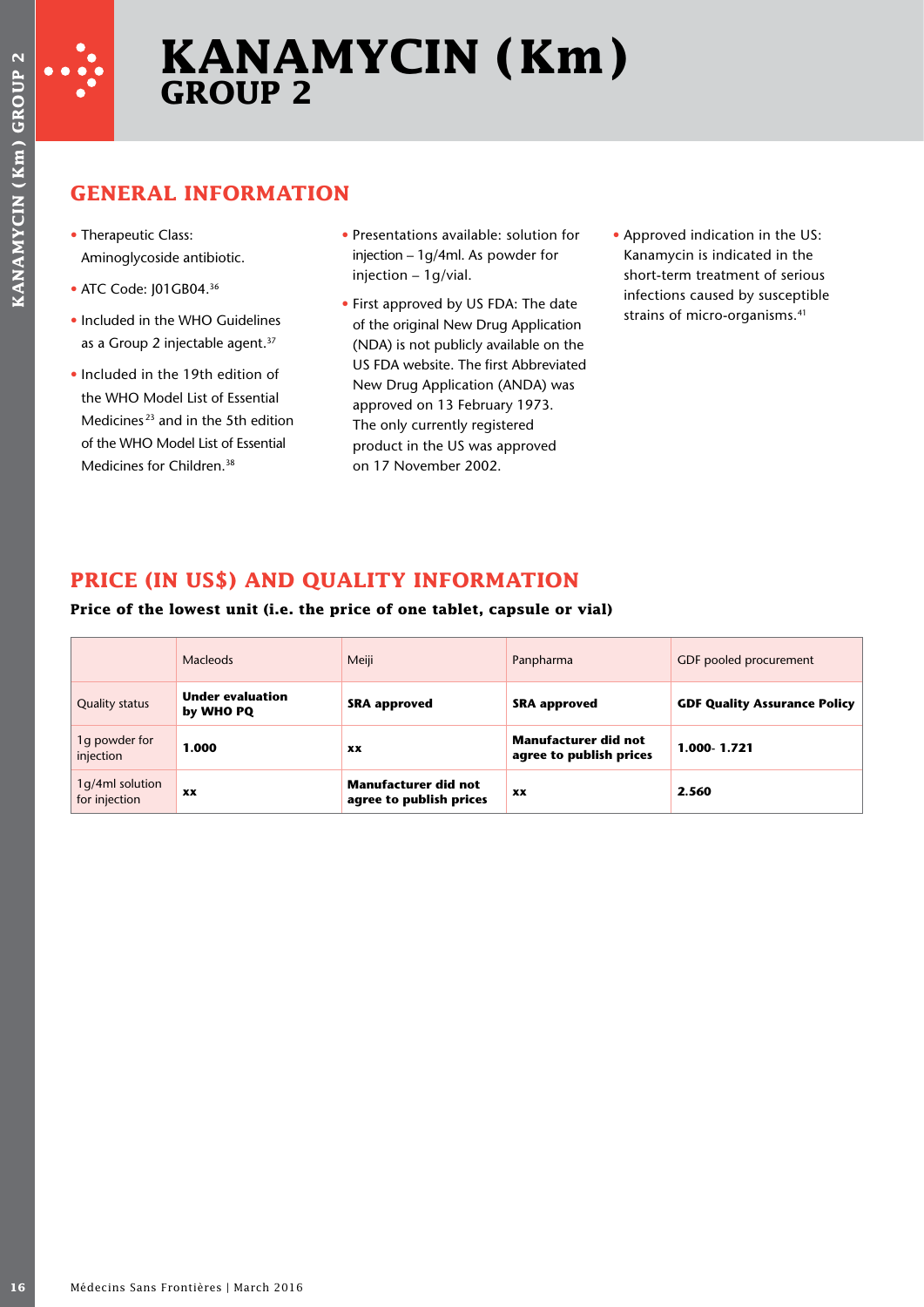# KANAMYCIN (Km)
## GROUP 2

## GENERAL INFORMATION

- Therapeutic Class: Aminoglycoside antibiotic.
- ATC Code: J01GB04.[36]
- Included in the WHO Guidelines as a Group 2 injectable agent.[37]
- Included in the 19th edition of the WHO Model List of Essential Medicines[23] and in the 5th edition of the WHO Model List of Essential Medicines for Children.[38]
- Presentations available: solution for injection – 1g/4ml. As powder for injection – 1g/vial.
- First approved by US FDA: The date of the original New Drug Application (NDA) is not publicly available on the US FDA website. The first Abbreviated New Drug Application (ANDA) was approved on 13 February 1973. The only currently registered product in the US was approved on 17 November 2002.
- Approved indication in the US: Kanamycin is indicated in the short-term treatment of serious infections caused by susceptible strains of micro-organisms.[41]

## PRICE (IN US$) AND QUALITY INFORMATION

**Price of the lowest unit (i.e. the price of one tablet, capsule or vial)**

| | Macleods | Meiji | Panpharma | GDF pooled procurement |
|---|---|---|---|---|
| Quality status | **Under evaluation by WHO PQ** | **SRA approved** | **SRA approved** | **GDF Quality Assurance Policy** |
| 1g powder for injection | **1.000** | **xx** | **Manufacturer did not agree to publish prices** | **1.000- 1.721** |
| 1g/4ml solution for injection | **xx** | **Manufacturer did not agree to publish prices** | **xx** | **2.560** |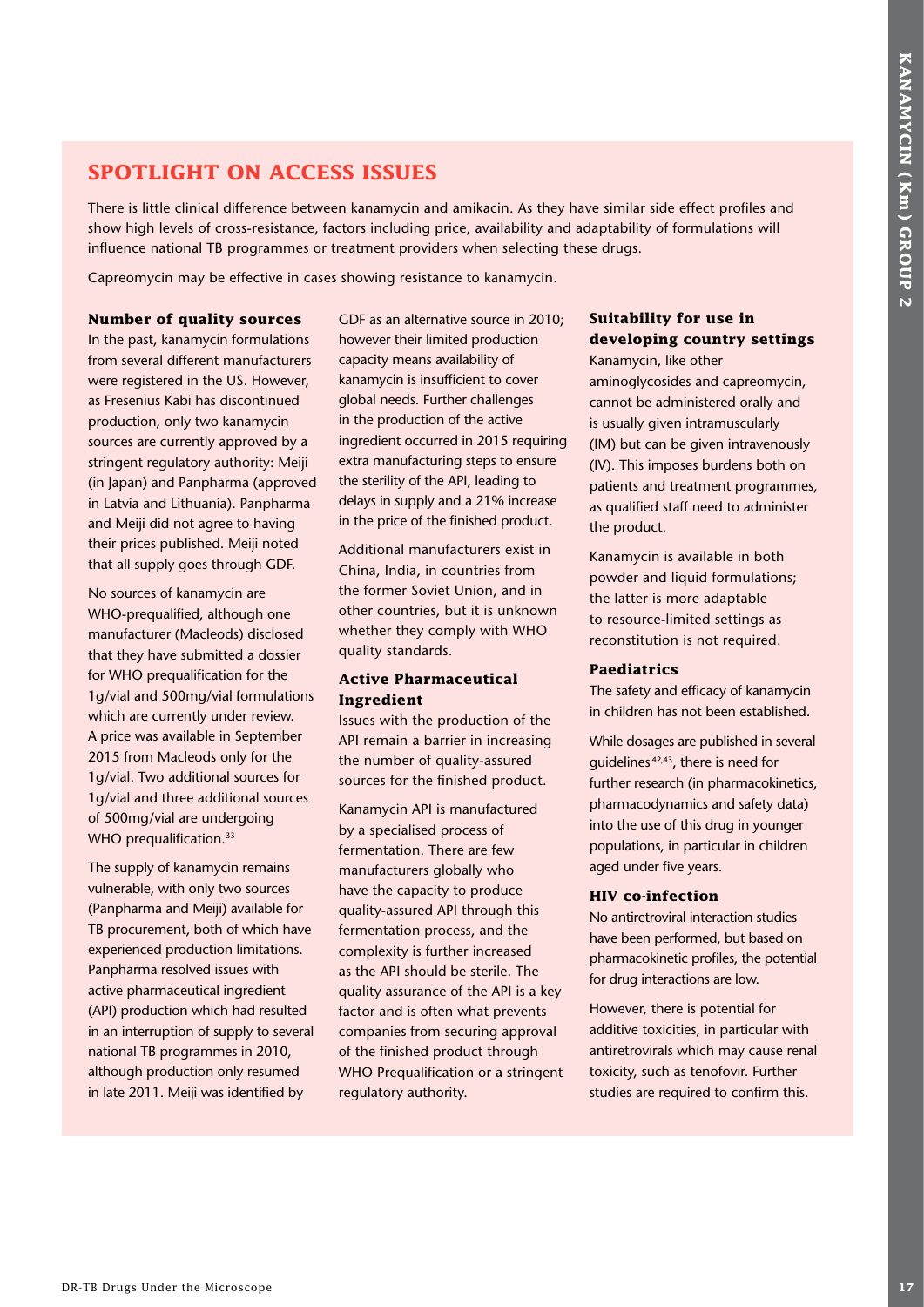## SPOTLIGHT ON ACCESS ISSUES

There is little clinical difference between kanamycin and amikacin. As they have similar side effect profiles and show high levels of cross-resistance, factors including price, availability and adaptability of formulations will influence national TB programmes or treatment providers when selecting these drugs.

Capreomycin may be effective in cases showing resistance to kanamycin.

### Number of quality sources

In the past, kanamycin formulations from several different manufacturers were registered in the US. However, as Fresenius Kabi has discontinued production, only two kanamycin sources are currently approved by a stringent regulatory authority: Meiji (in Japan) and Panpharma (approved in Latvia and Lithuania). Panpharma and Meiji did not agree to having their prices published. Meiji noted that all supply goes through GDF.

No sources of kanamycin are WHO-prequalified, although one manufacturer (Macleods) disclosed that they have submitted a dossier for WHO prequalification for the 1g/vial and 500mg/vial formulations which are currently under review. A price was available in September 2015 from Macleods only for the 1g/vial. Two additional sources for 1g/vial and three additional sources of 500mg/vial are undergoing WHO prequalification.[33]

The supply of kanamycin remains vulnerable, with only two sources (Panpharma and Meiji) available for TB procurement, both of which have experienced production limitations. Panpharma resolved issues with active pharmaceutical ingredient (API) production which had resulted in an interruption of supply to several national TB programmes in 2010, although production only resumed in late 2011. Meiji was identified by GDF as an alternative source in 2010; however their limited production capacity means availability of kanamycin is insufficient to cover global needs. Further challenges in the production of the active ingredient occurred in 2015 requiring extra manufacturing steps to ensure the sterility of the API, leading to delays in supply and a 21% increase in the price of the finished product.

Additional manufacturers exist in China, India, in countries from the former Soviet Union, and in other countries, but it is unknown whether they comply with WHO quality standards.

### Active Pharmaceutical Ingredient

Issues with the production of the API remain a barrier in increasing the number of quality-assured sources for the finished product.

Kanamycin API is manufactured by a specialised process of fermentation. There are few manufacturers globally who have the capacity to produce quality-assured API through this fermentation process, and the complexity is further increased as the API should be sterile. The quality assurance of the API is a key factor and is often what prevents companies from securing approval of the finished product through WHO Prequalification or a stringent regulatory authority.

### Suitability for use in developing country settings

Kanamycin, like other aminoglycosides and capreomycin, cannot be administered orally and is usually given intramuscularly (IM) but can be given intravenously (IV). This imposes burdens both on patients and treatment programmes, as qualified staff need to administer the product.

Kanamycin is available in both powder and liquid formulations; the latter is more adaptable to resource-limited settings as reconstitution is not required.

### Paediatrics

The safety and efficacy of kanamycin in children has not been established.

While dosages are published in several guidelines[42,43], there is need for further research (in pharmacokinetics, pharmacodynamics and safety data) into the use of this drug in younger populations, in particular in children aged under five years.

### HIV co-infection

No antiretroviral interaction studies have been performed, but based on pharmacokinetic profiles, the potential for drug interactions are low.

However, there is potential for additive toxicities, in particular with antiretrovirals which may cause renal toxicity, such as tenofovir. Further studies are required to confirm this.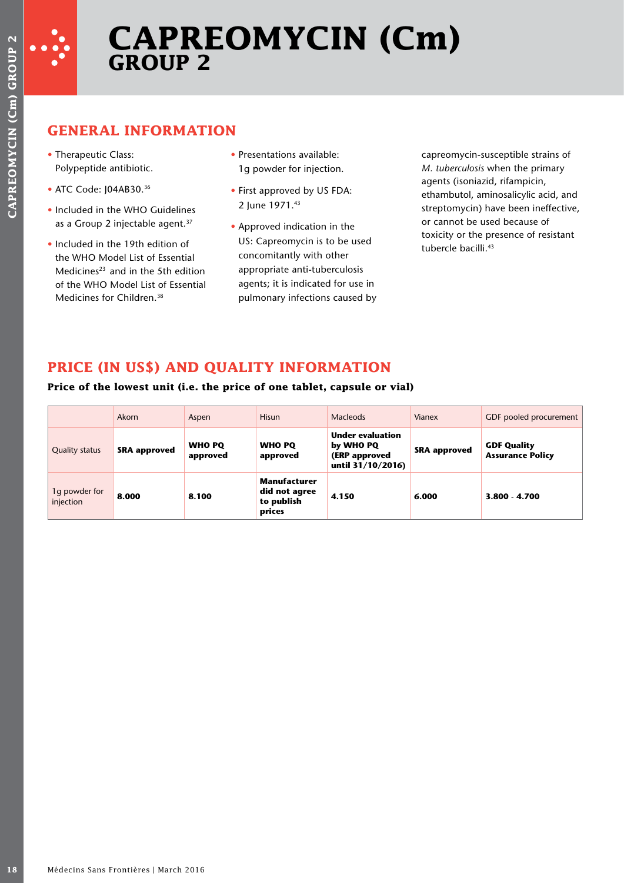# CAPREOMYCIN (Cm)
## GROUP 2

## GENERAL INFORMATION

- Therapeutic Class: Polypeptide antibiotic.
- ATC Code: J04AB30.[36]
- Included in the WHO Guidelines as a Group 2 injectable agent.[37]
- Included in the 19th edition of the WHO Model List of Essential Medicines[23] and in the 5th edition of the WHO Model List of Essential Medicines for Children.[38]
- Presentations available: 1g powder for injection.
- First approved by US FDA: 2 June 1971.[43]
- Approved indication in the US: Capreomycin is to be used concomitantly with other appropriate anti-tuberculosis agents; it is indicated for use in pulmonary infections caused by capreomycin-susceptible strains of *M. tuberculosis* when the primary agents (isoniazid, rifampicin, ethambutol, aminosalicylic acid, and streptomycin) have been ineffective, or cannot be used because of toxicity or the presence of resistant tubercle bacilli.[43]

## PRICE (IN US$) AND QUALITY INFORMATION

**Price of the lowest unit (i.e. the price of one tablet, capsule or vial)**

| | Akorn | Aspen | Hisun | Macleods | Vianex | GDF pooled procurement |
|---|---|---|---|---|---|---|
| Quality status | **SRA approved** | **WHO PQ approved** | **WHO PQ approved** | **Under evaluation by WHO PQ (ERP approved until 31/10/2016)** | **SRA approved** | **GDF Quality Assurance Policy** |
| 1g powder for injection | **8.000** | **8.100** | **Manufacturer did not agree to publish prices** | **4.150** | **6.000** | **3.800 - 4.700** |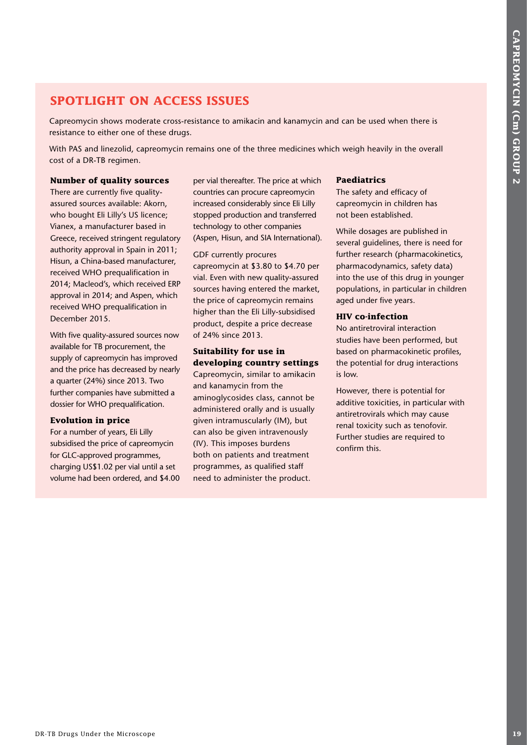## SPOTLIGHT ON ACCESS ISSUES

Capreomycin shows moderate cross-resistance to amikacin and kanamycin and can be used when there is resistance to either one of these drugs.

With PAS and linezolid, capreomycin remains one of the three medicines which weigh heavily in the overall cost of a DR-TB regimen.

### Number of quality sources

There are currently five quality-assured sources available: Akorn, who bought Eli Lilly's US licence; Vianex, a manufacturer based in Greece, received stringent regulatory authority approval in Spain in 2011; Hisun, a China-based manufacturer, received WHO prequalification in 2014; Macleod's, which received ERP approval in 2014; and Aspen, which received WHO prequalification in December 2015.

With five quality-assured sources now available for TB procurement, the supply of capreomycin has improved and the price has decreased by nearly a quarter (24%) since 2013. Two further companies have submitted a dossier for WHO prequalification.

### Evolution in price

For a number of years, Eli Lilly subsidised the price of capreomycin for GLC-approved programmes, charging US$1.02 per vial until a set volume had been ordered, and $4.00 per vial thereafter. The price at which countries can procure capreomycin increased considerably since Eli Lilly stopped production and transferred technology to other companies (Aspen, Hisun, and SIA International).

GDF currently procures capreomycin at $3.80 to $4.70 per vial. Even with new quality-assured sources having entered the market, the price of capreomycin remains higher than the Eli Lilly-subsidised product, despite a price decrease of 24% since 2013.

### Suitability for use in developing country settings

Capreomycin, similar to amikacin and kanamycin from the aminoglycosides class, cannot be administered orally and is usually given intramuscularly (IM), but can also be given intravenously (IV). This imposes burdens both on patients and treatment programmes, as qualified staff need to administer the product.

### Paediatrics

The safety and efficacy of capreomycin in children has not been established.

While dosages are published in several guidelines, there is need for further research (pharmacokinetics, pharmacodynamics, safety data) into the use of this drug in younger populations, in particular in children aged under five years.

### HIV co-infection

No antiretroviral interaction studies have been performed, but based on pharmacokinetic profiles, the potential for drug interactions is low.

However, there is potential for additive toxicities, in particular with antiretrovirals which may cause renal toxicity such as tenofovir. Further studies are required to confirm this.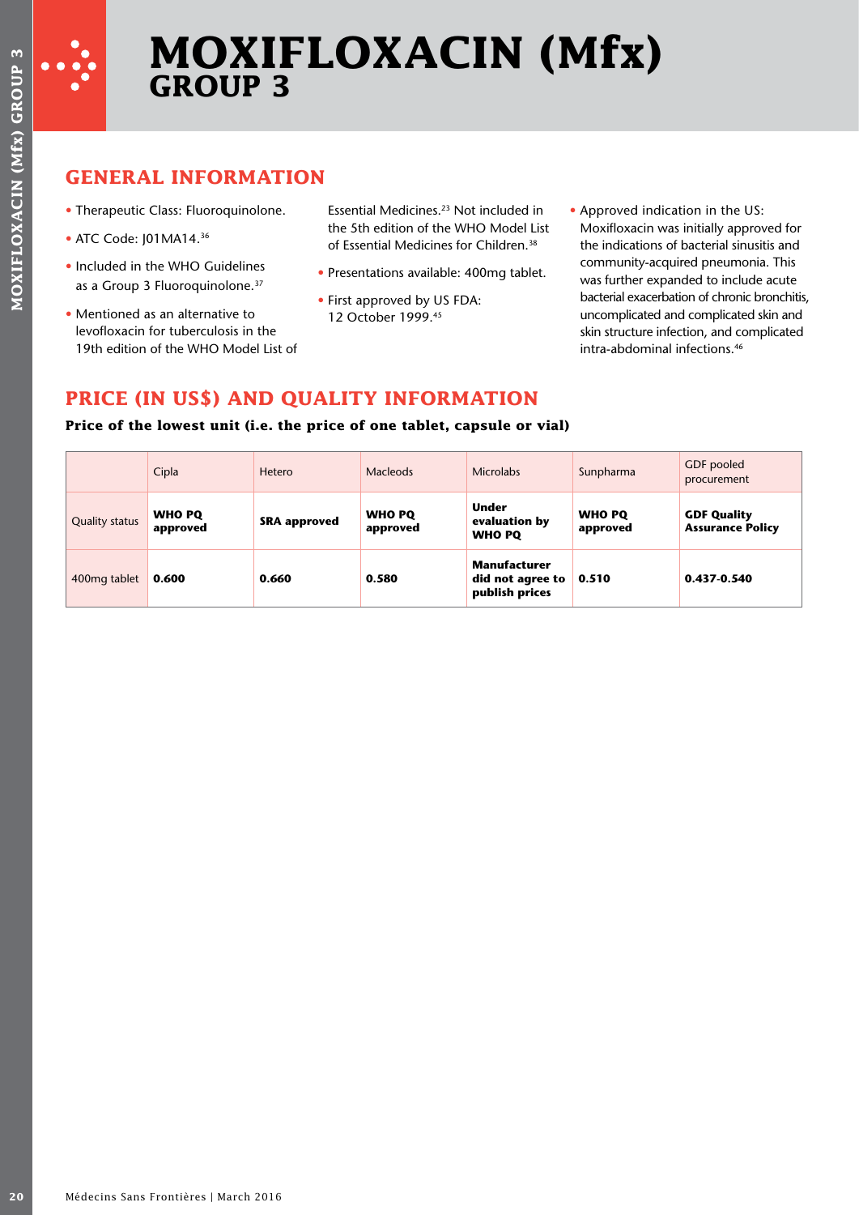# MOXIFLOXACIN (Mfx)
## GROUP 3

## GENERAL INFORMATION

- Therapeutic Class: Fluoroquinolone.
- ATC Code: J01MA14.[36]
- Included in the WHO Guidelines as a Group 3 Fluoroquinolone.[37]
- Mentioned as an alternative to levofloxacin for tuberculosis in the 19th edition of the WHO Model List of Essential Medicines.[23] Not included in the 5th edition of the WHO Model List of Essential Medicines for Children.[38]
- Presentations available: 400mg tablet.
- First approved by US FDA: 12 October 1999.[45]
- Approved indication in the US: Moxifloxacin was initially approved for the indications of bacterial sinusitis and community-acquired pneumonia. This was further expanded to include acute bacterial exacerbation of chronic bronchitis, uncomplicated and complicated skin and skin structure infection, and complicated intra-abdominal infections.[46]

## PRICE (IN US$) AND QUALITY INFORMATION

**Price of the lowest unit (i.e. the price of one tablet, capsule or vial)**

| | Cipla | Hetero | Macleods | Microlabs | Sunpharma | GDF pooled procurement |
|---|---|---|---|---|---|---|
| Quality status | **WHO PQ approved** | **SRA approved** | **WHO PQ approved** | **Under evaluation by WHO PQ** | **WHO PQ approved** | **GDF Quality Assurance Policy** |
| 400mg tablet | **0.600** | **0.660** | **0.580** | **Manufacturer did not agree to publish prices** | **0.510** | **0.437-0.540** |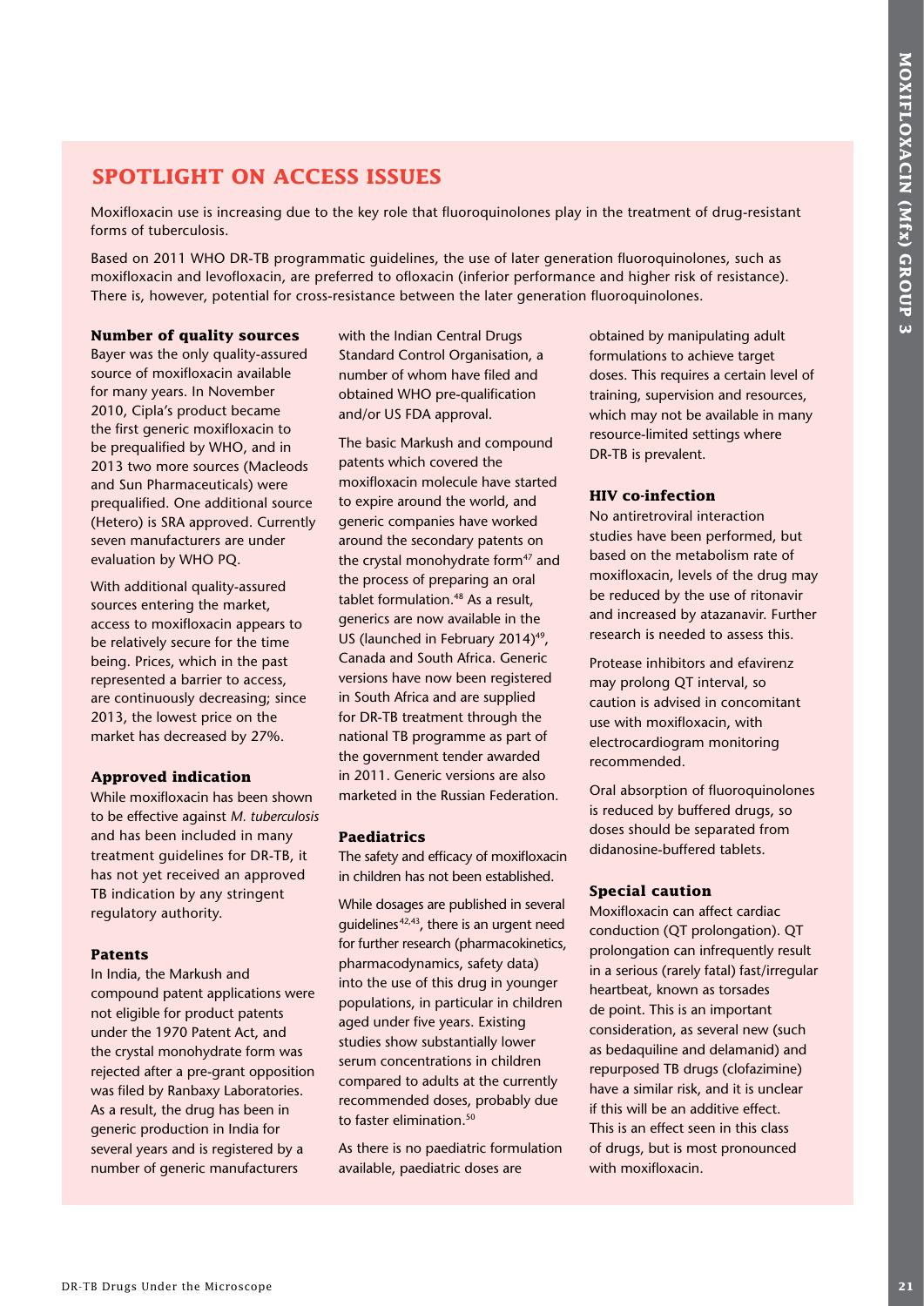## SPOTLIGHT ON ACCESS ISSUES

Moxifloxacin use is increasing due to the key role that fluoroquinolones play in the treatment of drug-resistant forms of tuberculosis.

Based on 2011 WHO DR-TB programmatic guidelines, the use of later generation fluoroquinolones, such as moxifloxacin and levofloxacin, are preferred to ofloxacin (inferior performance and higher risk of resistance). There is, however, potential for cross-resistance between the later generation fluoroquinolones.

### Number of quality sources

Bayer was the only quality-assured source of moxifloxacin available for many years. In November 2010, Cipla's product became the first generic moxifloxacin to be prequalified by WHO, and in 2013 two more sources (Macleods and Sun Pharmaceuticals) were prequalified. One additional source (Hetero) is SRA approved. Currently seven manufacturers are under evaluation by WHO PQ.

With additional quality-assured sources entering the market, access to moxifloxacin appears to be relatively secure for the time being. Prices, which in the past represented a barrier to access, are continuously decreasing; since 2013, the lowest price on the market has decreased by 27%.

### Approved indication

While moxifloxacin has been shown to be effective against *M. tuberculosis* and has been included in many treatment guidelines for DR-TB, it has not yet received an approved TB indication by any stringent regulatory authority.

### Patents

In India, the Markush and compound patent applications were not eligible for product patents under the 1970 Patent Act, and the crystal monohydrate form was rejected after a pre-grant opposition was filed by Ranbaxy Laboratories. As a result, the drug has been in generic production in India for several years and is registered by a number of generic manufacturers with the Indian Central Drugs Standard Control Organisation, a number of whom have filed and obtained WHO pre-qualification and/or US FDA approval.

The basic Markush and compound patents which covered the moxifloxacin molecule have started to expire around the world, and generic companies have worked around the secondary patents on the crystal monohydrate form[47] and the process of preparing an oral tablet formulation.[48] As a result, generics are now available in the US (launched in February 2014)[49], Canada and South Africa. Generic versions have now been registered in South Africa and are supplied for DR-TB treatment through the national TB programme as part of the government tender awarded in 2011. Generic versions are also marketed in the Russian Federation.

### Paediatrics

The safety and efficacy of moxifloxacin in children has not been established.

While dosages are published in several guidelines[42,43], there is an urgent need for further research (pharmacokinetics, pharmacodynamics, safety data) into the use of this drug in younger populations, in particular in children aged under five years. Existing studies show substantially lower serum concentrations in children compared to adults at the currently recommended doses, probably due to faster elimination.[50]

As there is no paediatric formulation available, paediatric doses are obtained by manipulating adult formulations to achieve target doses. This requires a certain level of training, supervision and resources, which may not be available in many resource-limited settings where DR-TB is prevalent.

### HIV co-infection

No antiretroviral interaction studies have been performed, but based on the metabolism rate of moxifloxacin, levels of the drug may be reduced by the use of ritonavir and increased by atazanavir. Further research is needed to assess this.

Protease inhibitors and efavirenz may prolong QT interval, so caution is advised in concomitant use with moxifloxacin, with electrocardiogram monitoring recommended.

Oral absorption of fluoroquinolones is reduced by buffered drugs, so doses should be separated from didanosine-buffered tablets.

### Special caution

Moxifloxacin can affect cardiac conduction (QT prolongation). QT prolongation can infrequently result in a serious (rarely fatal) fast/irregular heartbeat, known as torsades de point. This is an important consideration, as several new (such as bedaquiline and delamanid) and repurposed TB drugs (clofazimine) have a similar risk, and it is unclear if this will be an additive effect. This is an effect seen in this class of drugs, but is most pronounced with moxifloxacin.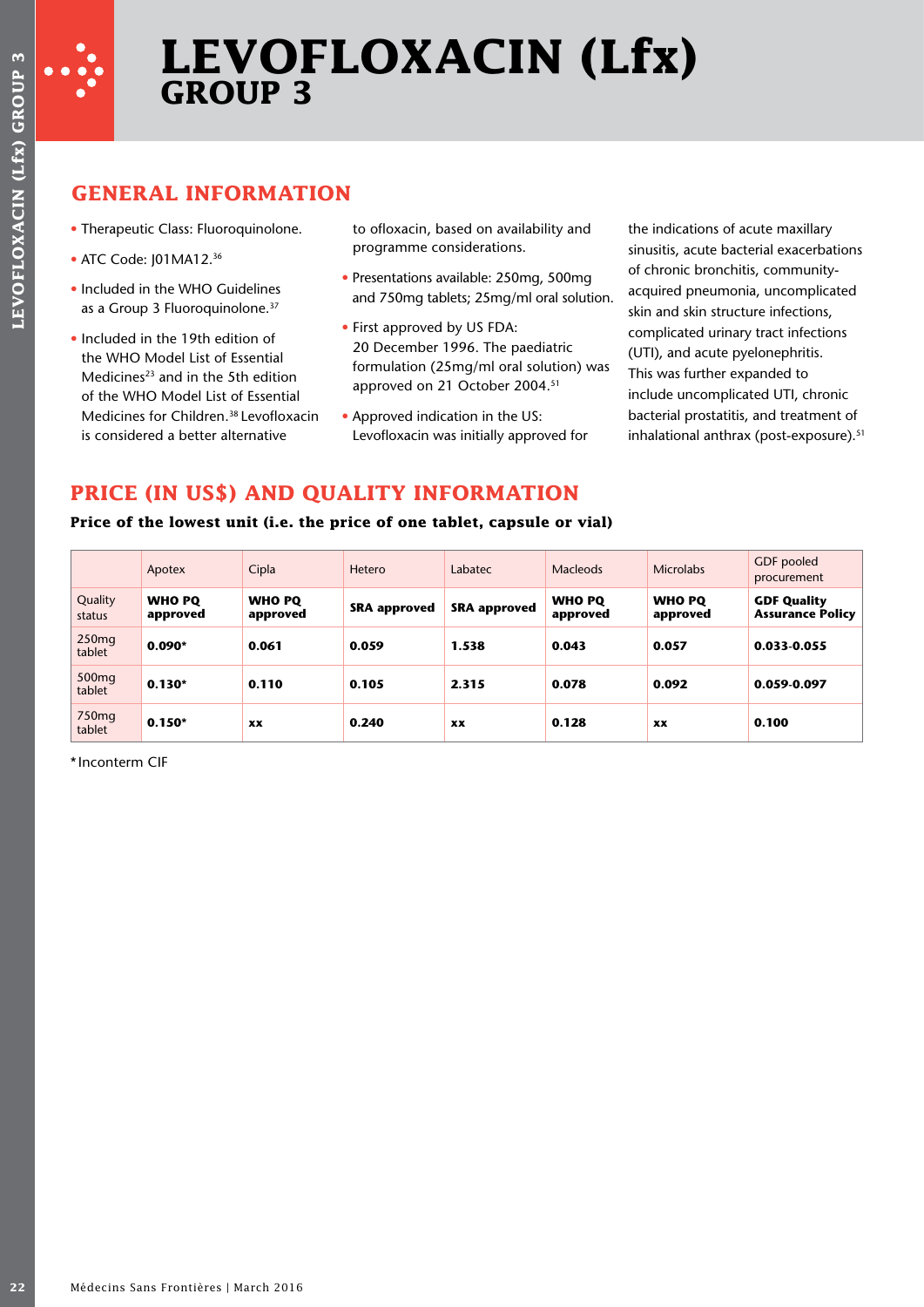# LEVOFLOXACIN (Lfx)
## GROUP 3

## GENERAL INFORMATION

- Therapeutic Class: Fluoroquinolone.
- ATC Code: J01MA12.[36]
- Included in the WHO Guidelines as a Group 3 Fluoroquinolone.[37]
- Included in the 19th edition of the WHO Model List of Essential Medicines[23] and in the 5th edition of the WHO Model List of Essential Medicines for Children.[38] Levofloxacin is considered a better alternative to ofloxacin, based on availability and programme considerations.
- Presentations available: 250mg, 500mg and 750mg tablets; 25mg/ml oral solution.
- First approved by US FDA: 20 December 1996. The paediatric formulation (25mg/ml oral solution) was approved on 21 October 2004.[51]
- Approved indication in the US: Levofloxacin was initially approved for the indications of acute maxillary sinusitis, acute bacterial exacerbations of chronic bronchitis, community-acquired pneumonia, uncomplicated skin and skin structure infections, complicated urinary tract infections (UTI), and acute pyelonephritis. This was further expanded to include uncomplicated UTI, chronic bacterial prostatitis, and treatment of inhalational anthrax (post-exposure).[51]

## PRICE (IN US$) AND QUALITY INFORMATION

**Price of the lowest unit (i.e. the price of one tablet, capsule or vial)**

| | Apotex | Cipla | Hetero | Labatec | Macleods | Microlabs | GDF pooled procurement |
|---|---|---|---|---|---|---|---|
| Quality status | **WHO PQ approved** | **WHO PQ approved** | **SRA approved** | **SRA approved** | **WHO PQ approved** | **WHO PQ approved** | **GDF Quality Assurance Policy** |
| 250mg tablet | **0.090*** | **0.061** | **0.059** | **1.538** | **0.043** | **0.057** | **0.033-0.055** |
| 500mg tablet | **0.130*** | **0.110** | **0.105** | **2.315** | **0.078** | **0.092** | **0.059-0.097** |
| 750mg tablet | **0.150*** | **xx** | **0.240** | **xx** | **0.128** | **xx** | **0.100** |

*Inconterm CIF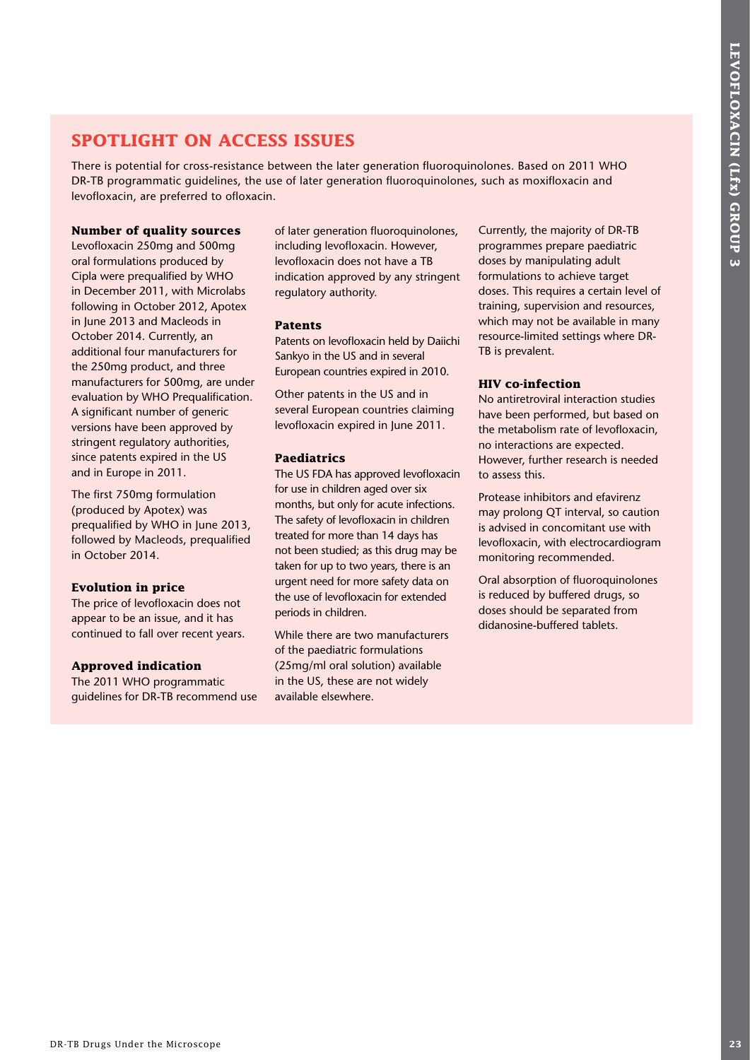## SPOTLIGHT ON ACCESS ISSUES

There is potential for cross-resistance between the later generation fluoroquinolones. Based on 2011 WHO DR-TB programmatic guidelines, the use of later generation fluoroquinolones, such as moxifloxacin and levofloxacin, are preferred to ofloxacin.

### Number of quality sources

Levofloxacin 250mg and 500mg oral formulations produced by Cipla were prequalified by WHO in December 2011, with Microlabs following in October 2012, Apotex in June 2013 and Macleods in October 2014. Currently, an additional four manufacturers for the 250mg product, and three manufacturers for 500mg, are under evaluation by WHO Prequalification. A significant number of generic versions have been approved by stringent regulatory authorities, since patents expired in the US and in Europe in 2011.

The first 750mg formulation (produced by Apotex) was prequalified by WHO in June 2013, followed by Macleods, prequalified in October 2014.

### Evolution in price

The price of levofloxacin does not appear to be an issue, and it has continued to fall over recent years.

### Approved indication

The 2011 WHO programmatic guidelines for DR-TB recommend use of later generation fluoroquinolones, including levofloxacin. However, levofloxacin does not have a TB indication approved by any stringent regulatory authority.

### Patents

Patents on levofloxacin held by Daiichi Sankyo in the US and in several European countries expired in 2010.

Other patents in the US and in several European countries claiming levofloxacin expired in June 2011.

### Paediatrics

The US FDA has approved levofloxacin for use in children aged over six months, but only for acute infections. The safety of levofloxacin in children treated for more than 14 days has not been studied; as this drug may be taken for up to two years, there is an urgent need for more safety data on the use of levofloxacin for extended periods in children.

While there are two manufacturers of the paediatric formulations (25mg/ml oral solution) available in the US, these are not widely available elsewhere.

Currently, the majority of DR-TB programmes prepare paediatric doses by manipulating adult formulations to achieve target doses. This requires a certain level of training, supervision and resources, which may not be available in many resource-limited settings where DR-TB is prevalent.

### HIV co-infection

No antiretroviral interaction studies have been performed, but based on the metabolism rate of levofloxacin, no interactions are expected. However, further research is needed to assess this.

Protease inhibitors and efavirenz may prolong QT interval, so caution is advised in concomitant use with levofloxacin, with electrocardiogram monitoring recommended.

Oral absorption of fluoroquinolones is reduced by buffered drugs, so doses should be separated from didanosine-buffered tablets.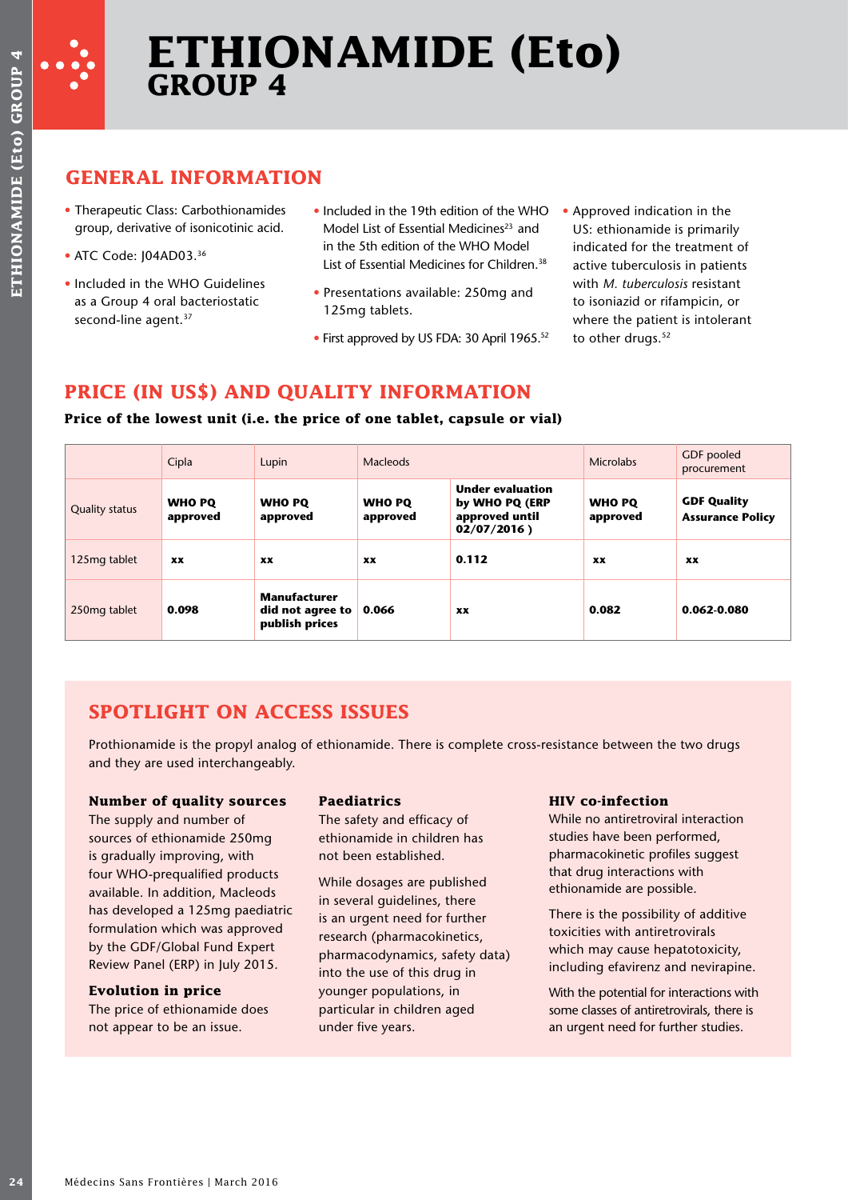# ETHIONAMIDE (Eto)
## GROUP 4

## GENERAL INFORMATION

- Therapeutic Class: Carbothionamides group, derivative of isonicotinic acid.
- ATC Code: J04AD03.[36]
- Included in the WHO Guidelines as a Group 4 oral bacteriostatic second-line agent.[37]
- Included in the 19th edition of the WHO Model List of Essential Medicines[23] and in the 5th edition of the WHO Model List of Essential Medicines for Children.[38]
- Presentations available: 250mg and 125mg tablets.
- First approved by US FDA: 30 April 1965.[52]
- Approved indication in the US: ethionamide is primarily indicated for the treatment of active tuberculosis in patients with *M. tuberculosis* resistant to isoniazid or rifampicin, or where the patient is intolerant to other drugs.[52]

## PRICE (IN US$) AND QUALITY INFORMATION

**Price of the lowest unit (i.e. the price of one tablet, capsule or vial)**

| | Cipla | Lupin | Macleods | | Microlabs | GDF pooled procurement |
|---|---|---|---|---|---|---|
| Quality status | **WHO PQ approved** | **WHO PQ approved** | **WHO PQ approved** | **Under evaluation by WHO PQ (ERP approved until 02/07/2016 )** | **WHO PQ approved** | **GDF Quality Assurance Policy** |
| 125mg tablet | **xx** | **xx** | **xx** | **0.112** | **xx** | **xx** |
| 250mg tablet | **0.098** | **Manufacturer did not agree to publish prices** | **0.066** | **xx** | **0.082** | **0.062-0.080** |

## SPOTLIGHT ON ACCESS ISSUES

Prothionamide is the propyl analog of ethionamide. There is complete cross-resistance between the two drugs and they are used interchangeably.

### Number of quality sources

The supply and number of sources of ethionamide 250mg is gradually improving, with four WHO-prequalified products available. In addition, Macleods has developed a 125mg paediatric formulation which was approved by the GDF/Global Fund Expert Review Panel (ERP) in July 2015.

### Evolution in price

The price of ethionamide does not appear to be an issue.

### Paediatrics

The safety and efficacy of ethionamide in children has not been established.

While dosages are published in several guidelines, there is an urgent need for further research (pharmacokinetics, pharmacodynamics, safety data) into the use of this drug in younger populations, in particular in children aged under five years.

### HIV co-infection

While no antiretroviral interaction studies have been performed, pharmacokinetic profiles suggest that drug interactions with ethionamide are possible.

There is the possibility of additive toxicities with antiretrovirals which may cause hepatotoxicity, including efavirenz and nevirapine.

With the potential for interactions with some classes of antiretrovirals, there is an urgent need for further studies.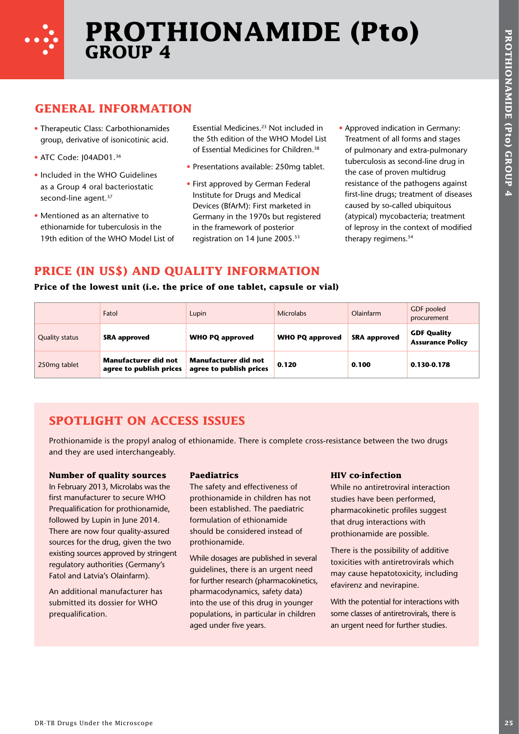# PROTHIONAMIDE (Pto)
## GROUP 4

### GENERAL INFORMATION

- Therapeutic Class: Carbothionamides group, derivative of isonicotinic acid.
- ATC Code: J04AD01.[36]
- Included in the WHO Guidelines as a Group 4 oral bacteriostatic second-line agent.[37]
- Mentioned as an alternative to ethionamide for tuberculosis in the 19th edition of the WHO Model List of Essential Medicines.[23] Not included in the 5th edition of the WHO Model List of Essential Medicines for Children.[38]
- Presentations available: 250mg tablet.
- First approved by German Federal Institute for Drugs and Medical Devices (BfArM): First marketed in Germany in the 1970s but registered in the framework of posterior registration on 14 June 2005.[53]
- Approved indication in Germany: Treatment of all forms and stages of pulmonary and extra-pulmonary tuberculosis as second-line drug in the case of proven multidrug resistance of the pathogens against first-line drugs; treatment of diseases caused by so-called ubiquitous (atypical) mycobacteria; treatment of leprosy in the context of modified therapy regimens.[54]

### PRICE (IN US$) AND QUALITY INFORMATION

**Price of the lowest unit (i.e. the price of one tablet, capsule or vial)**

| | Fatol | Lupin | Microlabs | Olainfarm | GDF pooled procurement |
|---|---|---|---|---|---|
| Quality status | **SRA approved** | **WHO PQ approved** | **WHO PQ approved** | **SRA approved** | **GDF Quality Assurance Policy** |
| 250mg tablet | **Manufacturer did not agree to publish prices** | **Manufacturer did not agree to publish prices** | **0.120** | **0.100** | **0.130-0.178** |

### SPOTLIGHT ON ACCESS ISSUES

Prothionamide is the propyl analog of ethionamide. There is complete cross-resistance between the two drugs and they are used interchangeably.

**Number of quality sources**

In February 2013, Microlabs was the first manufacturer to secure WHO Prequalification for prothionamide, followed by Lupin in June 2014. There are now four quality-assured sources for the drug, given the two existing sources approved by stringent regulatory authorities (Germany's Fatol and Latvia's Olainfarm).

An additional manufacturer has submitted its dossier for WHO prequalification.

**Paediatrics**

The safety and effectiveness of prothionamide in children has not been established. The paediatric formulation of ethionamide should be considered instead of prothionamide.

While dosages are published in several guidelines, there is an urgent need for further research (pharmacokinetics, pharmacodynamics, safety data) into the use of this drug in younger populations, in particular in children aged under five years.

**HIV co-infection**

While no antiretroviral interaction studies have been performed, pharmacokinetic profiles suggest that drug interactions with prothionamide are possible.

There is the possibility of additive toxicities with antiretrovirals which may cause hepatotoxicity, including efavirenz and nevirapine.

With the potential for interactions with some classes of antiretrovirals, there is an urgent need for further studies.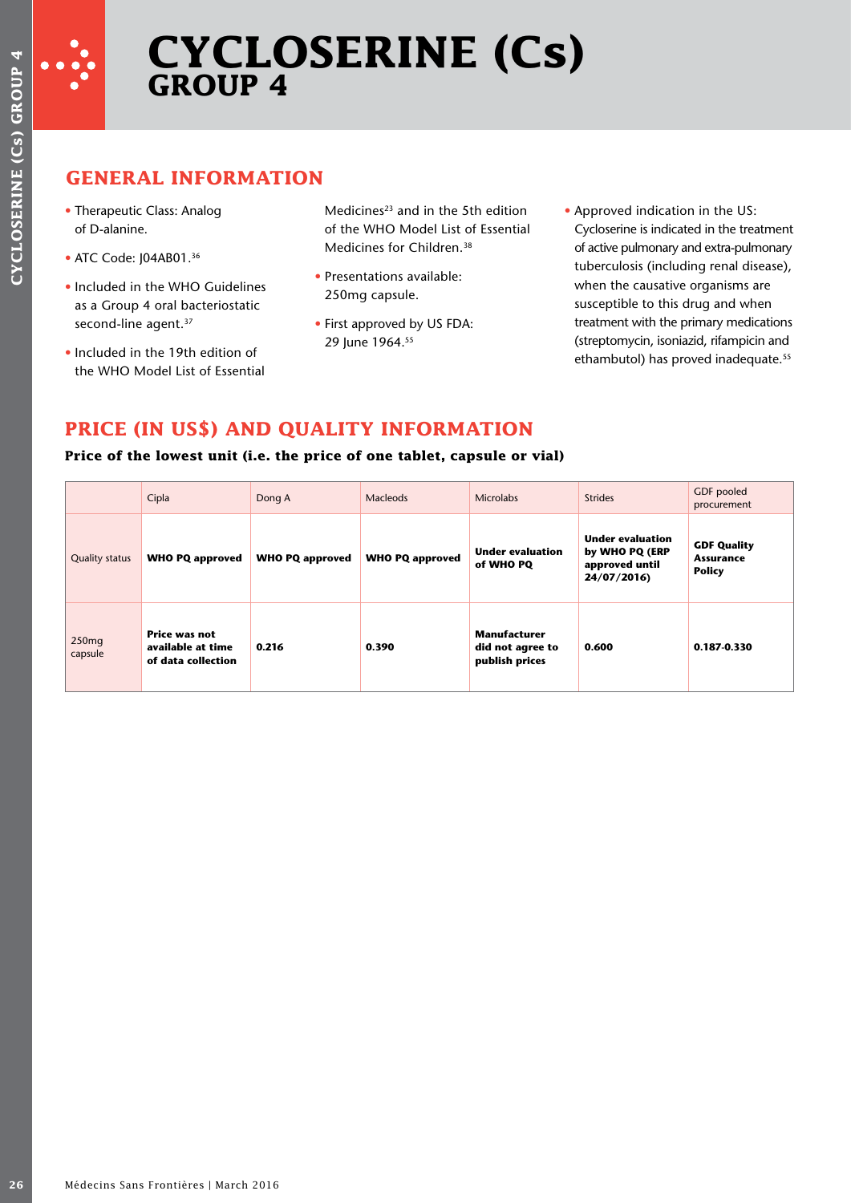# CYCLOSERINE (Cs)
## GROUP 4

## GENERAL INFORMATION

- Therapeutic Class: Analog of D-alanine.
- ATC Code: J04AB01.[36]
- Included in the WHO Guidelines as a Group 4 oral bacteriostatic second-line agent.[37]
- Included in the 19th edition of the WHO Model List of Essential Medicines[23] and in the 5th edition of the WHO Model List of Essential Medicines for Children.[38]
- Presentations available: 250mg capsule.
- First approved by US FDA: 29 June 1964.[55]
- Approved indication in the US: Cycloserine is indicated in the treatment of active pulmonary and extra-pulmonary tuberculosis (including renal disease), when the causative organisms are susceptible to this drug and when treatment with the primary medications (streptomycin, isoniazid, rifampicin and ethambutol) has proved inadequate.[55]

## PRICE (IN US$) AND QUALITY INFORMATION

**Price of the lowest unit (i.e. the price of one tablet, capsule or vial)**

| | Cipla | Dong A | Macleods | Microlabs | Strides | GDF pooled procurement |
|---|---|---|---|---|---|---|
| Quality status | **WHO PQ approved** | **WHO PQ approved** | **WHO PQ approved** | **Under evaluation of WHO PQ** | **Under evaluation by WHO PQ (ERP approved until 24/07/2016)** | **GDF Quality Assurance Policy** |
| 250mg capsule | **Price was not available at time of data collection** | **0.216** | **0.390** | **Manufacturer did not agree to publish prices** | **0.600** | **0.187-0.330** |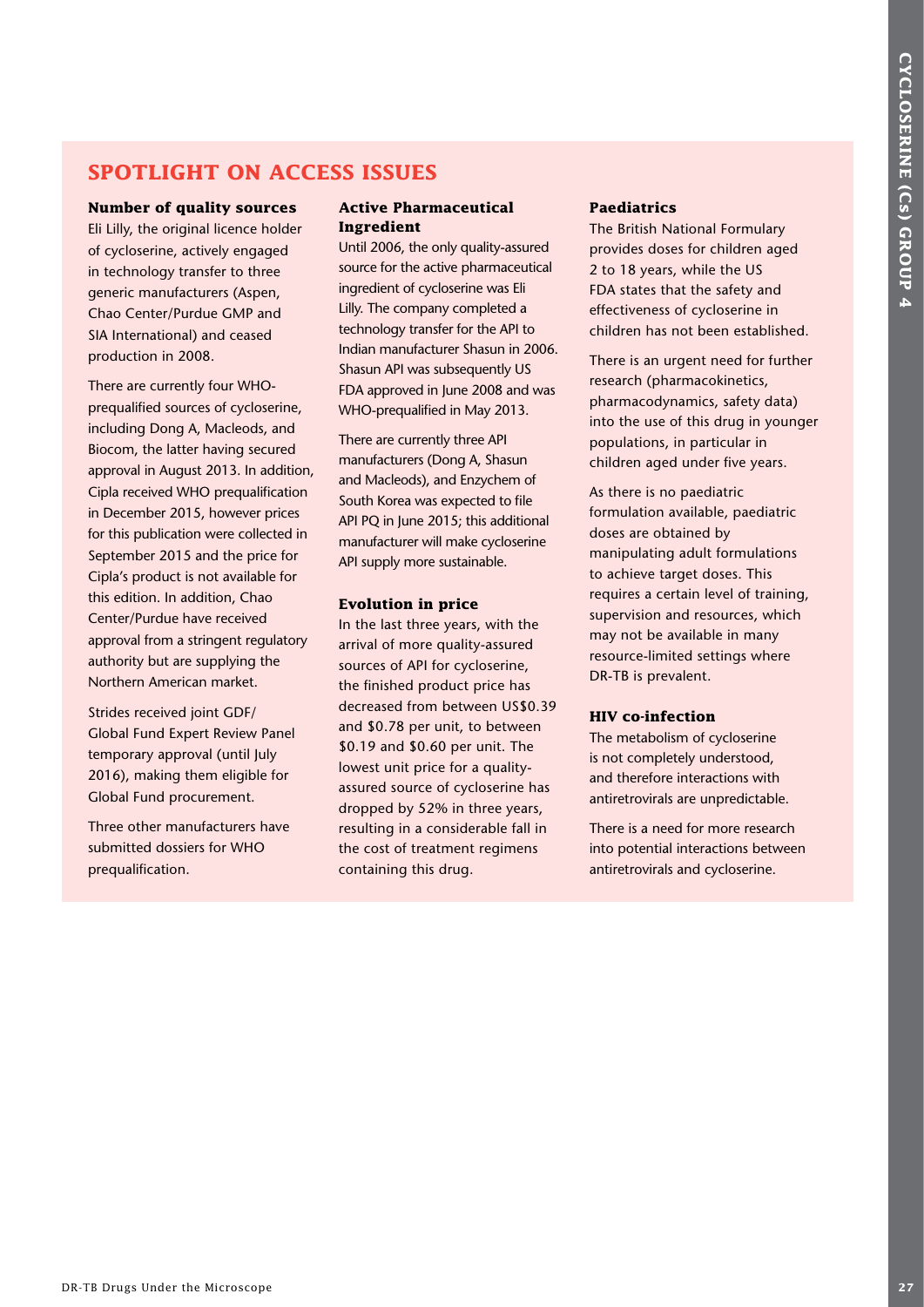## SPOTLIGHT ON ACCESS ISSUES

### Number of quality sources

Eli Lilly, the original licence holder of cycloserine, actively engaged in technology transfer to three generic manufacturers (Aspen, Chao Center/Purdue GMP and SIA International) and ceased production in 2008.

There are currently four WHO-prequalified sources of cycloserine, including Dong A, Macleods, and Biocom, the latter having secured approval in August 2013. In addition, Cipla received WHO prequalification in December 2015, however prices for this publication were collected in September 2015 and the price for Cipla's product is not available for this edition. In addition, Chao Center/Purdue have received approval from a stringent regulatory authority but are supplying the Northern American market.

Strides received joint GDF/ Global Fund Expert Review Panel temporary approval (until July 2016), making them eligible for Global Fund procurement.

Three other manufacturers have submitted dossiers for WHO prequalification.

### Active Pharmaceutical Ingredient

Until 2006, the only quality-assured source for the active pharmaceutical ingredient of cycloserine was Eli Lilly. The company completed a technology transfer for the API to Indian manufacturer Shasun in 2006. Shasun API was subsequently US FDA approved in June 2008 and was WHO-prequalified in May 2013.

There are currently three API manufacturers (Dong A, Shasun and Macleods), and Enzychem of South Korea was expected to file API PQ in June 2015; this additional manufacturer will make cycloserine API supply more sustainable.

### Evolution in price

In the last three years, with the arrival of more quality-assured sources of API for cycloserine, the finished product price has decreased from between US$0.39 and $0.78 per unit, to between $0.19 and $0.60 per unit. The lowest unit price for a quality-assured source of cycloserine has dropped by 52% in three years, resulting in a considerable fall in the cost of treatment regimens containing this drug.

### Paediatrics

The British National Formulary provides doses for children aged 2 to 18 years, while the US FDA states that the safety and effectiveness of cycloserine in children has not been established.

There is an urgent need for further research (pharmacokinetics, pharmacodynamics, safety data) into the use of this drug in younger populations, in particular in children aged under five years.

As there is no paediatric formulation available, paediatric doses are obtained by manipulating adult formulations to achieve target doses. This requires a certain level of training, supervision and resources, which may not be available in many resource-limited settings where DR-TB is prevalent.

### HIV co-infection

The metabolism of cycloserine is not completely understood, and therefore interactions with antiretrovirals are unpredictable.

There is a need for more research into potential interactions between antiretrovirals and cycloserine.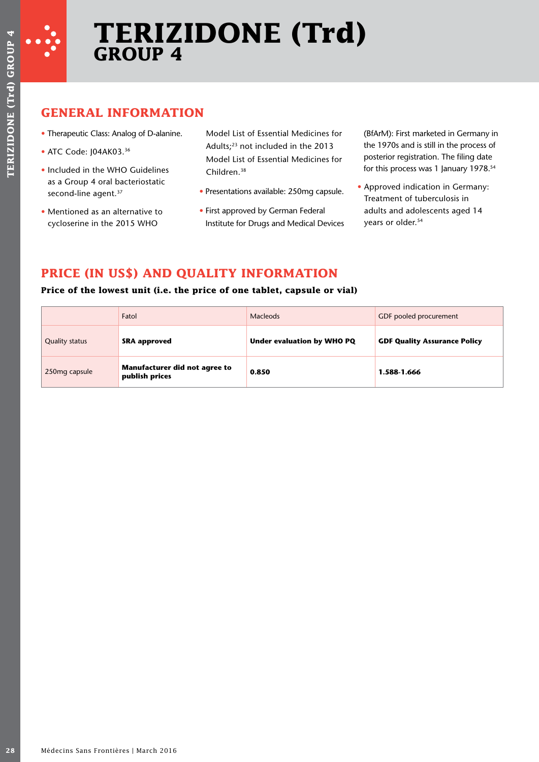# TERIZIDONE (Trd)
## GROUP 4

## GENERAL INFORMATION

- Therapeutic Class: Analog of D-alanine.
- ATC Code: J04AK03.[36]
- Included in the WHO Guidelines as a Group 4 oral bacteriostatic second-line agent.[37]
- Mentioned as an alternative to cycloserine in the 2015 WHO Model List of Essential Medicines for Adults;[23] not included in the 2013 Model List of Essential Medicines for Children.[38]
- Presentations available: 250mg capsule.
- First approved by German Federal Institute for Drugs and Medical Devices (BfArM): First marketed in Germany in the 1970s and is still in the process of posterior registration. The filing date for this process was 1 January 1978.[54]
- Approved indication in Germany: Treatment of tuberculosis in adults and adolescents aged 14 years or older.[54]

## PRICE (IN US$) AND QUALITY INFORMATION

**Price of the lowest unit (i.e. the price of one tablet, capsule or vial)**

| | Fatol | Macleods | GDF pooled procurement |
|---|---|---|---|
| Quality status | **SRA approved** | **Under evaluation by WHO PQ** | **GDF Quality Assurance Policy** |
| 250mg capsule | **Manufacturer did not agree to publish prices** | **0.850** | **1.588-1.666** |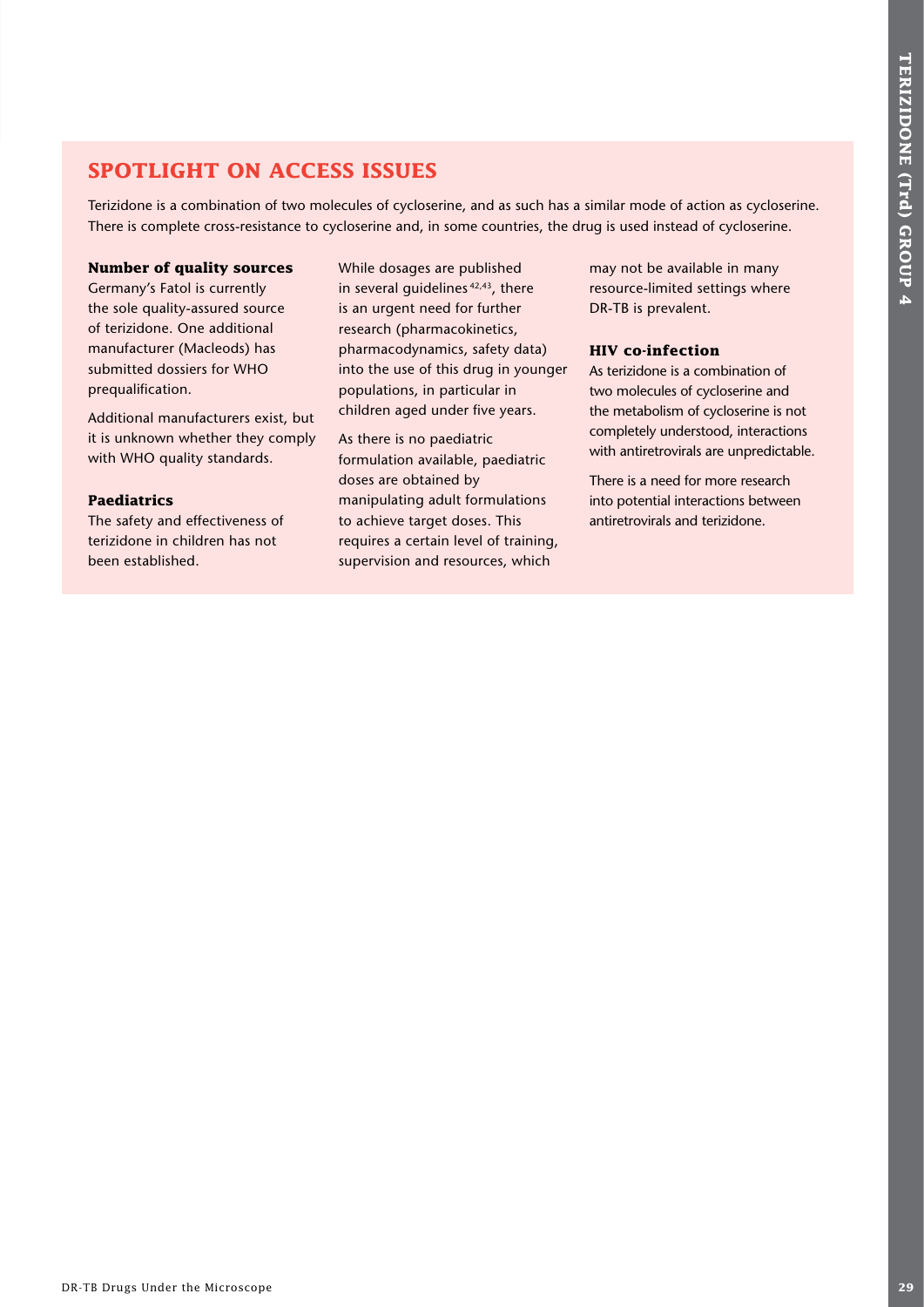## SPOTLIGHT ON ACCESS ISSUES

Terizidone is a combination of two molecules of cycloserine, and as such has a similar mode of action as cycloserine. There is complete cross-resistance to cycloserine and, in some countries, the drug is used instead of cycloserine.

### Number of quality sources

Germany's Fatol is currently the sole quality-assured source of terizidone. One additional manufacturer (Macleods) has submitted dossiers for WHO prequalification.

Additional manufacturers exist, but it is unknown whether they comply with WHO quality standards.

### Paediatrics

The safety and effectiveness of terizidone in children has not been established.

While dosages are published in several guidelines[42,43], there is an urgent need for further research (pharmacokinetics, pharmacodynamics, safety data) into the use of this drug in younger populations, in particular in children aged under five years.

As there is no paediatric formulation available, paediatric doses are obtained by manipulating adult formulations to achieve target doses. This requires a certain level of training, supervision and resources, which may not be available in many resource-limited settings where DR-TB is prevalent.

### HIV co-infection

As terizidone is a combination of two molecules of cycloserine and the metabolism of cycloserine is not completely understood, interactions with antiretrovirals are unpredictable.

There is a need for more research into potential interactions between antiretrovirals and terizidone.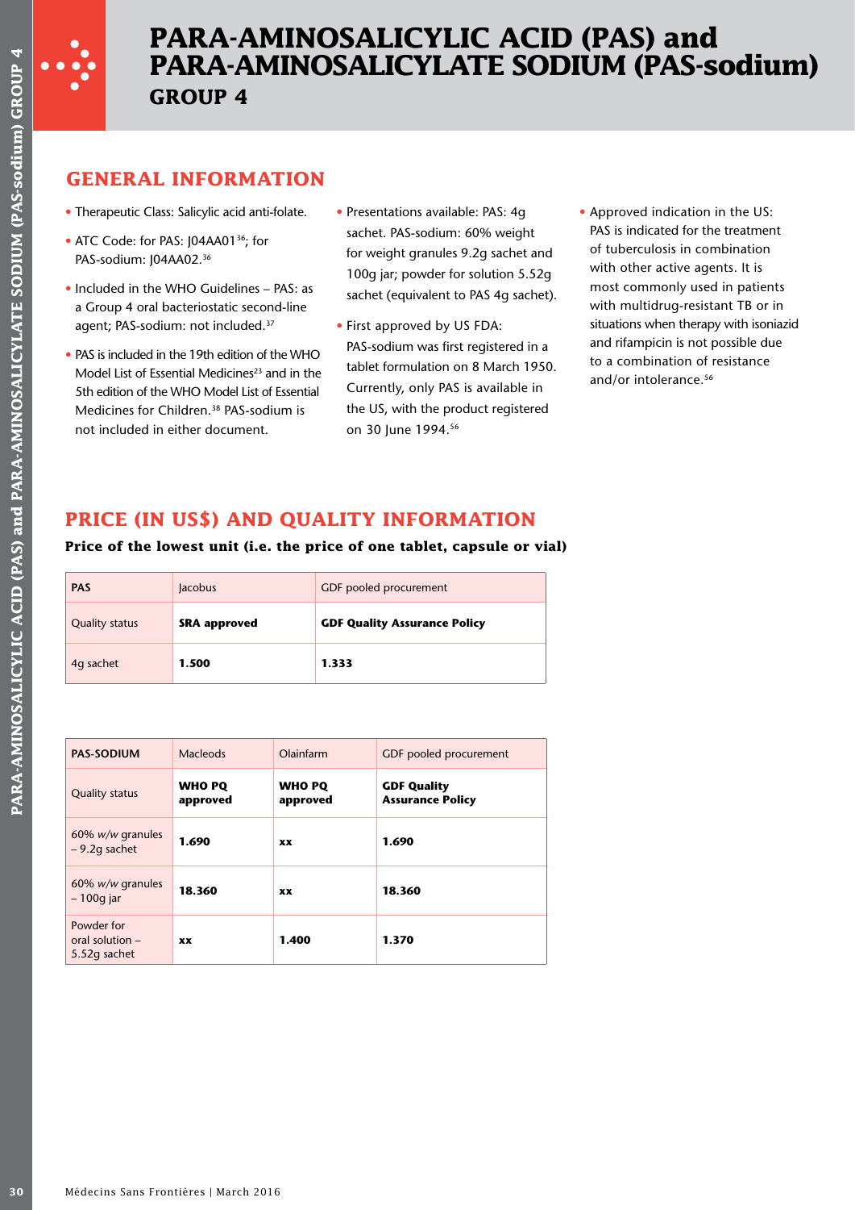# PARA-AMINOSALICYLIC ACID (PAS) and PARA-AMINOSALICYLATE SODIUM (PAS-sodium)

## GROUP 4

## GENERAL INFORMATION

- Therapeutic Class: Salicylic acid anti-folate.
- ATC Code: for PAS: J04AA01[36]; for PAS-sodium: J04AA02.[36]
- Included in the WHO Guidelines – PAS: as a Group 4 oral bacteriostatic second-line agent; PAS-sodium: not included.[37]
- PAS is included in the 19th edition of the WHO Model List of Essential Medicines[23] and in the 5th edition of the WHO Model List of Essential Medicines for Children.[38] PAS-sodium is not included in either document.
- Presentations available: PAS: 4g sachet. PAS-sodium: 60% weight for weight granules 9.2g sachet and 100g jar; powder for solution 5.52g sachet (equivalent to PAS 4g sachet).
- First approved by US FDA: PAS-sodium was first registered in a tablet formulation on 8 March 1950. Currently, only PAS is available in the US, with the product registered on 30 June 1994.[56]
- Approved indication in the US: PAS is indicated for the treatment of tuberculosis in combination with other active agents. It is most commonly used in patients with multidrug-resistant TB or in situations when therapy with isoniazid and rifampicin is not possible due to a combination of resistance and/or intolerance.[56]

## PRICE (IN US$) AND QUALITY INFORMATION

**Price of the lowest unit (i.e. the price of one tablet, capsule or vial)**

| PAS | Jacobus | GDF pooled procurement |
|---|---|---|
| Quality status | **SRA approved** | **GDF Quality Assurance Policy** |
| 4g sachet | **1.500** | **1.333** |

| PAS-SODIUM | Macleods | Olainfarm | GDF pooled procurement |
|---|---|---|---|
| Quality status | **WHO PQ approved** | **WHO PQ approved** | **GDF Quality Assurance Policy** |
| 60% *w/w* granules – 9.2g sachet | **1.690** | **xx** | **1.690** |
| 60% *w/w* granules – 100g jar | **18.360** | **xx** | **18.360** |
| Powder for oral solution – 5.52g sachet | **xx** | **1.400** | **1.370** |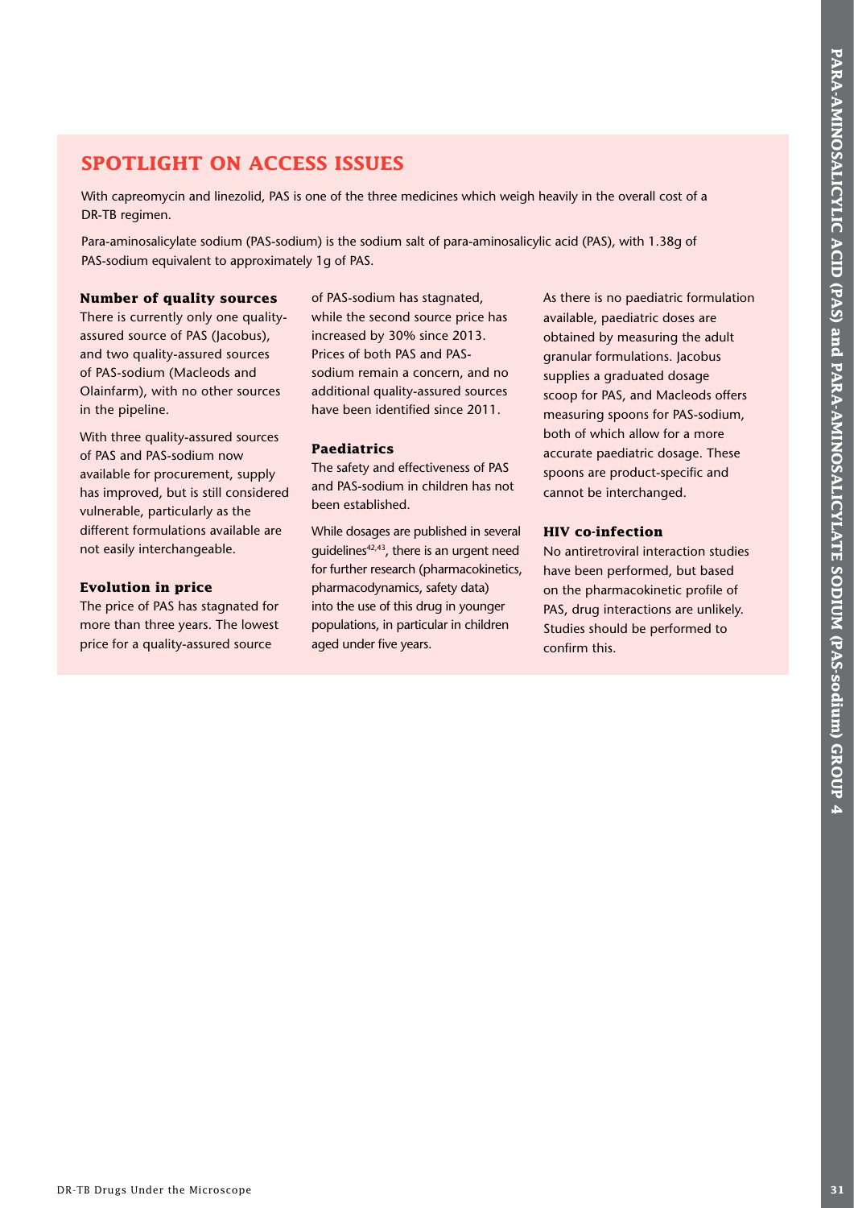## SPOTLIGHT ON ACCESS ISSUES

With capreomycin and linezolid, PAS is one of the three medicines which weigh heavily in the overall cost of a DR-TB regimen.

Para-aminosalicylate sodium (PAS-sodium) is the sodium salt of para-aminosalicylic acid (PAS), with 1.38g of PAS-sodium equivalent to approximately 1g of PAS.

### Number of quality sources

There is currently only one quality-assured source of PAS (Jacobus), and two quality-assured sources of PAS-sodium (Macleods and Olainfarm), with no other sources in the pipeline.

With three quality-assured sources of PAS and PAS-sodium now available for procurement, supply has improved, but is still considered vulnerable, particularly as the different formulations available are not easily interchangeable.

### Evolution in price

The price of PAS has stagnated for more than three years. The lowest price for a quality-assured source of PAS-sodium has stagnated, while the second source price has increased by 30% since 2013. Prices of both PAS and PAS-sodium remain a concern, and no additional quality-assured sources have been identified since 2011.

### Paediatrics

The safety and effectiveness of PAS and PAS-sodium in children has not been established.

While dosages are published in several guidelines[42,43], there is an urgent need for further research (pharmacokinetics, pharmacodynamics, safety data) into the use of this drug in younger populations, in particular in children aged under five years.

As there is no paediatric formulation available, paediatric doses are obtained by measuring the adult granular formulations. Jacobus supplies a graduated dosage scoop for PAS, and Macleods offers measuring spoons for PAS-sodium, both of which allow for a more accurate paediatric dosage. These spoons are product-specific and cannot be interchanged.

### HIV co-infection

No antiretroviral interaction studies have been performed, but based on the pharmacokinetic profile of PAS, drug interactions are unlikely. Studies should be performed to confirm this.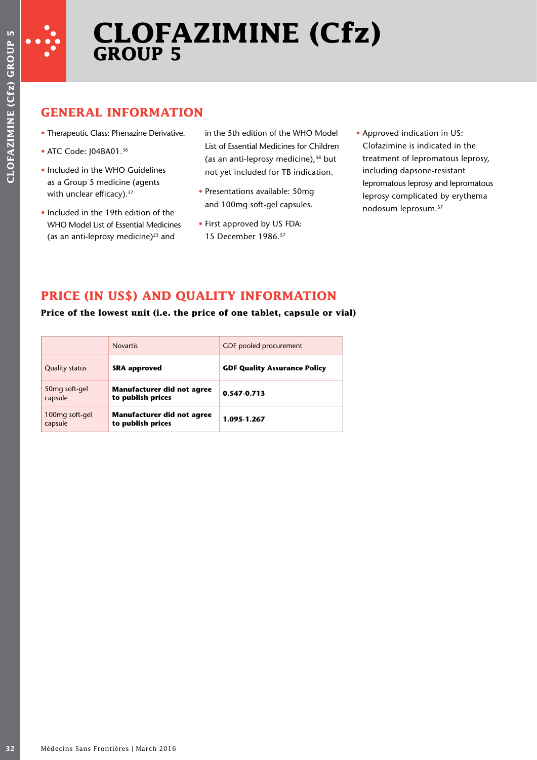# CLOFAZIMINE (Cfz)
## GROUP 5

### GENERAL INFORMATION

- Therapeutic Class: Phenazine Derivative.
- ATC Code: J04BA01.[36]
- Included in the WHO Guidelines as a Group 5 medicine (agents with unclear efficacy).[37]
- Included in the 19th edition of the WHO Model List of Essential Medicines (as an anti-leprosy medicine)[23] and in the 5th edition of the WHO Model List of Essential Medicines for Children (as an anti-leprosy medicine),[38] but not yet included for TB indication.
- Presentations available: 50mg and 100mg soft-gel capsules.
- First approved by US FDA: 15 December 1986.[57]
- Approved indication in US: Clofazimine is indicated in the treatment of lepromatous leprosy, including dapsone-resistant lepromatous leprosy and lepromatous leprosy complicated by erythema nodosum leprosum.[57]

### PRICE (IN US$) AND QUALITY INFORMATION

**Price of the lowest unit (i.e. the price of one tablet, capsule or vial)**

| | Novartis | GDF pooled procurement |
|---|---|---|
| Quality status | **SRA approved** | **GDF Quality Assurance Policy** |
| 50mg soft-gel capsule | **Manufacturer did not agree to publish prices** | **0.547-0.713** |
| 100mg soft-gel capsule | **Manufacturer did not agree to publish prices** | **1.095-1.267** |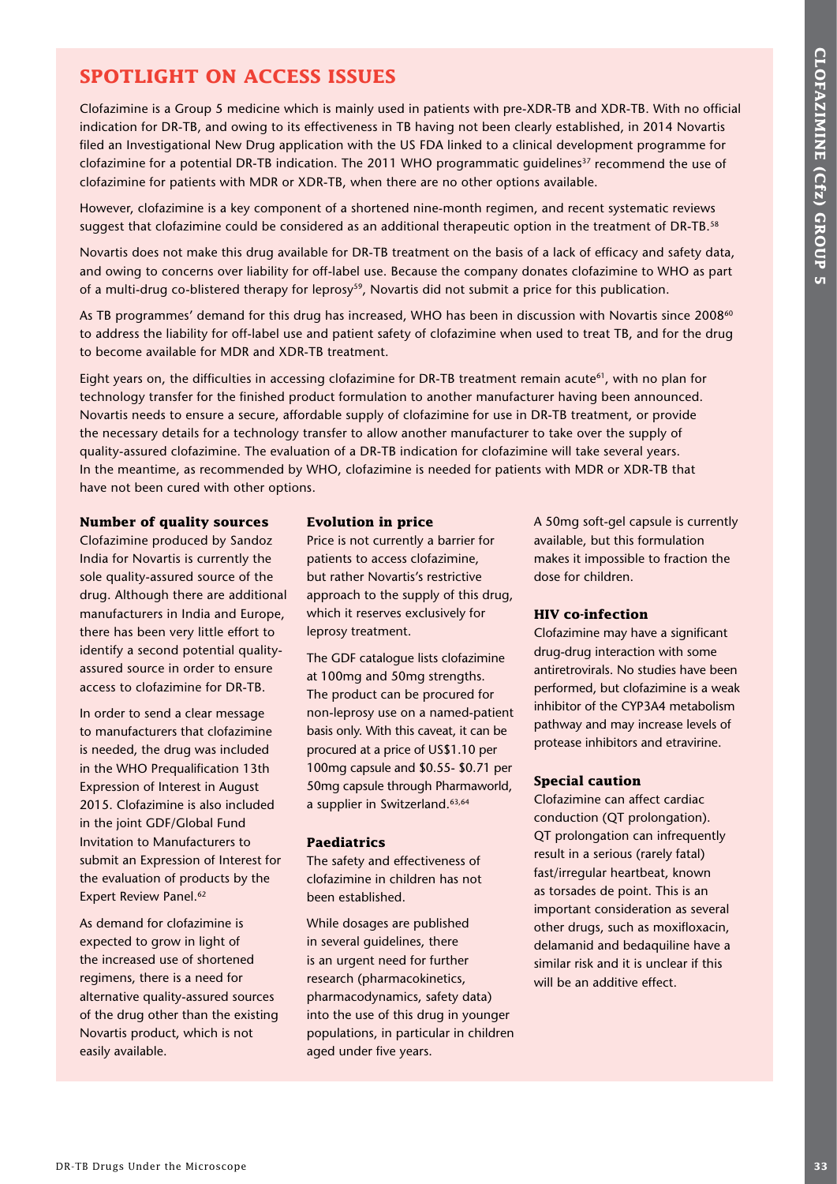## SPOTLIGHT ON ACCESS ISSUES

Clofazimine is a Group 5 medicine which is mainly used in patients with pre-XDR-TB and XDR-TB. With no official indication for DR-TB, and owing to its effectiveness in TB having not been clearly established, in 2014 Novartis filed an Investigational New Drug application with the US FDA linked to a clinical development programme for clofazimine for a potential DR-TB indication. The 2011 WHO programmatic guidelines[37] recommend the use of clofazimine for patients with MDR or XDR-TB, when there are no other options available.

However, clofazimine is a key component of a shortened nine-month regimen, and recent systematic reviews suggest that clofazimine could be considered as an additional therapeutic option in the treatment of DR-TB.[58]

Novartis does not make this drug available for DR-TB treatment on the basis of a lack of efficacy and safety data, and owing to concerns over liability for off-label use. Because the company donates clofazimine to WHO as part of a multi-drug co-blistered therapy for leprosy[59], Novartis did not submit a price for this publication.

As TB programmes' demand for this drug has increased, WHO has been in discussion with Novartis since 2008[60] to address the liability for off-label use and patient safety of clofazimine when used to treat TB, and for the drug to become available for MDR and XDR-TB treatment.

Eight years on, the difficulties in accessing clofazimine for DR-TB treatment remain acute[61], with no plan for technology transfer for the finished product formulation to another manufacturer having been announced. Novartis needs to ensure a secure, affordable supply of clofazimine for use in DR-TB treatment, or provide the necessary details for a technology transfer to allow another manufacturer to take over the supply of quality-assured clofazimine. The evaluation of a DR-TB indication for clofazimine will take several years. In the meantime, as recommended by WHO, clofazimine is needed for patients with MDR or XDR-TB that have not been cured with other options.

### Number of quality sources

Clofazimine produced by Sandoz India for Novartis is currently the sole quality-assured source of the drug. Although there are additional manufacturers in India and Europe, there has been very little effort to identify a second potential quality-assured source in order to ensure access to clofazimine for DR-TB.

In order to send a clear message to manufacturers that clofazimine is needed, the drug was included in the WHO Prequalification 13th Expression of Interest in August 2015. Clofazimine is also included in the joint GDF/Global Fund Invitation to Manufacturers to submit an Expression of Interest for the evaluation of products by the Expert Review Panel.[62]

As demand for clofazimine is expected to grow in light of the increased use of shortened regimens, there is a need for alternative quality-assured sources of the drug other than the existing Novartis product, which is not easily available.

### Evolution in price

Price is not currently a barrier for patients to access clofazimine, but rather Novartis's restrictive approach to the supply of this drug, which it reserves exclusively for leprosy treatment.

The GDF catalogue lists clofazimine at 100mg and 50mg strengths. The product can be procured for non-leprosy use on a named-patient basis only. With this caveat, it can be procured at a price of US$1.10 per 100mg capsule and $0.55- $0.71 per 50mg capsule through Pharmaworld, a supplier in Switzerland.[63,64]

### Paediatrics

The safety and effectiveness of clofazimine in children has not been established.

While dosages are published in several guidelines, there is an urgent need for further research (pharmacokinetics, pharmacodynamics, safety data) into the use of this drug in younger populations, in particular in children aged under five years.

A 50mg soft-gel capsule is currently available, but this formulation makes it impossible to fraction the dose for children.

### HIV co-infection

Clofazimine may have a significant drug-drug interaction with some antiretrovirals. No studies have been performed, but clofazimine is a weak inhibitor of the CYP3A4 metabolism pathway and may increase levels of protease inhibitors and etravirine.

### Special caution

Clofazimine can affect cardiac conduction (QT prolongation). QT prolongation can infrequently result in a serious (rarely fatal) fast/irregular heartbeat, known as torsades de point. This is an important consideration as several other drugs, such as moxifloxacin, delamanid and bedaquiline have a similar risk and it is unclear if this will be an additive effect.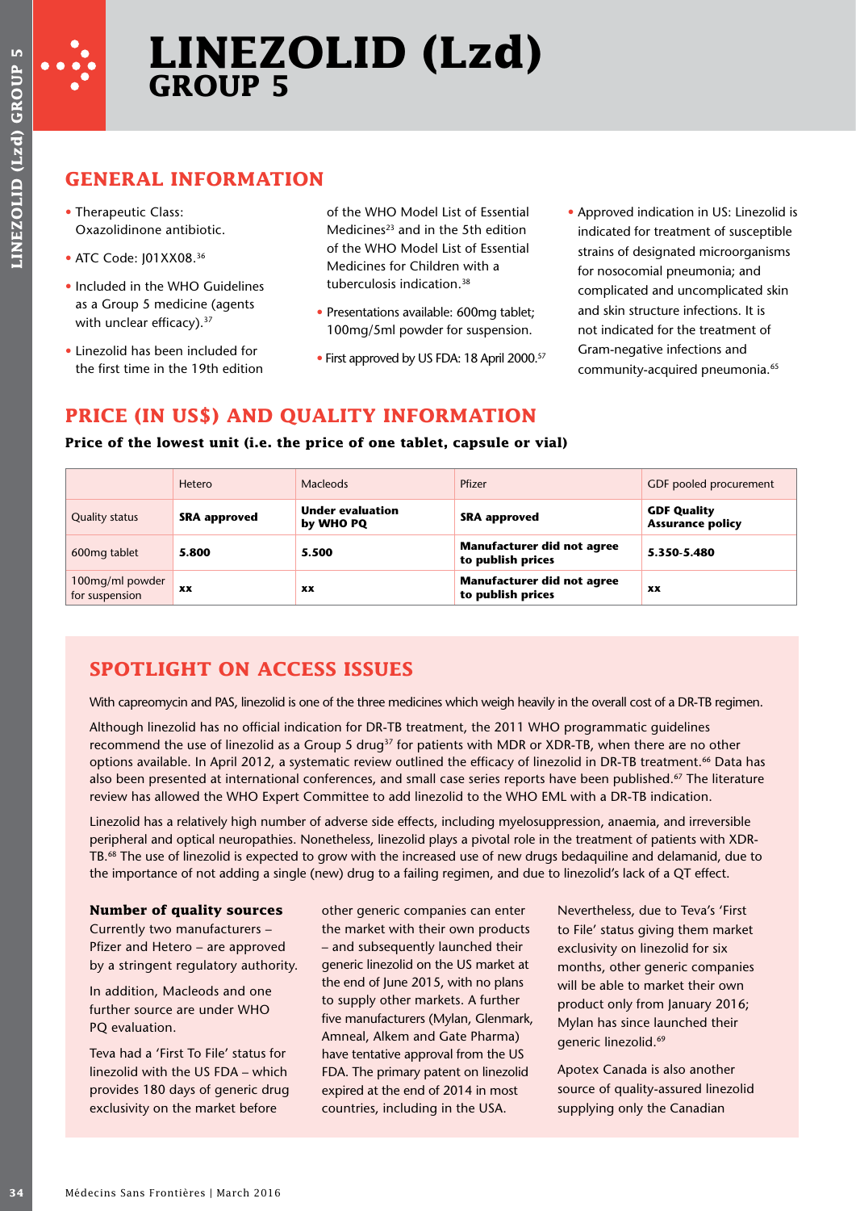# LINEZOLID (Lzd)
## GROUP 5

## GENERAL INFORMATION

- Therapeutic Class: Oxazolidinone antibiotic.
- ATC Code: J01XX08.[36]
- Included in the WHO Guidelines as a Group 5 medicine (agents with unclear efficacy).[37]
- Linezolid has been included for the first time in the 19th edition of the WHO Model List of Essential Medicines[23] and in the 5th edition of the WHO Model List of Essential Medicines for Children with a tuberculosis indication.[38]
- Presentations available: 600mg tablet; 100mg/5ml powder for suspension.
- First approved by US FDA: 18 April 2000.[57]
- Approved indication in US: Linezolid is indicated for treatment of susceptible strains of designated microorganisms for nosocomial pneumonia; and complicated and uncomplicated skin and skin structure infections. It is not indicated for the treatment of Gram-negative infections and community-acquired pneumonia.[65]

## PRICE (IN US$) AND QUALITY INFORMATION

**Price of the lowest unit (i.e. the price of one tablet, capsule or vial)**

| | Hetero | Macleods | Pfizer | GDF pooled procurement |
|---|---|---|---|---|
| Quality status | **SRA approved** | **Under evaluation by WHO PQ** | **SRA approved** | **GDF Quality Assurance policy** |
| 600mg tablet | **5.800** | **5.500** | **Manufacturer did not agree to publish prices** | **5.350-5.480** |
| 100mg/ml powder for suspension | **xx** | **xx** | **Manufacturer did not agree to publish prices** | **xx** |

## SPOTLIGHT ON ACCESS ISSUES

With capreomycin and PAS, linezolid is one of the three medicines which weigh heavily in the overall cost of a DR-TB regimen.

Although linezolid has no official indication for DR-TB treatment, the 2011 WHO programmatic guidelines recommend the use of linezolid as a Group 5 drug[37] for patients with MDR or XDR-TB, when there are no other options available. In April 2012, a systematic review outlined the efficacy of linezolid in DR-TB treatment.[66] Data has also been presented at international conferences, and small case series reports have been published.[67] The literature review has allowed the WHO Expert Committee to add linezolid to the WHO EML with a DR-TB indication.

Linezolid has a relatively high number of adverse side effects, including myelosuppression, anaemia, and irreversible peripheral and optical neuropathies. Nonetheless, linezolid plays a pivotal role in the treatment of patients with XDR-TB.[68] The use of linezolid is expected to grow with the increased use of new drugs bedaquiline and delamanid, due to the importance of not adding a single (new) drug to a failing regimen, and due to linezolid's lack of a QT effect.

### Number of quality sources

Currently two manufacturers – Pfizer and Hetero – are approved by a stringent regulatory authority.

In addition, Macleods and one further source are under WHO PQ evaluation.

Teva had a 'First To File' status for linezolid with the US FDA – which provides 180 days of generic drug exclusivity on the market before other generic companies can enter the market with their own products – and subsequently launched their generic linezolid on the US market at the end of June 2015, with no plans to supply other markets. A further five manufacturers (Mylan, Glenmark, Amneal, Alkem and Gate Pharma) have tentative approval from the US FDA. The primary patent on linezolid expired at the end of 2014 in most countries, including in the USA.

Nevertheless, due to Teva's 'First to File' status giving them market exclusivity on linezolid for six months, other generic companies will be able to market their own product only from January 2016; Mylan has since launched their generic linezolid.[69]

Apotex Canada is also another source of quality-assured linezolid supplying only the Canadian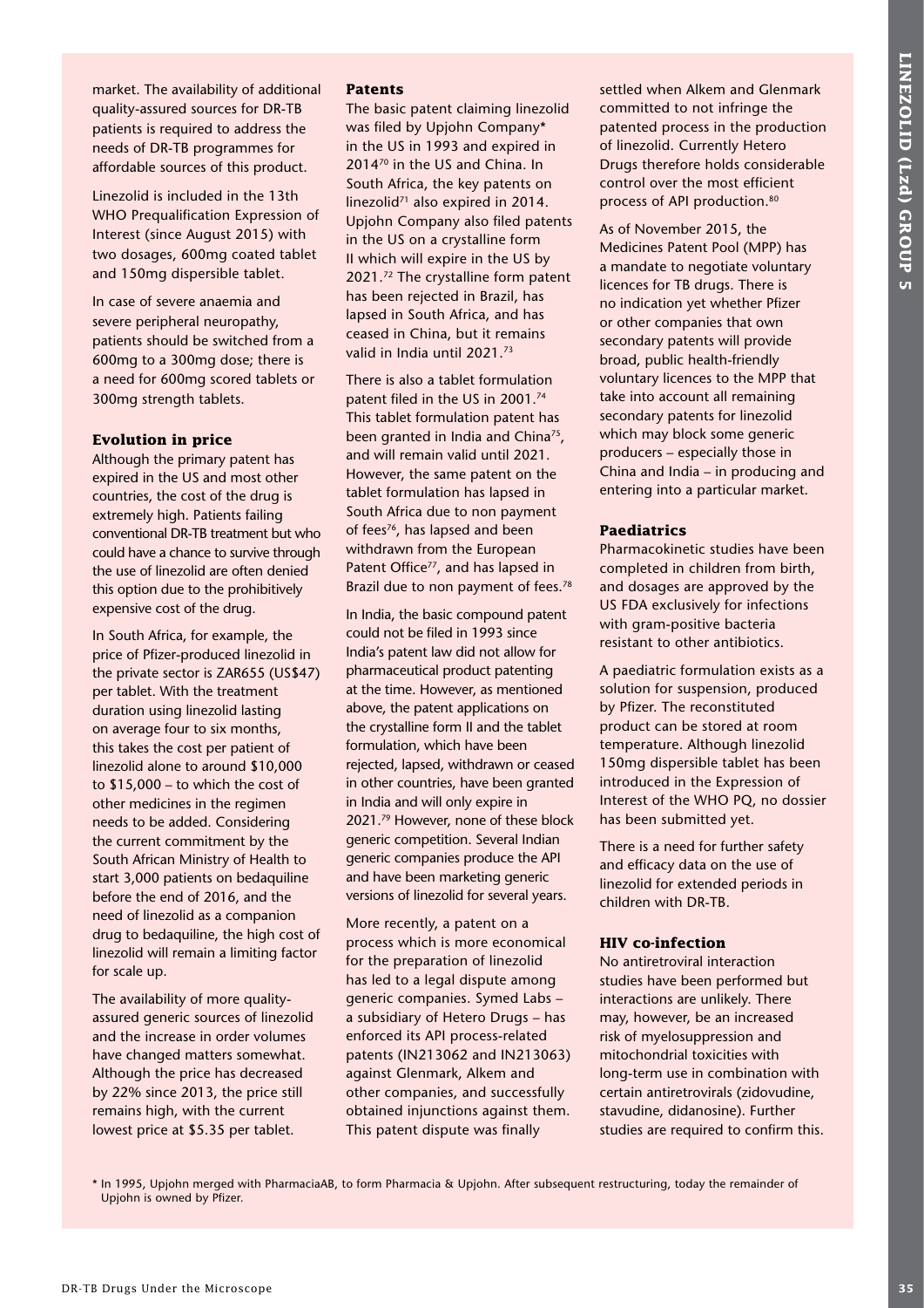market. The availability of additional quality-assured sources for DR-TB patients is required to address the needs of DR-TB programmes for affordable sources of this product.

Linezolid is included in the 13th WHO Prequalification Expression of Interest (since August 2015) with two dosages, 600mg coated tablet and 150mg dispersible tablet.

In case of severe anaemia and severe peripheral neuropathy, patients should be switched from a 600mg to a 300mg dose; there is a need for 600mg scored tablets or 300mg strength tablets.

### Evolution in price

Although the primary patent has expired in the US and most other countries, the cost of the drug is extremely high. Patients failing conventional DR-TB treatment but who could have a chance to survive through the use of linezolid are often denied this option due to the prohibitively expensive cost of the drug.

In South Africa, for example, the price of Pfizer-produced linezolid in the private sector is ZAR655 (US$47) per tablet. With the treatment duration using linezolid lasting on average four to six months, this takes the cost per patient of linezolid alone to around $10,000 to $15,000 – to which the cost of other medicines in the regimen needs to be added. Considering the current commitment by the South African Ministry of Health to start 3,000 patients on bedaquiline before the end of 2016, and the need of linezolid as a companion drug to bedaquiline, the high cost of linezolid will remain a limiting factor for scale up.

The availability of more quality-assured generic sources of linezolid and the increase in order volumes have changed matters somewhat. Although the price has decreased by 22% since 2013, the price still remains high, with the current lowest price at $5.35 per tablet.

### Patents

The basic patent claiming linezolid was filed by Upjohn Company* in the US in 1993 and expired in 2014[70] in the US and China. In South Africa, the key patents on linezolid[71] also expired in 2014. Upjohn Company also filed patents in the US on a crystalline form II which will expire in the US by 2021.[72] The crystalline form patent has been rejected in Brazil, has lapsed in South Africa, and has ceased in China, but it remains valid in India until 2021.[73]

There is also a tablet formulation patent filed in the US in 2001.[74] This tablet formulation patent has been granted in India and China[75], and will remain valid until 2021. However, the same patent on the tablet formulation has lapsed in South Africa due to non payment of fees[76], has lapsed and been withdrawn from the European Patent Office[77], and has lapsed in Brazil due to non payment of fees.[78]

In India, the basic compound patent could not be filed in 1993 since India's patent law did not allow for pharmaceutical product patenting at the time. However, as mentioned above, the patent applications on the crystalline form II and the tablet formulation, which have been rejected, lapsed, withdrawn or ceased in other countries, have been granted in India and will only expire in 2021.[79] However, none of these block generic competition. Several Indian generic companies produce the API and have been marketing generic versions of linezolid for several years.

More recently, a patent on a process which is more economical for the preparation of linezolid has led to a legal dispute among generic companies. Symed Labs – a subsidiary of Hetero Drugs – has enforced its API process-related patents (IN213062 and IN213063) against Glenmark, Alkem and other companies, and successfully obtained injunctions against them. This patent dispute was finally settled when Alkem and Glenmark committed to not infringe the patented process in the production of linezolid. Currently Hetero Drugs therefore holds considerable control over the most efficient process of API production.[80]

As of November 2015, the Medicines Patent Pool (MPP) has a mandate to negotiate voluntary licences for TB drugs. There is no indication yet whether Pfizer or other companies that own secondary patents will provide broad, public health-friendly voluntary licences to the MPP that take into account all remaining secondary patents for linezolid which may block some generic producers – especially those in China and India – in producing and entering into a particular market.

### Paediatrics

Pharmacokinetic studies have been completed in children from birth, and dosages are approved by the US FDA exclusively for infections with gram-positive bacteria resistant to other antibiotics.

A paediatric formulation exists as a solution for suspension, produced by Pfizer. The reconstituted product can be stored at room temperature. Although linezolid 150mg dispersible tablet has been introduced in the Expression of Interest of the WHO PQ, no dossier has been submitted yet.

There is a need for further safety and efficacy data on the use of linezolid for extended periods in children with DR-TB.

### HIV co-infection

No antiretroviral interaction studies have been performed but interactions are unlikely. There may, however, be an increased risk of myelosuppression and mitochondrial toxicities with long-term use in combination with certain antiretrovirals (zidovudine, stavudine, didanosine). Further studies are required to confirm this.

\* In 1995, Upjohn merged with PharmaciaAB, to form Pharmacia & Upjohn. After subsequent restructuring, today the remainder of Upjohn is owned by Pfizer.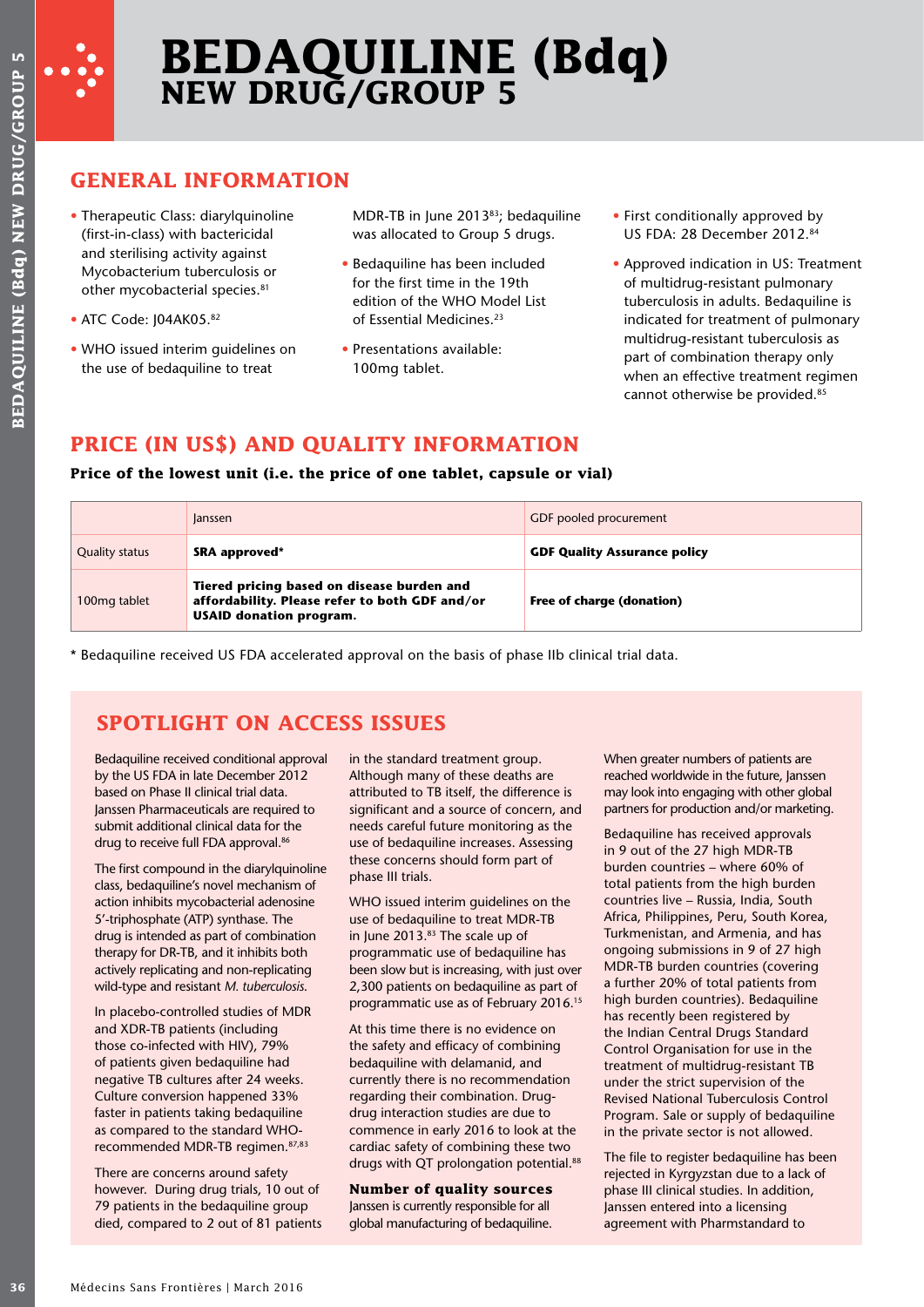# BEDAQUILINE (Bdq)

## NEW DRUG/GROUP 5

## GENERAL INFORMATION

- Therapeutic Class: diarylquinoline (first-in-class) with bactericidal and sterilising activity against Mycobacterium tuberculosis or other mycobacterial species.[81]
- ATC Code: J04AK05.[82]
- WHO issued interim guidelines on the use of bedaquiline to treat MDR-TB in June 2013[83]; bedaquiline was allocated to Group 5 drugs.
- Bedaquiline has been included for the first time in the 19th edition of the WHO Model List of Essential Medicines.[23]
- Presentations available: 100mg tablet.
- First conditionally approved by US FDA: 28 December 2012.[84]
- Approved indication in US: Treatment of multidrug-resistant pulmonary tuberculosis in adults. Bedaquiline is indicated for treatment of pulmonary multidrug-resistant tuberculosis as part of combination therapy only when an effective treatment regimen cannot otherwise be provided.[85]

## PRICE (IN US$) AND QUALITY INFORMATION

**Price of the lowest unit (i.e. the price of one tablet, capsule or vial)**

| | Janssen | GDF pooled procurement |
|---|---|---|
| Quality status | **SRA approved*** | **GDF Quality Assurance policy** |
| 100mg tablet | **Tiered pricing based on disease burden and affordability. Please refer to both GDF and/or USAID donation program.** | **Free of charge (donation)** |

\* Bedaquiline received US FDA accelerated approval on the basis of phase IIb clinical trial data.

## SPOTLIGHT ON ACCESS ISSUES

Bedaquiline received conditional approval by the US FDA in late December 2012 based on Phase II clinical trial data. Janssen Pharmaceuticals are required to submit additional clinical data for the drug to receive full FDA approval.[86]

The first compound in the diarylquinoline class, bedaquiline's novel mechanism of action inhibits mycobacterial adenosine 5'-triphosphate (ATP) synthase. The drug is intended as part of combination therapy for DR-TB, and it inhibits both actively replicating and non-replicating wild-type and resistant *M. tuberculosis*.

In placebo-controlled studies of MDR and XDR-TB patients (including those co-infected with HIV), 79% of patients given bedaquiline had negative TB cultures after 24 weeks. Culture conversion happened 33% faster in patients taking bedaquiline as compared to the standard WHO-recommended MDR-TB regimen.[87,83]

There are concerns around safety however. During drug trials, 10 out of 79 patients in the bedaquiline group died, compared to 2 out of 81 patients in the standard treatment group. Although many of these deaths are attributed to TB itself, the difference is significant and a source of concern, and needs careful future monitoring as the use of bedaquiline increases. Assessing these concerns should form part of phase III trials.

WHO issued interim guidelines on the use of bedaquiline to treat MDR-TB in June 2013.[83] The scale up of programmatic use of bedaquiline has been slow but is increasing, with just over 2,300 patients on bedaquiline as part of programmatic use as of February 2016.[15]

At this time there is no evidence on the safety and efficacy of combining bedaquiline with delamanid, and currently there is no recommendation regarding their combination. Drug-drug interaction studies are due to commence in early 2016 to look at the cardiac safety of combining these two drugs with QT prolongation potential.[88]

### Number of quality sources

Janssen is currently responsible for all global manufacturing of bedaquiline. When greater numbers of patients are reached worldwide in the future, Janssen may look into engaging with other global partners for production and/or marketing.

Bedaquiline has received approvals in 9 out of the 27 high MDR-TB burden countries – where 60% of total patients from the high burden countries live – Russia, India, South Africa, Philippines, Peru, South Korea, Turkmenistan, and Armenia, and has ongoing submissions in 9 of 27 high MDR-TB burden countries (covering a further 20% of total patients from high burden countries). Bedaquiline has recently been registered by the Indian Central Drugs Standard Control Organisation for use in the treatment of multidrug-resistant TB under the strict supervision of the Revised National Tuberculosis Control Program. Sale or supply of bedaquiline in the private sector is not allowed.

The file to register bedaquiline has been rejected in Kyrgyzstan due to a lack of phase III clinical studies. In addition, Janssen entered into a licensing agreement with Pharmstandard to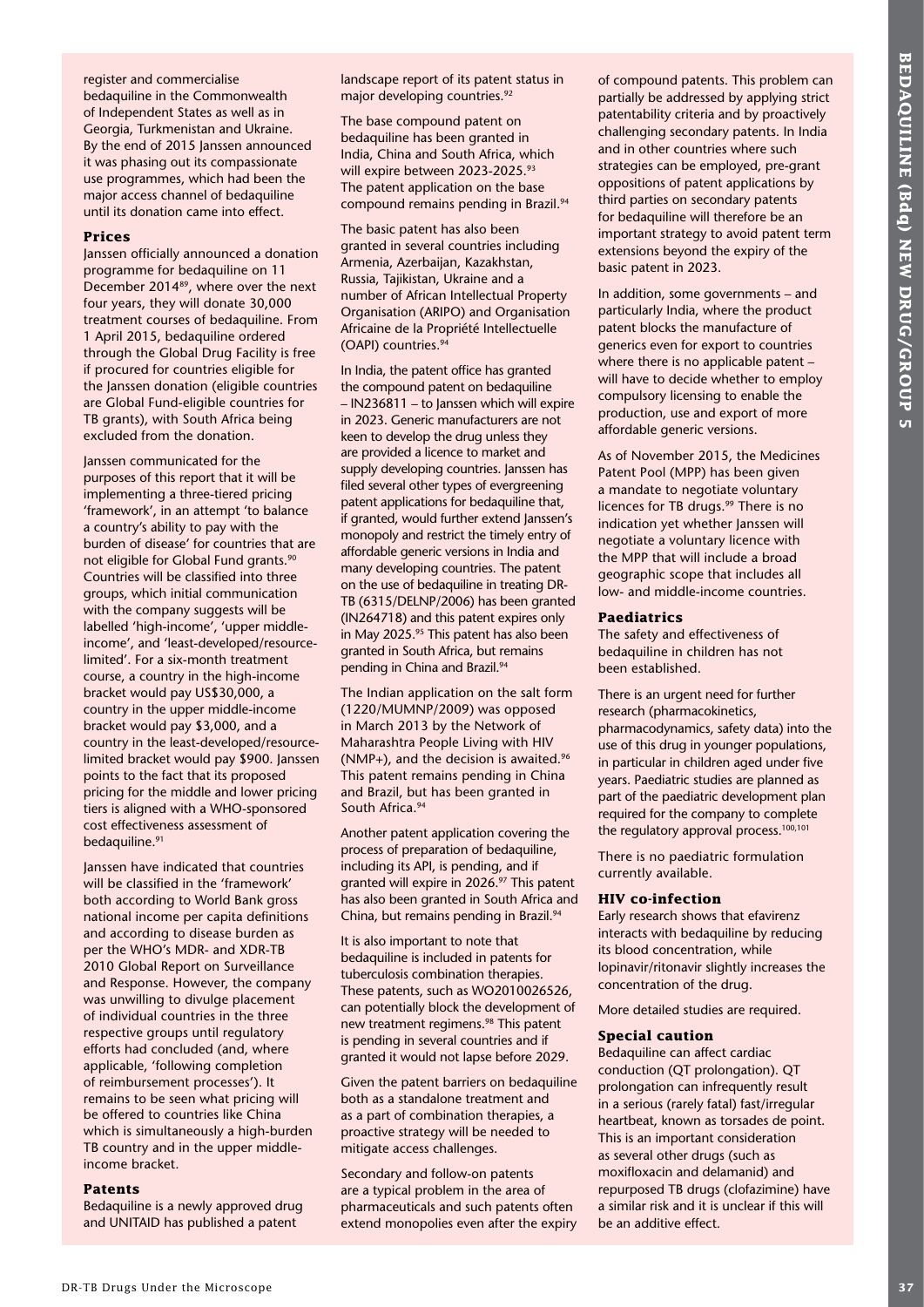register and commercialise bedaquiline in the Commonwealth of Independent States as well as in Georgia, Turkmenistan and Ukraine. By the end of 2015 Janssen announced it was phasing out its compassionate use programmes, which had been the major access channel of bedaquiline until its donation came into effect.

### Prices

Janssen officially announced a donation programme for bedaquiline on 11 December 2014[89], where over the next four years, they will donate 30,000 treatment courses of bedaquiline. From 1 April 2015, bedaquiline ordered through the Global Drug Facility is free if procured for countries eligible for the Janssen donation (eligible countries are Global Fund-eligible countries for TB grants), with South Africa being excluded from the donation.

Janssen communicated for the purposes of this report that it will be implementing a three-tiered pricing 'framework', in an attempt 'to balance a country's ability to pay with the burden of disease' for countries that are not eligible for Global Fund grants.[90] Countries will be classified into three groups, which initial communication with the company suggests will be labelled 'high-income', 'upper middle-income', and 'least-developed/resource-limited'. For a six-month treatment course, a country in the high-income bracket would pay US$30,000, a country in the upper middle-income bracket would pay $3,000, and a country in the least-developed/resource-limited bracket would pay $900. Janssen points to the fact that its proposed pricing for the middle and lower pricing tiers is aligned with a WHO-sponsored cost effectiveness assessment of bedaquiline.[91]

Janssen have indicated that countries will be classified in the 'framework' both according to World Bank gross national income per capita definitions and according to disease burden as per the WHO's MDR- and XDR-TB 2010 Global Report on Surveillance and Response. However, the company was unwilling to divulge placement of individual countries in the three respective groups until regulatory efforts had concluded (and, where applicable, 'following completion of reimbursement processes'). It remains to be seen what pricing will be offered to countries like China which is simultaneously a high-burden TB country and in the upper middle-income bracket.

### Patents

Bedaquiline is a newly approved drug and UNITAID has published a patent landscape report of its patent status in major developing countries.[92]

The base compound patent on bedaquiline has been granted in India, China and South Africa, which will expire between 2023-2025.[93] The patent application on the base compound remains pending in Brazil.[94]

The basic patent has also been granted in several countries including Armenia, Azerbaijan, Kazakhstan, Russia, Tajikistan, Ukraine and a number of African Intellectual Property Organisation (ARIPO) and Organisation Africaine de la Propriété Intellectuelle (OAPI) countries.[94]

In India, the patent office has granted the compound patent on bedaquiline – IN236811 – to Janssen which will expire in 2023. Generic manufacturers are not keen to develop the drug unless they are provided a licence to market and supply developing countries. Janssen has filed several other types of evergreening patent applications for bedaquiline that, if granted, would further extend Janssen's monopoly and restrict the timely entry of affordable generic versions in India and many developing countries. The patent on the use of bedaquiline in treating DR-TB (6315/DELNP/2006) has been granted (IN264718) and this patent expires only in May 2025.[95] This patent has also been granted in South Africa, but remains pending in China and Brazil.[94]

The Indian application on the salt form (1220/MUMNP/2009) was opposed in March 2013 by the Network of Maharashtra People Living with HIV (NMP+), and the decision is awaited.[96] This patent remains pending in China and Brazil, but has been granted in South Africa.[94]

Another patent application covering the process of preparation of bedaquiline, including its API, is pending, and if granted will expire in 2026.[97] This patent has also been granted in South Africa and China, but remains pending in Brazil.[94]

It is also important to note that bedaquiline is included in patents for tuberculosis combination therapies. These patents, such as WO2010026526, can potentially block the development of new treatment regimens.[98] This patent is pending in several countries and if granted it would not lapse before 2029.

Given the patent barriers on bedaquiline both as a standalone treatment and as a part of combination therapies, a proactive strategy will be needed to mitigate access challenges.

Secondary and follow-on patents are a typical problem in the area of pharmaceuticals and such patents often extend monopolies even after the expiry of compound patents. This problem can partially be addressed by applying strict patentability criteria and by proactively challenging secondary patents. In India and in other countries where such strategies can be employed, pre-grant oppositions of patent applications by third parties on secondary patents for bedaquiline will therefore be an important strategy to avoid patent term extensions beyond the expiry of the basic patent in 2023.

In addition, some governments – and particularly India, where the product patent blocks the manufacture of generics even for export to countries where there is no applicable patent – will have to decide whether to employ compulsory licensing to enable the production, use and export of more affordable generic versions.

As of November 2015, the Medicines Patent Pool (MPP) has been given a mandate to negotiate voluntary licences for TB drugs.[99] There is no indication yet whether Janssen will negotiate a voluntary licence with the MPP that will include a broad geographic scope that includes all low- and middle-income countries.

### Paediatrics

The safety and effectiveness of bedaquiline in children has not been established.

There is an urgent need for further research (pharmacokinetics, pharmacodynamics, safety data) into the use of this drug in younger populations, in particular in children aged under five years. Paediatric studies are planned as part of the paediatric development plan required for the company to complete the regulatory approval process.[100,101]

There is no paediatric formulation currently available.

### HIV co-infection

Early research shows that efavirenz interacts with bedaquiline by reducing its blood concentration, while lopinavir/ritonavir slightly increases the concentration of the drug.

More detailed studies are required.

### Special caution

Bedaquiline can affect cardiac conduction (QT prolongation). QT prolongation can infrequently result in a serious (rarely fatal) fast/irregular heartbeat, known as torsades de point. This is an important consideration as several other drugs (such as moxifloxacin and delamanid) and repurposed TB drugs (clofazimine) have a similar risk and it is unclear if this will be an additive effect.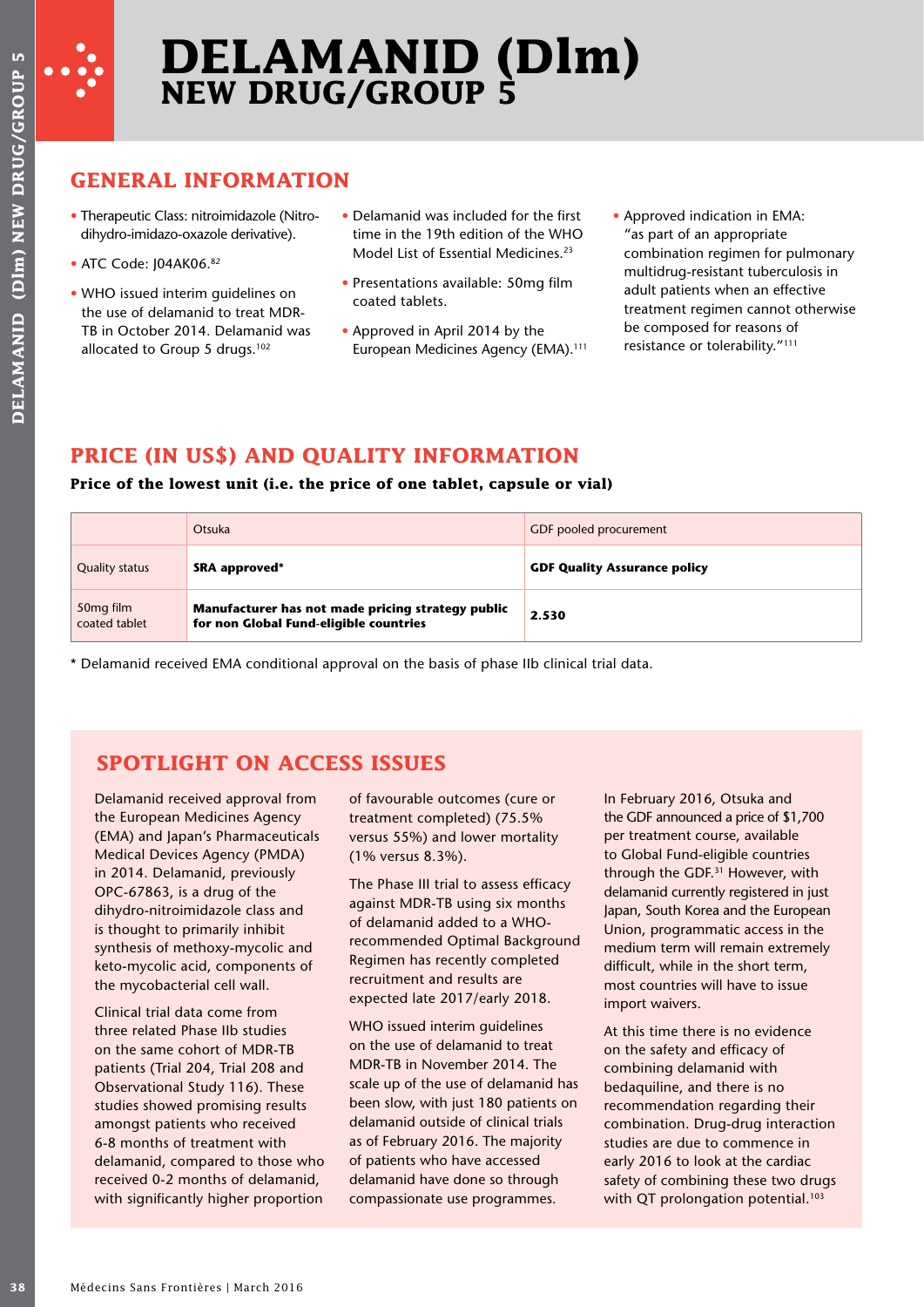# DELAMANID (Dlm)
## NEW DRUG/GROUP 5

## GENERAL INFORMATION

- Therapeutic Class: nitroimidazole (Nitro-dihydro-imidazo-oxazole derivative).
- ATC Code: J04AK06.[82]
- WHO issued interim guidelines on the use of delamanid to treat MDR-TB in October 2014. Delamanid was allocated to Group 5 drugs.[102]
- Delamanid was included for the first time in the 19th edition of the WHO Model List of Essential Medicines.[23]
- Presentations available: 50mg film coated tablets.
- Approved in April 2014 by the European Medicines Agency (EMA).[111]
- Approved indication in EMA: "as part of an appropriate combination regimen for pulmonary multidrug-resistant tuberculosis in adult patients when an effective treatment regimen cannot otherwise be composed for reasons of resistance or tolerability."[111]

## PRICE (IN US$) AND QUALITY INFORMATION

**Price of the lowest unit (i.e. the price of one tablet, capsule or vial)**

| | Otsuka | GDF pooled procurement |
|---|---|---|
| Quality status | **SRA approved*** | **GDF Quality Assurance policy** |
| 50mg film coated tablet | **Manufacturer has not made pricing strategy public for non Global Fund-eligible countries** | **2.530** |

\* Delamanid received EMA conditional approval on the basis of phase IIb clinical trial data.

## SPOTLIGHT ON ACCESS ISSUES

Delamanid received approval from the European Medicines Agency (EMA) and Japan's Pharmaceuticals Medical Devices Agency (PMDA) in 2014. Delamanid, previously OPC-67863, is a drug of the dihydro-nitroimidazole class and is thought to primarily inhibit synthesis of methoxy-mycolic and keto-mycolic acid, components of the mycobacterial cell wall.

Clinical trial data come from three related Phase IIb studies on the same cohort of MDR-TB patients (Trial 204, Trial 208 and Observational Study 116). These studies showed promising results amongst patients who received 6-8 months of treatment with delamanid, compared to those who received 0-2 months of delamanid, with significantly higher proportion of favourable outcomes (cure or treatment completed) (75.5% versus 55%) and lower mortality (1% versus 8.3%).

The Phase III trial to assess efficacy against MDR-TB using six months of delamanid added to a WHO-recommended Optimal Background Regimen has recently completed recruitment and results are expected late 2017/early 2018.

WHO issued interim guidelines on the use of delamanid to treat MDR-TB in November 2014. The scale up of the use of delamanid has been slow, with just 180 patients on delamanid outside of clinical trials as of February 2016. The majority of patients who have accessed delamanid have done so through compassionate use programmes.

In February 2016, Otsuka and the GDF announced a price of $1,700 per treatment course, available to Global Fund-eligible countries through the GDF.[31] However, with delamanid currently registered in just Japan, South Korea and the European Union, programmatic access in the medium term will remain extremely difficult, while in the short term, most countries will have to issue import waivers.

At this time there is no evidence on the safety and efficacy of combining delamanid with bedaquiline, and there is no recommendation regarding their combination. Drug-drug interaction studies are due to commence in early 2016 to look at the cardiac safety of combining these two drugs with QT prolongation potential.[103]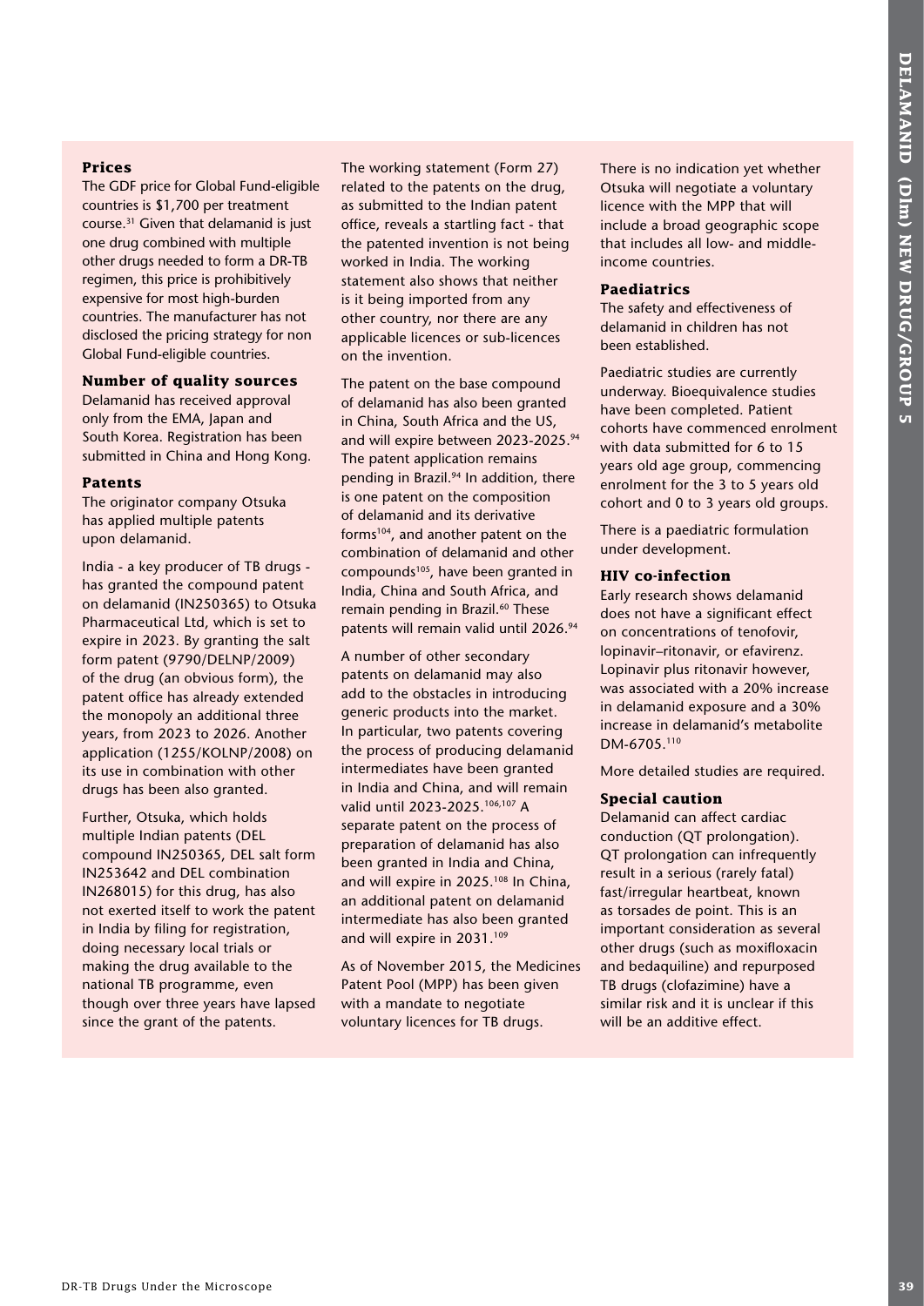### Prices

The GDF price for Global Fund-eligible countries is $1,700 per treatment course.[31] Given that delamanid is just one drug combined with multiple other drugs needed to form a DR-TB regimen, this price is prohibitively expensive for most high-burden countries. The manufacturer has not disclosed the pricing strategy for non Global Fund-eligible countries.

### Number of quality sources

Delamanid has received approval only from the EMA, Japan and South Korea. Registration has been submitted in China and Hong Kong.

### Patents

The originator company Otsuka has applied multiple patents upon delamanid.

India - a key producer of TB drugs - has granted the compound patent on delamanid (IN250365) to Otsuka Pharmaceutical Ltd, which is set to expire in 2023. By granting the salt form patent (9790/DELNP/2009) of the drug (an obvious form), the patent office has already extended the monopoly an additional three years, from 2023 to 2026. Another application (1255/KOLNP/2008) on its use in combination with other drugs has been also granted.

Further, Otsuka, which holds multiple Indian patents (DEL compound IN250365, DEL salt form IN253642 and DEL combination IN268015) for this drug, has also not exerted itself to work the patent in India by filing for registration, doing necessary local trials or making the drug available to the national TB programme, even though over three years have lapsed since the grant of the patents.

The working statement (Form 27) related to the patents on the drug, as submitted to the Indian patent office, reveals a startling fact - that the patented invention is not being worked in India. The working statement also shows that neither is it being imported from any other country, nor there are any applicable licences or sub-licences on the invention.

The patent on the base compound of delamanid has also been granted in China, South Africa and the US, and will expire between 2023-2025.[94] The patent application remains pending in Brazil.[94] In addition, there is one patent on the composition of delamanid and its derivative forms[104], and another patent on the combination of delamanid and other compounds[105], have been granted in India, China and South Africa, and remain pending in Brazil.[60] These patents will remain valid until 2026.[94]

A number of other secondary patents on delamanid may also add to the obstacles in introducing generic products into the market. In particular, two patents covering the process of producing delamanid intermediates have been granted in India and China, and will remain valid until 2023-2025.[106,107] A separate patent on the process of preparation of delamanid has also been granted in India and China, and will expire in 2025.[108] In China, an additional patent on delamanid intermediate has also been granted and will expire in 2031.[109]

As of November 2015, the Medicines Patent Pool (MPP) has been given with a mandate to negotiate voluntary licences for TB drugs.

There is no indication yet whether Otsuka will negotiate a voluntary licence with the MPP that will include a broad geographic scope that includes all low- and middle-income countries.

### Paediatrics

The safety and effectiveness of delamanid in children has not been established.

Paediatric studies are currently underway. Bioequivalence studies have been completed. Patient cohorts have commenced enrolment with data submitted for 6 to 15 years old age group, commencing enrolment for the 3 to 5 years old cohort and 0 to 3 years old groups.

There is a paediatric formulation under development.

### HIV co-infection

Early research shows delamanid does not have a significant effect on concentrations of tenofovir, lopinavir–ritonavir, or efavirenz. Lopinavir plus ritonavir however, was associated with a 20% increase in delamanid exposure and a 30% increase in delamanid's metabolite DM-6705.[110]

More detailed studies are required.

### Special caution

Delamanid can affect cardiac conduction (QT prolongation). QT prolongation can infrequently result in a serious (rarely fatal) fast/irregular heartbeat, known as torsades de point. This is an important consideration as several other drugs (such as moxifloxacin and bedaquiline) and repurposed TB drugs (clofazimine) have a similar risk and it is unclear if this will be an additive effect.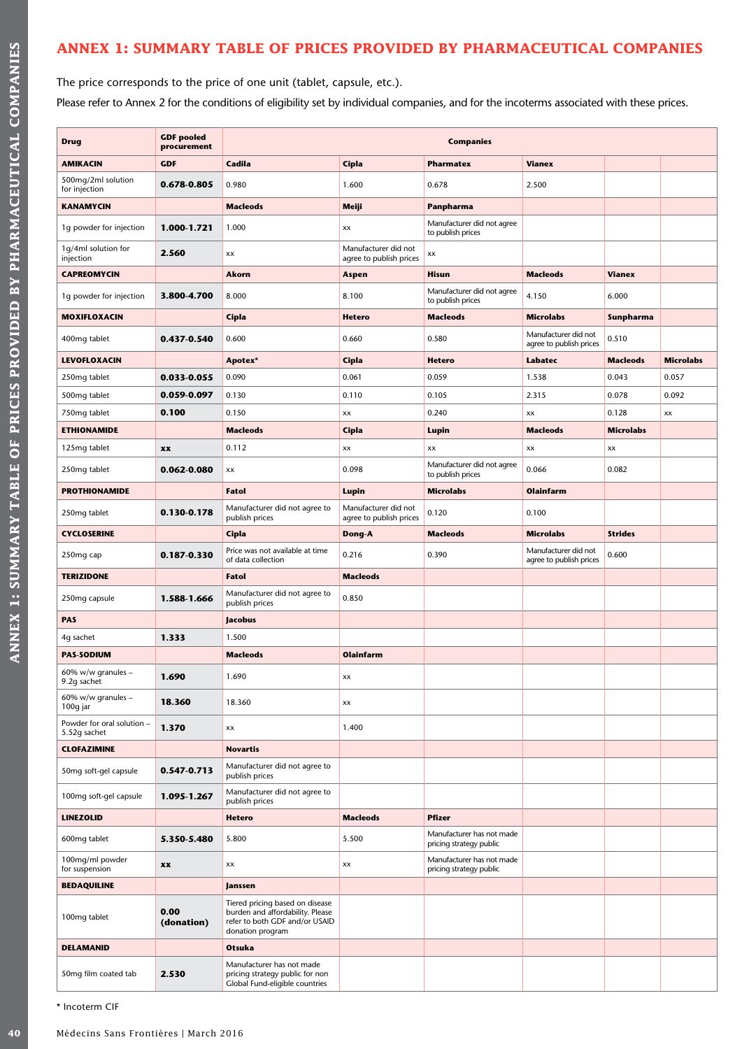# ANNEX 1: SUMMARY TABLE OF PRICES PROVIDED BY PHARMACEUTICAL COMPANIES

The price corresponds to the price of one unit (tablet, capsule, etc.).

Please refer to Annex 2 for the conditions of eligibility set by individual companies, and for the incoterms associated with these prices.

| Drug | GDF pooled procurement | Companies | | | | | |
|---|---|---|---|---|---|---|---|
| **AMIKACIN** | **GDF** | **Cadila** | **Cipla** | **Pharmatex** | **Vianex** | | |
| 500mg/2ml solution for injection | **0.678-0.805** | 0.980 | 1.600 | 0.678 | 2.500 | | |
| **KANAMYCIN** | | **Macleods** | **Meiji** | **Panpharma** | | | |
| 1g powder for injection | **1.000-1.721** | 1.000 | xx | Manufacturer did not agree to publish prices | | | |
| 1g/4ml solution for injection | **2.560** | xx | Manufacturer did not agree to publish prices | xx | | | |
| **CAPREOMYCIN** | | **Akorn** | **Aspen** | **Hisun** | **Macleods** | **Vianex** | |
| 1g powder for injection | **3.800-4.700** | 8.000 | 8.100 | Manufacturer did not agree to publish prices | 4.150 | 6.000 | |
| **MOXIFLOXACIN** | | **Cipla** | **Hetero** | **Macleods** | **Microlabs** | **Sunpharma** | |
| 400mg tablet | **0.437-0.540** | 0.600 | 0.660 | 0.580 | Manufacturer did not agree to publish prices | 0.510 | |
| **LEVOFLOXACIN** | | **Apotex*** | **Cipla** | **Hetero** | **Labatec** | **Macleods** | **Microlabs** |
| 250mg tablet | **0.033-0.055** | 0.090 | 0.061 | 0.059 | 1.538 | 0.043 | 0.057 |
| 500mg tablet | **0.059-0.097** | 0.130 | 0.110 | 0.105 | 2.315 | 0.078 | 0.092 |
| 750mg tablet | **0.100** | 0.150 | xx | 0.240 | xx | 0.128 | xx |
| **ETHIONAMIDE** | | **Macleods** | **Cipla** | **Lupin** | **Macleods** | **Microlabs** | |
| 125mg tablet | **xx** | 0.112 | xx | xx | xx | xx | |
| 250mg tablet | **0.062-0.080** | xx | 0.098 | Manufacturer did not agree to publish prices | 0.066 | 0.082 | |
| **PROTHIONAMIDE** | | **Fatol** | **Lupin** | **Microlabs** | **Olainfarm** | | |
| 250mg tablet | **0.130-0.178** | Manufacturer did not agree to publish prices | Manufacturer did not agree to publish prices | 0.120 | 0.100 | | |
| **CYCLOSERINE** | | **Cipla** | **Dong-A** | **Macleods** | **Microlabs** | **Strides** | |
| 250mg cap | **0.187-0.330** | Price was not available at time of data collection | 0.216 | 0.390 | Manufacturer did not agree to publish prices | 0.600 | |
| **TERIZIDONE** | | **Fatol** | **Macleods** | | | | |
| 250mg capsule | **1.588-1.666** | Manufacturer did not agree to publish prices | 0.850 | | | | |
| **PAS** | | **Jacobus** | | | | | |
| 4g sachet | **1.333** | 1.500 | | | | | |
| **PAS-SODIUM** | | **Macleods** | **Olainfarm** | | | | |
| 60% w/w granules – 9.2g sachet | **1.690** | 1.690 | xx | | | | |
| 60% w/w granules – 100g jar | **18.360** | 18.360 | xx | | | | |
| Powder for oral solution – 5.52g sachet | **1.370** | xx | 1.400 | | | | |
| **CLOFAZIMINE** | | **Novartis** | | | | | |
| 50mg soft-gel capsule | **0.547-0.713** | Manufacturer did not agree to publish prices | | | | | |
| 100mg soft-gel capsule | **1.095-1.267** | Manufacturer did not agree to publish prices | | | | | |
| **LINEZOLID** | | **Hetero** | **Macleods** | **Pfizer** | | | |
| 600mg tablet | **5.350-5.480** | 5.800 | 5.500 | Manufacturer has not made pricing strategy public | | | |
| 100mg/ml powder for suspension | **xx** | xx | xx | Manufacturer has not made pricing strategy public | | | |
| **BEDAQUILINE** | | **Janssen** | | | | | |
| 100mg tablet | **0.00 (donation)** | Tiered pricing based on disease burden and affordability. Please refer to both GDF and/or USAID donation program | | | | | |
| **DELAMANID** | | **Otsuka** | | | | | |
| 50mg film coated tab | **2.530** | Manufacturer has not made pricing strategy public for non Global Fund-eligible countries | | | | | |

* Incoterm CIF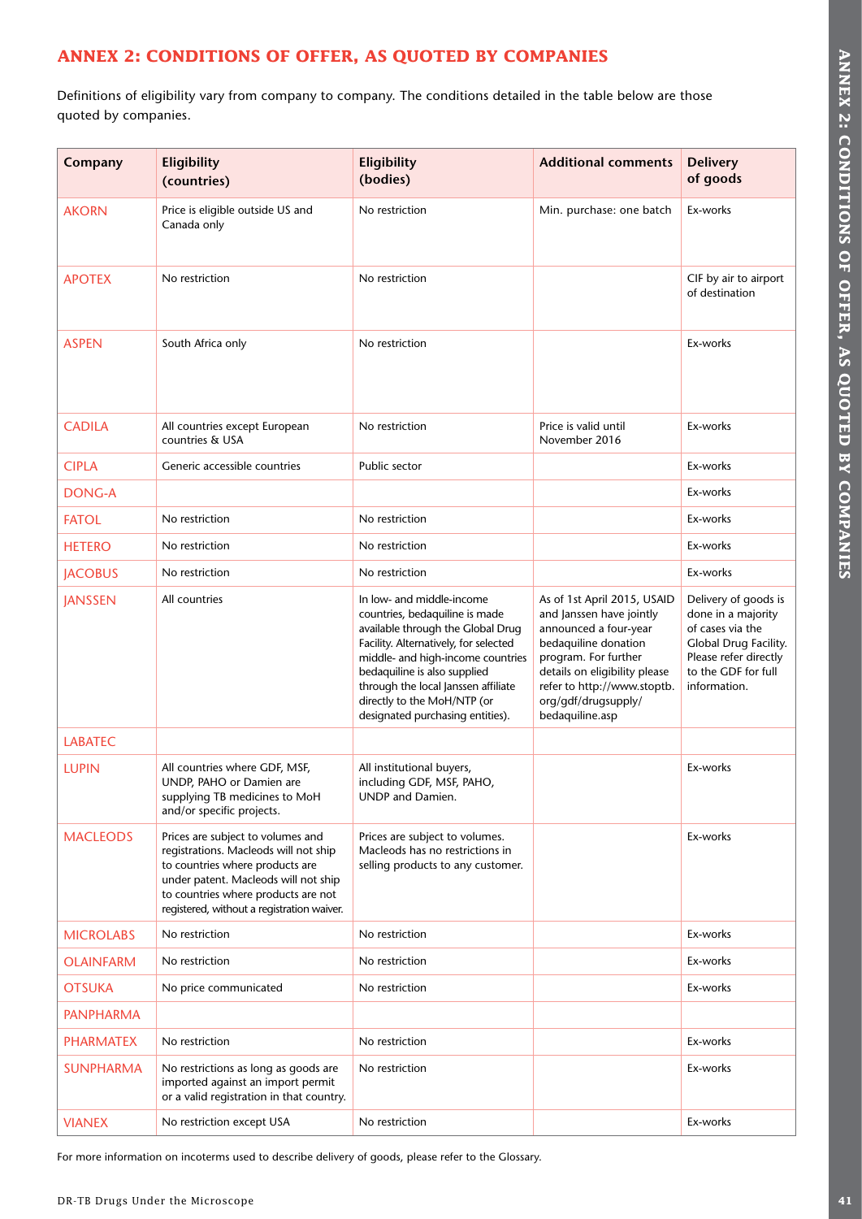## ANNEX 2: CONDITIONS OF OFFER, AS QUOTED BY COMPANIES

Definitions of eligibility vary from company to company. The conditions detailed in the table below are those quoted by companies.

| Company | Eligibility (countries) | Eligibility (bodies) | Additional comments | Delivery of goods |
|---|---|---|---|---|
| AKORN | Price is eligible outside US and Canada only | No restriction | Min. purchase: one batch | Ex-works |
| APOTEX | No restriction | No restriction | | CIF by air to airport of destination |
| ASPEN | South Africa only | No restriction | | Ex-works |
| CADILA | All countries except European countries & USA | No restriction | Price is valid until November 2016 | Ex-works |
| CIPLA | Generic accessible countries | Public sector | | Ex-works |
| DONG-A | | | | Ex-works |
| FATOL | No restriction | No restriction | | Ex-works |
| HETERO | No restriction | No restriction | | Ex-works |
| JACOBUS | No restriction | No restriction | | Ex-works |
| JANSSEN | All countries | In low- and middle-income countries, bedaquiline is made available through the Global Drug Facility. Alternatively, for selected middle- and high-income countries bedaquiline is also supplied through the local Janssen affiliate directly to the MoH/NTP (or designated purchasing entities). | As of 1st April 2015, USAID and Janssen have jointly announced a four-year bedaquiline donation program. For further details on eligibility please refer to http://www.stoptb.org/gdf/drugsupply/bedaquiline.asp | Delivery of goods is done in a majority of cases via the Global Drug Facility. Please refer directly to the GDF for full information. |
| LABATEC | | | | |
| LUPIN | All countries where GDF, MSF, UNDP, PAHO or Damien are supplying TB medicines to MoH and/or specific projects. | All institutional buyers, including GDF, MSF, PAHO, UNDP and Damien. | | Ex-works |
| MACLEODS | Prices are subject to volumes and registrations. Macleods will not ship to countries where products are under patent. Macleods will not ship to countries where products are not registered, without a registration waiver. | Prices are subject to volumes. Macleods has no restrictions in selling products to any customer. | | Ex-works |
| MICROLABS | No restriction | No restriction | | Ex-works |
| OLAINFARM | No restriction | No restriction | | Ex-works |
| OTSUKA | No price communicated | No restriction | | Ex-works |
| PANPHARMA | | | | |
| PHARMATEX | No restriction | No restriction | | Ex-works |
| SUNPHARMA | No restrictions as long as goods are imported against an import permit or a valid registration in that country. | No restriction | | Ex-works |
| VIANEX | No restriction except USA | No restriction | | Ex-works |

For more information on incoterms used to describe delivery of goods, please refer to the Glossary.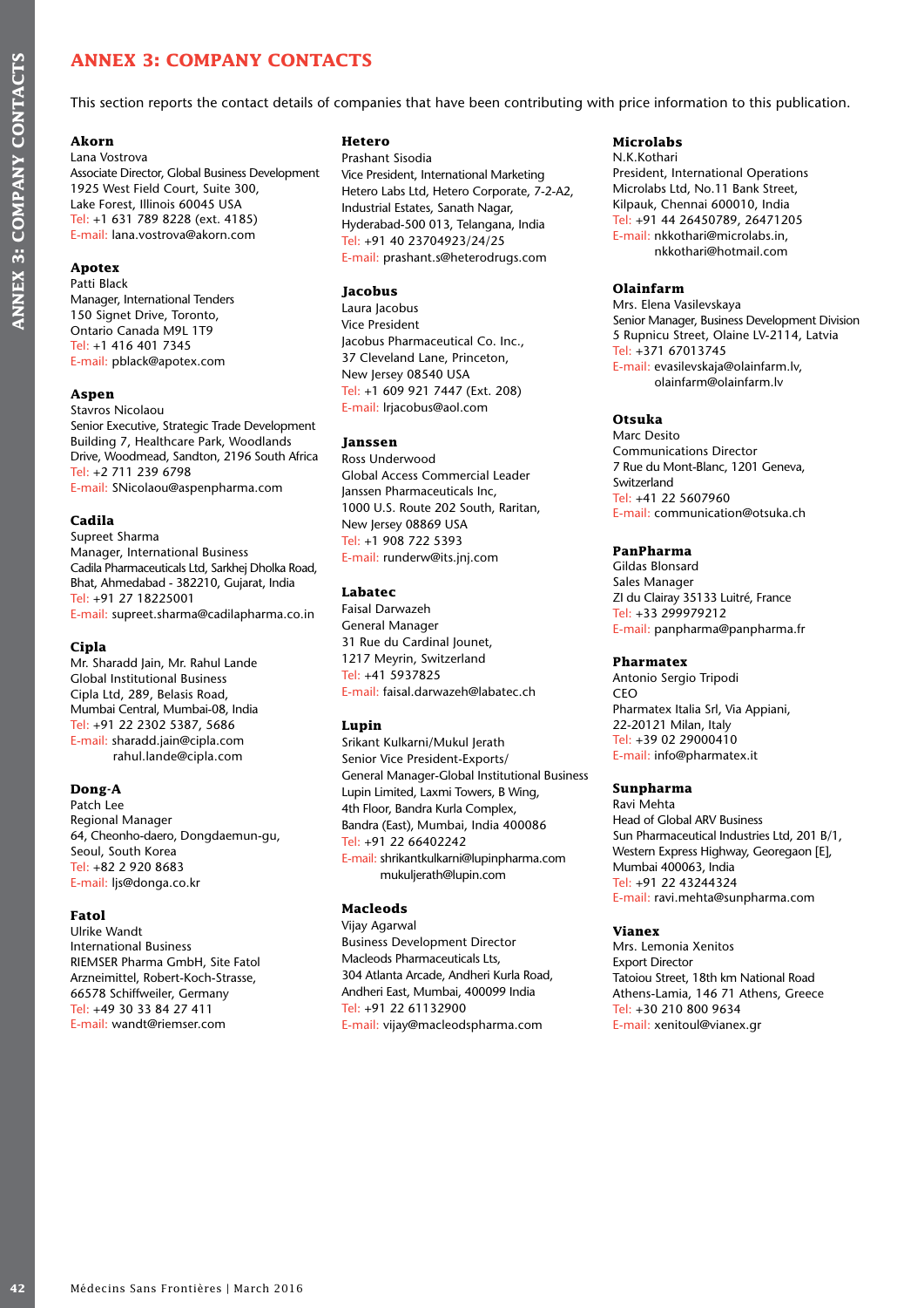## ANNEX 3: COMPANY CONTACTS

This section reports the contact details of companies that have been contributing with price information to this publication.

**Akorn**
Lana Vostrova
Associate Director, Global Business Development
1925 West Field Court, Suite 300,
Lake Forest, Illinois 60045 USA
Tel: +1 631 789 8228 (ext. 4185)
E-mail: lana.vostrova@akorn.com

**Apotex**
Patti Black
Manager, International Tenders
150 Signet Drive, Toronto,
Ontario Canada M9L 1T9
Tel: +1 416 401 7345
E-mail: pblack@apotex.com

**Aspen**
Stavros Nicolaou
Senior Executive, Strategic Trade Development
Building 7, Healthcare Park, Woodlands
Drive, Woodmead, Sandton, 2196 South Africa
Tel: +2 711 239 6798
E-mail: SNicolaou@aspenpharma.com

**Cadila**
Supreet Sharma
Manager, International Business
Cadila Pharmaceuticals Ltd, Sarkhej Dholka Road,
Bhat, Ahmedabad - 382210, Gujarat, India
Tel: +91 27 18225001
E-mail: supreet.sharma@cadilapharma.co.in

**Cipla**
Mr. Sharadd Jain, Mr. Rahul Lande
Global Institutional Business
Cipla Ltd, 289, Belasis Road,
Mumbai Central, Mumbai-08, India
Tel: +91 22 2302 5387, 5686
E-mail: sharadd.jain@cipla.com
rahul.lande@cipla.com

**Dong-A**
Patch Lee
Regional Manager
64, Cheonho-daero, Dongdaemun-gu,
Seoul, South Korea
Tel: +82 2 920 8683
E-mail: ljs@donga.co.kr

**Fatol**
Ulrike Wandt
International Business
RIEMSER Pharma GmbH, Site Fatol
Arzneimittel, Robert-Koch-Strasse,
66578 Schiffweiler, Germany
Tel: +49 30 33 84 27 411
E-mail: wandt@riemser.com

**Hetero**
Prashant Sisodia
Vice President, International Marketing
Hetero Labs Ltd, Hetero Corporate, 7-2-A2,
Industrial Estates, Sanath Nagar,
Hyderabad-500 013, Telangana, India
Tel: +91 40 23704923/24/25
E-mail: prashant.s@heterodrugs.com

**Jacobus**
Laura Jacobus
Vice President
Jacobus Pharmaceutical Co. Inc.,
37 Cleveland Lane, Princeton,
New Jersey 08540 USA
Tel: +1 609 921 7447 (Ext. 208)
E-mail: lrjacobus@aol.com

**Janssen**
Ross Underwood
Global Access Commercial Leader
Janssen Pharmaceuticals Inc,
1000 U.S. Route 202 South, Raritan,
New Jersey 08869 USA
Tel: +1 908 722 5393
E-mail: runderw@its.jnj.com

**Labatec**
Faisal Darwazeh
General Manager
31 Rue du Cardinal Jounet,
1217 Meyrin, Switzerland
Tel: +41 5937825
E-mail: faisal.darwazeh@labatec.ch

**Lupin**
Srikant Kulkarni/Mukul Jerath
Senior Vice President-Exports/
General Manager-Global Institutional Business
Lupin Limited, Laxmi Towers, B Wing,
4th Floor, Bandra Kurla Complex,
Bandra (East), Mumbai, India 400086
Tel: +91 22 66402242
E-mail: shrikantkulkarni@lupinpharma.com
mukuljerath@lupin.com

**Macleods**
Vijay Agarwal
Business Development Director
Macleods Pharmaceuticals Lts,
304 Atlanta Arcade, Andheri Kurla Road,
Andheri East, Mumbai, 400099 India
Tel: +91 22 61132900
E-mail: vijay@macleodspharma.com

**Microlabs**
N.K.Kothari
President, International Operations
Microlabs Ltd, No.11 Bank Street,
Kilpauk, Chennai 600010, India
Tel: +91 44 26450789, 26471205
E-mail: nkkothari@microlabs.in,
nkkothari@hotmail.com

**Olainfarm**
Mrs. Elena Vasilevskaya
Senior Manager, Business Development Division
5 Rupnicu Street, Olaine LV-2114, Latvia
Tel: +371 67013745
E-mail: evasilevskaja@olainfarm.lv,
olainfarm@olainfarm.lv

**Otsuka**
Marc Desito
Communications Director
7 Rue du Mont-Blanc, 1201 Geneva,
Switzerland
Tel: +41 22 5607960
E-mail: communication@otsuka.ch

**PanPharma**
Gildas Blonsard
Sales Manager
ZI du Clairay 35133 Luitré, France
Tel: +33 299979212
E-mail: panpharma@panpharma.fr

**Pharmatex**
Antonio Sergio Tripodi
CEO
Pharmatex Italia Srl, Via Appiani,
22-20121 Milan, Italy
Tel: +39 02 29000410
E-mail: info@pharmatex.it

**Sunpharma**
Ravi Mehta
Head of Global ARV Business
Sun Pharmaceutical Industries Ltd, 201 B/1,
Western Express Highway, Georegaon [E],
Mumbai 400063, India
Tel: +91 22 43244324
E-mail: ravi.mehta@sunpharma.com

**Vianex**
Mrs. Lemonia Xenitos
Export Director
Tatoiou Street, 18th km National Road
Athens-Lamia, 146 71 Athens, Greece
Tel: +30 210 800 9634
E-mail: xenitoul@vianex.gr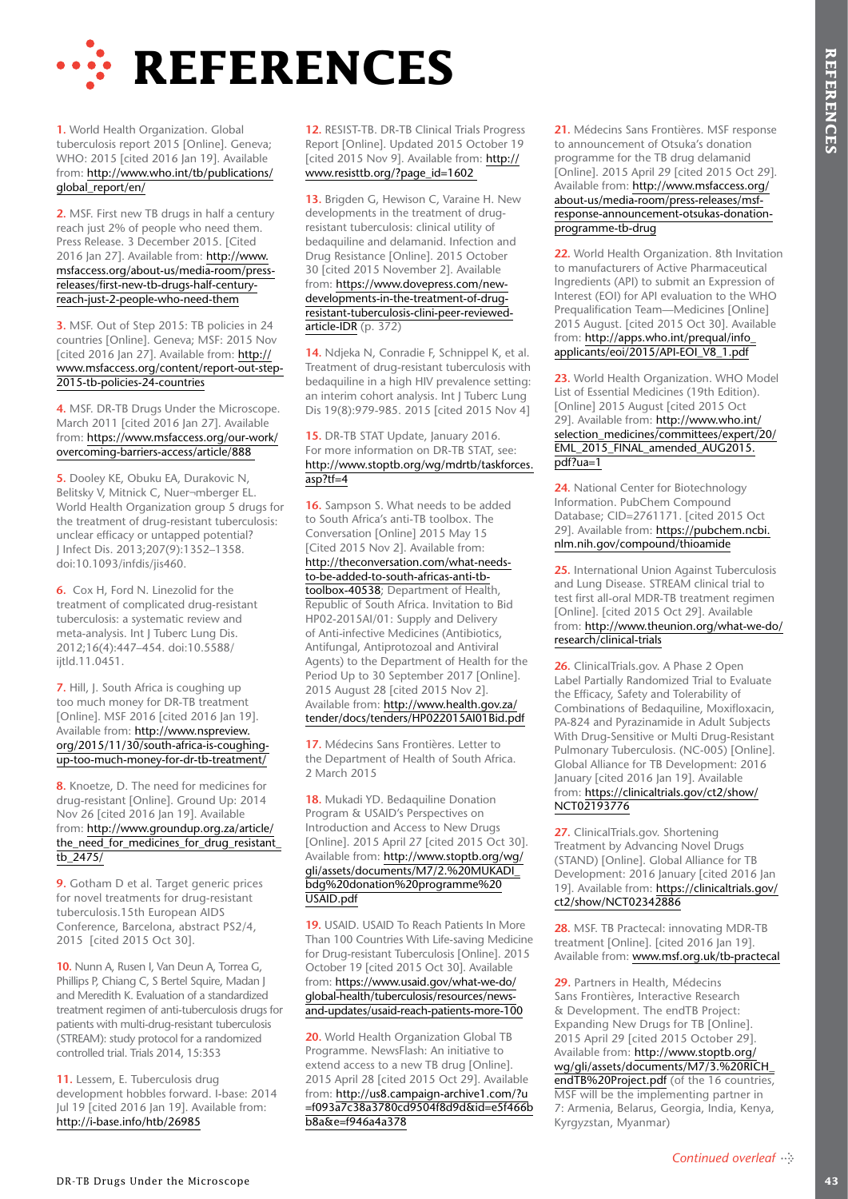# REFERENCES

1. World Health Organization. Global tuberculosis report 2015 [Online]. Geneva; WHO: 2015 [cited 2016 Jan 19]. Available from: http://www.who.int/tb/publications/global_report/en/

2. MSF. First new TB drugs in half a century reach just 2% of people who need them. Press Release. 3 December 2015. [Cited 2016 Jan 27]. Available from: http://www.msfaccess.org/about-us/media-room/press-releases/first-new-tb-drugs-half-century-reach-just-2-people-who-need-them

3. MSF. Out of Step 2015: TB policies in 24 countries [Online]. Geneva; MSF: 2015 Nov [cited 2016 Jan 27]. Available from: http://www.msfaccess.org/content/report-out-step-2015-tb-policies-24-countries

4. MSF. DR-TB Drugs Under the Microscope. March 2011 [cited 2016 Jan 27]. Available from: https://www.msfaccess.org/our-work/overcoming-barriers-access/article/888

5. Dooley KE, Obuku EA, Durakovic N, Belitsky V, Mitnick C, Nuer¬mberger EL. World Health Organization group 5 drugs for the treatment of drug-resistant tuberculosis: unclear efficacy or untapped potential? J Infect Dis. 2013;207(9):1352–1358. doi:10.1093/infdis/jis460.

6. Cox H, Ford N. Linezolid for the treatment of complicated drug-resistant tuberculosis: a systematic review and meta-analysis. Int J Tuberc Lung Dis. 2012;16(4):447–454. doi:10.5588/ijtld.11.0451.

7. Hill, J. South Africa is coughing up too much money for DR-TB treatment [Online]. MSF 2016 [cited 2016 Jan 19]. Available from: http://www.nspreview.org/2015/11/30/south-africa-is-coughing-up-too-much-money-for-dr-tb-treatment/

8. Knoetze, D. The need for medicines for drug-resistant [Online]. Ground Up: 2014 Nov 26 [cited 2016 Jan 19]. Available from: http://www.groundup.org.za/article/the_need_for_medicines_for_drug_resistant_tb_2475/

9. Gotham D et al. Target generic prices for novel treatments for drug-resistant tuberculosis.15th European AIDS Conference, Barcelona, abstract PS2/4, 2015 [cited 2015 Oct 30].

10. Nunn A, Rusen I, Van Deun A, Torrea G, Phillips P, Chiang C, S Bertel Squire, Madan J and Meredith K. Evaluation of a standardized treatment regimen of anti-tuberculosis drugs for patients with multi-drug-resistant tuberculosis (STREAM): study protocol for a randomized controlled trial. Trials 2014, 15:353

11. Lessem, E. Tuberculosis drug development hobbles forward. I-base: 2014 Jul 19 [cited 2016 Jan 19]. Available from: http://i-base.info/htb/26985

12. RESIST-TB. DR-TB Clinical Trials Progress Report [Online]. Updated 2015 October 19 [cited 2015 Nov 9]. Available from: http://www.resisttb.org/?page_id=1602

13. Brigden G, Hewison C, Varaine H. New developments in the treatment of drug-resistant tuberculosis: clinical utility of bedaquiline and delamanid. Infection and Drug Resistance [Online]. 2015 October 30 [cited 2015 November 2]. Available from: https://www.dovepress.com/new-developments-in-the-treatment-of-drug-resistant-tuberculosis-clini-peer-reviewed-article-IDR (p. 372)

14. Ndjeka N, Conradie F, Schnippel K, et al. Treatment of drug-resistant tuberculosis with bedaquiline in a high HIV prevalence setting: an interim cohort analysis. Int J Tuberc Lung Dis 19(8):979-985. 2015 [cited 2015 Nov 4]

15. DR-TB STAT Update, January 2016. For more information on DR-TB STAT, see: http://www.stoptb.org/wg/mdrtb/taskforces.asp?tf=4

16. Sampson S. What needs to be added to South Africa's anti-TB toolbox. The Conversation [Online] 2015 May 15 [Cited 2015 Nov 2]. Available from: http://theconversation.com/what-needs-to-be-added-to-south-africas-anti-tb-toolbox-40538; Department of Health, Republic of South Africa. Invitation to Bid HP02-2015AI/01: Supply and Delivery of Anti-infective Medicines (Antibiotics, Antifungal, Antiprotozoal and Antiviral Agents) to the Department of Health for the Period Up to 30 September 2017 [Online]. 2015 August 28 [cited 2015 Nov 2]. Available from: http://www.health.gov.za/tender/docs/tenders/HP022015AI01Bid.pdf

17. Médecins Sans Frontières. Letter to the Department of Health of South Africa. 2 March 2015

18. Mukadi YD. Bedaquiline Donation Program & USAID's Perspectives on Introduction and Access to New Drugs [Online]. 2015 April 27 [cited 2015 Oct 30]. Available from: http://www.stoptb.org/wg/gli/assets/documents/M7/2.%20MUKADI_bdg%20donation%20programme%20USAID.pdf

19. USAID. USAID To Reach Patients In More Than 100 Countries With Life-saving Medicine for Drug-resistant Tuberculosis [Online]. 2015 October 19 [cited 2015 Oct 30]. Available from: https://www.usaid.gov/what-we-do/global-health/tuberculosis/resources/news-and-updates/usaid-reach-patients-more-100

20. World Health Organization Global TB Programme. NewsFlash: An initiative to extend access to a new TB drug [Online]. 2015 April 28 [cited 2015 Oct 29]. Available from: http://us8.campaign-archive1.com/?u=f093a7c38a3780cd9504f8d9d&id=e5f466bb8a&e=f946a4a378

21. Médecins Sans Frontières. MSF response to announcement of Otsuka's donation programme for the TB drug delamanid [Online]. 2015 April 29 [cited 2015 Oct 29]. Available from: http://www.msfaccess.org/about-us/media-room/press-releases/msf-response-announcement-otsukas-donation-programme-tb-drug

22. World Health Organization. 8th Invitation to manufacturers of Active Pharmaceutical Ingredients (API) to submit an Expression of Interest (EOI) for API evaluation to the WHO Prequalification Team—Medicines [Online] 2015 August. [cited 2015 Oct 30]. Available from: http://apps.who.int/prequal/info_applicants/eoi/2015/API-EOI_V8_1.pdf

23. World Health Organization. WHO Model List of Essential Medicines (19th Edition). [Online] 2015 August [cited 2015 Oct 29]. Available from: http://www.who.int/selection_medicines/committees/expert/20/EML_2015_FINAL_amended_AUG2015.pdf?ua=1

24. National Center for Biotechnology Information. PubChem Compound Database; CID=2761171. [cited 2015 Oct 29]. Available from: https://pubchem.ncbi.nlm.nih.gov/compound/thioamide

25. International Union Against Tuberculosis and Lung Disease. STREAM clinical trial to test first all-oral MDR-TB treatment regimen [Online]. [cited 2015 Oct 29]. Available from: http://www.theunion.org/what-we-do/research/clinical-trials

26. ClinicalTrials.gov. A Phase 2 Open Label Partially Randomized Trial to Evaluate the Efficacy, Safety and Tolerability of Combinations of Bedaquiline, Moxifloxacin, PA-824 and Pyrazinamide in Adult Subjects With Drug-Sensitive or Multi Drug-Resistant Pulmonary Tuberculosis. (NC-005) [Online]. Global Alliance for TB Development: 2016 January [cited 2016 Jan 19]. Available from: https://clinicaltrials.gov/ct2/show/NCT02193776

27. ClinicalTrials.gov. Shortening Treatment by Advancing Novel Drugs (STAND) [Online]. Global Alliance for TB Development: 2016 January [cited 2016 Jan 19]. Available from: https://clinicaltrials.gov/ct2/show/NCT02342886

28. MSF. TB Practecal: innovating MDR-TB treatment [Online]. [cited 2016 Jan 19]. Available from: www.msf.org.uk/tb-practecal

29. Partners in Health, Médecins Sans Frontières, Interactive Research & Development. The endTB Project: Expanding New Drugs for TB [Online]. 2015 April 29 [cited 2015 October 29]. Available from: http://www.stoptb.org/wg/gli/assets/documents/M7/3.%20RICH_endTB%20Project.pdf (of the 16 countries, MSF will be the implementing partner in 7: Armenia, Belarus, Georgia, India, Kenya, Kyrgyzstan, Myanmar)

*Continued overleaf*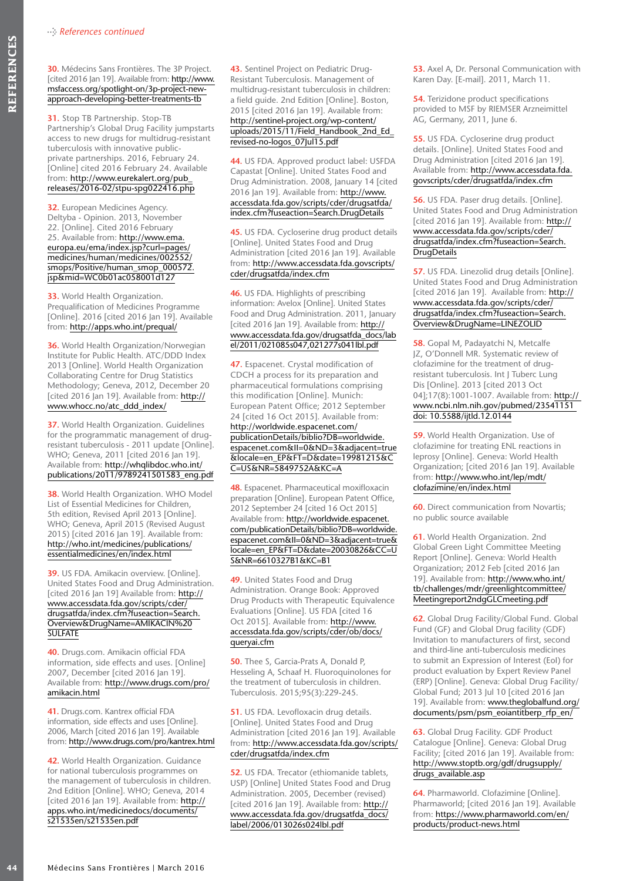*References continued*

**30.** Médecins Sans Frontières. The 3P Project. [cited 2016 Jan 19]. Available from: http://www.msfaccess.org/spotlight-on/3p-project-new-approach-developing-better-treatments-tb

**31.** Stop TB Partnership. Stop-TB Partnership's Global Drug Facility jumpstarts access to new drugs for multidrug-resistant tuberculosis with innovative public-private partnerships. 2016, February 24. [Online] cited 2016 February 24. Available from: http://www.eurekalert.org/pub_releases/2016-02/stpu-spg022416.php

**32.** European Medicines Agency. Deltyba - Opinion. 2013, November 22. [Online]. Cited 2016 February 25. Available from: http://www.ema.europa.eu/ema/index.jsp?curl=pages/medicines/human/medicines/002552/smops/Positive/human_smop_000572.jsp&mid=WC0b01ac058001d127

**33.** World Health Organization. Prequalification of Medicines Programme [Online]. 2016 [cited 2016 Jan 19]. Available from: http://apps.who.int/prequal/

**36.** World Health Organization/Norwegian Institute for Public Health. ATC/DDD Index 2013 [Online]. World Health Organization Collaborating Centre for Drug Statistics Methodology; Geneva, 2012, December 20 [cited 2016 Jan 19]. Available from: http://www.whocc.no/atc_ddd_index/

**37.** World Health Organization. Guidelines for the programmatic management of drug-resistant tuberculosis - 2011 update [Online]. WHO; Geneva, 2011 [cited 2016 Jan 19]. Available from: http://whqlibdoc.who.int/publications/2011/9789241501583_eng.pdf

**38.** World Health Organization. WHO Model List of Essential Medicines for Children, 5th edition, Revised April 2013 [Online]. WHO; Geneva, April 2015 (Revised August 2015) [cited 2016 Jan 19]. Available from: http://who.int/medicines/publications/essentialmedicines/en/index.html

**39.** US FDA. Amikacin overview. [Online]. United States Food and Drug Administration. [cited 2016 Jan 19] Available from: http://www.accessdata.fda.gov/scripts/cder/drugsatfda/index.cfm?fuseaction=Search.Overview&DrugName=AMIKACIN%20SULFATE

**40.** Drugs.com. Amikacin official FDA information, side effects and uses. [Online] 2007, December [cited 2016 Jan 19]. Available from: http://www.drugs.com/pro/amikacin.html

**41.** Drugs.com. Kantrex official FDA information, side effects and uses [Online]. 2006, March [cited 2016 Jan 19]. Available from: http://www.drugs.com/pro/kantrex.html

**42.** World Health Organization. Guidance for national tuberculosis programmes on the management of tuberculosis in children. 2nd Edition [Online]. WHO; Geneva, 2014 [cited 2016 Jan 19]. Available from: http://apps.who.int/medicinedocs/documents/s21535en/s21535en.pdf

**43.** Sentinel Project on Pediatric Drug-Resistant Tuberculosis. Management of multidrug-resistant tuberculosis in children: a field guide. 2nd Edition [Online]. Boston, 2015 [cited 2016 Jan 19]. Available from: http://sentinel-project.org/wp-content/uploads/2015/11/Field_Handbook_2nd_Ed_revised-no-logos_07Jul15.pdf

**44.** US FDA. Approved product label: USFDA Capastat [Online]. United States Food and Drug Administration. 2008, January 14 [cited 2016 Jan 19]. Available from: http://www.accessdata.fda.gov/scripts/cder/drugsatfda/index.cfm?fuseaction=Search.DrugDetails

**45.** US FDA. Cycloserine drug product details [Online]. United States Food and Drug Administration [cited 2016 Jan 19]. Available from: http://www.accessdata.fda.govscripts/cder/drugsatfda/index.cfm

**46.** US FDA. Highlights of prescribing information: Avelox [Online]. United States Food and Drug Administration. 2011, January [cited 2016 Jan 19]. Available from: http://www.accessdata.fda.gov/drugsatfda_docs/label/2011/021085s047,021277s041lbl.pdf

**47.** Espacenet. Crystal modification of CDCH a process for its preparation and pharmaceutical formulations comprising this modification [Online]. Munich: European Patent Office; 2012 September 24 [cited 16 Oct 2015]. Available from: http://worldwide.espacenet.com/publicationDetails/biblio?DB=worldwide.espacenet.com&II=0&ND=3&adjacent=true&locale=en_EP&FT=D&date=19981215&CC=US&NR=5849752A&KC=A

**48.** Espacenet. Pharmaceutical moxifloxacin preparation [Online]. European Patent Office, 2012 September 24 [cited 16 Oct 2015] Available from: http://worldwide.espacenet.com/publicationDetails/biblio?DB=worldwide.espacenet.com&II=0&ND=3&adjacent=true&locale=en_EP&FT=D&date=20030826&CC=US&NR=6610327B1&KC=B1

**49.** United States Food and Drug Administration. Orange Book: Approved Drug Products with Therapeutic Equivalence Evaluations [Online]. US FDA [cited 16 Oct 2015]. Available from: http://www.accessdata.fda.gov/scripts/cder/ob/docs/queryai.cfm

**50.** Thee S, Garcia-Prats A, Donald P, Hesseling A, Schaaf H. Fluoroquinolones for the treatment of tuberculosis in children. Tuberculosis. 2015;95(3):229-245.

**51.** US FDA. Levofloxacin drug details. [Online]. United States Food and Drug Administration [cited 2016 Jan 19]. Available from: http://www.accessdata.fda.gov/scripts/cder/drugsatfda/index.cfm

**52.** US FDA. Trecator (ethiomanide tablets, USP) [Online] United States Food and Drug Administration. 2005, December (revised) [cited 2016 Jan 19]. Available from: http://www.accessdata.fda.gov/drugsatfda_docs/label/2006/013026s024lbl.pdf

**53.** Axel A, Dr. Personal Communication with Karen Day. [E-mail]. 2011, March 11.

**54.** Terizidone product specifications provided to MSF by RIEMSER Arzneimittel AG, Germany, 2011, June 6.

**55.** US FDA. Cycloserine drug product details. [Online]. United States Food and Drug Administration [cited 2016 Jan 19]. Available from: http://www.accessdata.fda.govscripts/cder/drugsatfda/index.cfm

**56.** US FDA. Paser drug details. [Online]. United States Food and Drug Administration [cited 2016 Jan 19]. Available from: http://www.accessdata.fda.gov/scripts/cder/drugsatfda/index.cfm?fuseaction=Search.DrugDetails

**57.** US FDA. Linezolid drug details [Online]. United States Food and Drug Administration [cited 2016 Jan 19]. Available from: http://www.accessdata.fda.gov/scripts/cder/drugsatfda/index.cfm?fuseaction=Search.Overview&DrugName=LINEZOLID

**58.** Gopal M, Padayatchi N, Metcalfe JZ, O'Donnell MR. Systematic review of clofazimine for the treatment of drug-resistant tuberculosis. Int J Tuberc Lung Dis [Online]. 2013 [cited 2013 Oct 04];17(8):1001-1007. Available from: http://www.ncbi.nlm.nih.gov/pubmed/23541151 doi: 10.5588/ijtld.12.0144

**59.** World Health Organization. Use of clofazimine for treating ENL reactions in leprosy [Online]. Geneva: World Health Organization; [cited 2016 Jan 19]. Available from: http://www.who.int/lep/mdt/clofazimine/en/index.html

**60.** Direct communication from Novartis; no public source available

**61.** World Health Organization. 2nd Global Green Light Committee Meeting Report [Online]. Geneva: World Health Organization; 2012 Feb [cited 2016 Jan 19]. Available from: http://www.who.int/tb/challenges/mdr/greenlightcommittee/Meetingreport2ndGLCmeeting.pdf

**62.** Global Drug Facility/Global Fund. Global Fund (GF) and Global Drug facility (GDF) Invitation to manufacturers of first, second and third-line anti-tuberculosis medicines to submit an Expression of Interest (EoI) for product evaluation by Expert Review Panel (ERP) [Online]. Geneva: Global Drug Facility/Global Fund; 2013 Jul 10 [cited 2016 Jan 19]. Available from: www.theglobalfund.org/documents/psm/psm_eoiantitberp_rfp_en/

**63.** Global Drug Facility. GDF Product Catalogue [Online]. Geneva: Global Drug Facility; [cited 2016 Jan 19]. Available from: http://www.stoptb.org/gdf/drugsupply/drugs_available.asp

**64.** Pharmaworld. Clofazimine [Online]. Pharmaworld; [cited 2016 Jan 19]. Available from: https://www.pharmaworld.com/en/products/product-news.html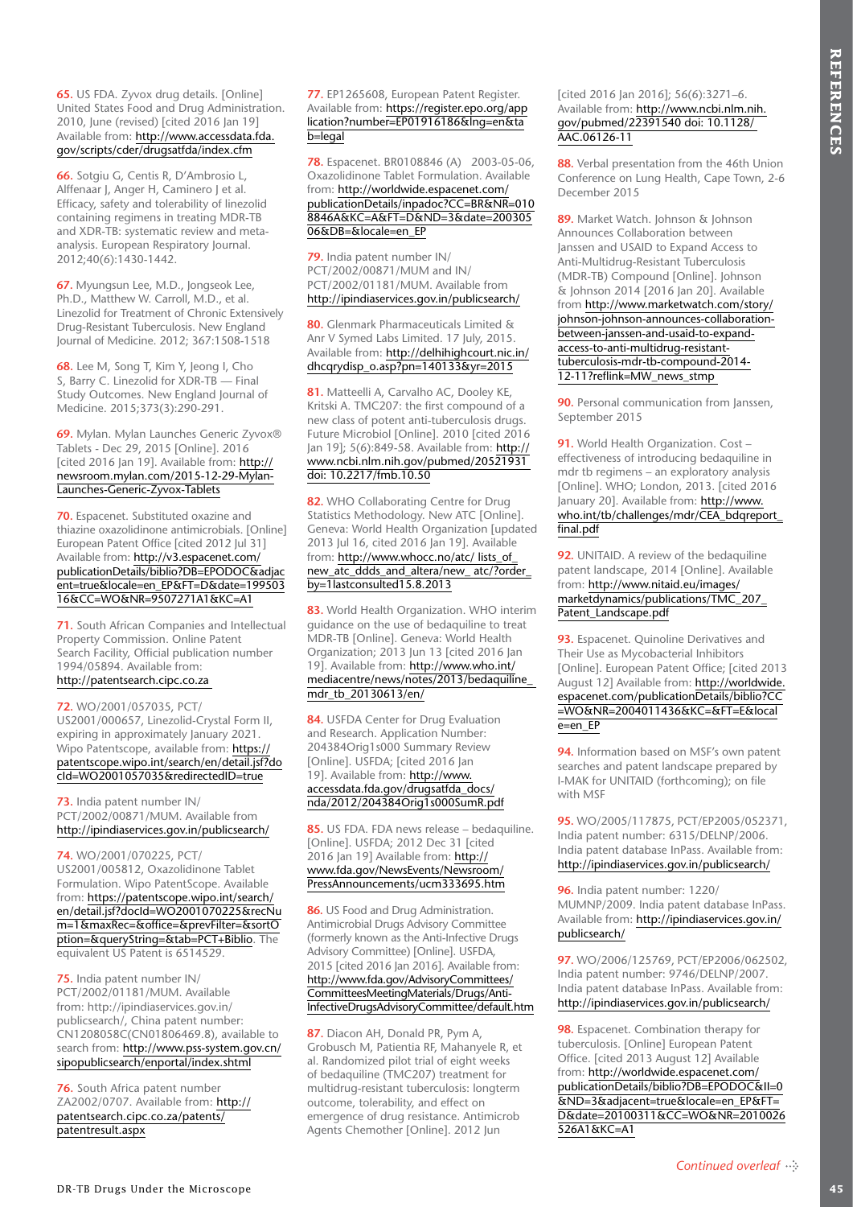**65.** US FDA. Zyvox drug details. [Online] United States Food and Drug Administration. 2010, June (revised) [cited 2016 Jan 19] Available from: http://www.accessdata.fda.gov/scripts/cder/drugsatfda/index.cfm

**66.** Sotgiu G, Centis R, D'Ambrosio L, Alffenaar J, Anger H, Caminero J et al. Efficacy, safety and tolerability of linezolid containing regimens in treating MDR-TB and XDR-TB: systematic review and meta-analysis. European Respiratory Journal. 2012;40(6):1430-1442.

**67.** Myungsun Lee, M.D., Jongseok Lee, Ph.D., Matthew W. Carroll, M.D., et al. Linezolid for Treatment of Chronic Extensively Drug-Resistant Tuberculosis. New England Journal of Medicine. 2012; 367:1508-1518

**68.** Lee M, Song T, Kim Y, Jeong I, Cho S, Barry C. Linezolid for XDR-TB — Final Study Outcomes. New England Journal of Medicine. 2015;373(3):290-291.

**69.** Mylan. Mylan Launches Generic Zyvox® Tablets - Dec 29, 2015 [Online]. 2016 [cited 2016 Jan 19]. Available from: http://newsroom.mylan.com/2015-12-29-Mylan-Launches-Generic-Zyvox-Tablets

**70.** Espacenet. Substituted oxazine and thiazine oxazolidinone antimicrobials. [Online] European Patent Office [cited 2012 Jul 31] Available from: http://v3.espacenet.com/publicationDetails/biblio?DB=EPODOC&adjacent=true&locale=en_EP&FT=D&date=19950316&CC=WO&NR=9507271A1&KC=A1

**71.** South African Companies and Intellectual Property Commission. Online Patent Search Facility, Official publication number 1994/05894. Available from: http://patentsearch.cipc.co.za

**72.** WO/2001/057035, PCT/US2001/000657, Linezolid-Crystal Form II, expiring in approximately January 2021. Wipo Patentscope, available from: https://patentscope.wipo.int/search/en/detail.jsf?docId=WO2001057035&redirectedID=true

**73.** India patent number IN/PCT/2002/00871/MUM. Available from http://ipindiaservices.gov.in/publicsearch/

**74.** WO/2001/070225, PCT/US2001/005812, Oxazolidinone Tablet Formulation. Wipo PatentScope. Available from: https://patentscope.wipo.int/search/en/detail.jsf?docId=WO2001070225&recNum=1&maxRec=&office=&prevFilter=&sortOption=&queryString=&tab=PCT+Biblio. The equivalent US Patent is 6514529.

**75.** India patent number IN/PCT/2002/01181/MUM. Available from: http://ipindiaservices.gov.in/publicsearch/, China patent number: CN1208058C(CN01806469.8), available to search from: http://www.pss-system.gov.cn/sipopublicsearch/enportal/index.shtml

**76.** South Africa patent number ZA2002/0707. Available from: http://patentsearch.cipc.co.za/patents/patentresult.aspx

**77.** EP1265608, European Patent Register. Available from: https://register.epo.org/application?number=EP01916186&lng=en&tab=legal

**78.** Espacenet. BR0108846 (A) 2003-05-06, Oxazolidinone Tablet Formulation. Available from: http://worldwide.espacenet.com/publicationDetails/inpadoc?CC=BR&NR=0108846A&KC=A&FT=D&ND=3&date=20030506&DB=&locale=en_EP

**79.** India patent number IN/PCT/2002/00871/MUM and IN/PCT/2002/01181/MUM. Available from http://ipindiaservices.gov.in/publicsearch/

**80.** Glenmark Pharmaceuticals Limited & Anr V Symed Labs Limited. 17 July, 2015. Available from: http://delhihighcourt.nic.in/dhcqrydisp_o.asp?pn=140133&yr=2015

**81.** Matteelli A, Carvalho AC, Dooley KE, Kritski A. TMC207: the first compound of a new class of potent anti-tuberculosis drugs. Future Microbiol [Online]. 2010 [cited 2016 Jan 19]; 5(6):849-58. Available from: http://www.ncbi.nlm.nih.gov/pubmed/20521931 doi: 10.2217/fmb.10.50

**82.** WHO Collaborating Centre for Drug Statistics Methodology. New ATC [Online]. Geneva: World Health Organization [updated 2013 Jul 16, cited 2016 Jan 19]. Available from: http://www.whocc.no/atc/ lists_of_new_atc_ddds_and_altera/new_ atc/?order_by=1lastconsulted15.8.2013

**83.** World Health Organization. WHO interim guidance on the use of bedaquiline to treat MDR-TB [Online]. Geneva: World Health Organization; 2013 Jun 13 [cited 2016 Jan 19]. Available from: http://www.who.int/mediacentre/news/notes/2013/bedaquiline_mdr_tb_20130613/en/

**84.** USFDA Center for Drug Evaluation and Research. Application Number: 204384Orig1s000 Summary Review [Online]. USFDA; [cited 2016 Jan 19]. Available from: http://www.accessdata.fda.gov/drugsatfda_docs/nda/2012/204384Orig1s000SumR.pdf

**85.** US FDA. FDA news release – bedaquiline. [Online]. USFDA; 2012 Dec 31 [cited 2016 Jan 19] Available from: http://www.fda.gov/NewsEvents/Newsroom/PressAnnouncements/ucm333695.htm

**86.** US Food and Drug Administration. Antimicrobial Drugs Advisory Committee (formerly known as the Anti-Infective Drugs Advisory Committee) [Online]. USFDA, 2015 [cited 2016 Jan 2016]. Available from: http://www.fda.gov/AdvisoryCommittees/CommitteesMeetingMaterials/Drugs/Anti-InfectiveDrugsAdvisoryCommittee/default.htm

**87.** Diacon AH, Donald PR, Pym A, Grobusch M, Patientia RF, Mahanyele R, et al. Randomized pilot trial of eight weeks of bedaquiline (TMC207) treatment for multidrug-resistant tuberculosis: longterm outcome, tolerability, and effect on emergence of drug resistance. Antimicrob Agents Chemother [Online]. 2012 Jun [cited 2016 Jan 2016]; 56(6):3271–6. Available from: http://www.ncbi.nlm.nih.gov/pubmed/22391540 doi: 10.1128/AAC.06126-11

**88.** Verbal presentation from the 46th Union Conference on Lung Health, Cape Town, 2-6 December 2015

**89.** Market Watch. Johnson & Johnson Announces Collaboration between Janssen and USAID to Expand Access to Anti-Multidrug-Resistant Tuberculosis (MDR-TB) Compound [Online]. Johnson & Johnson 2014 [2016 Jan 20]. Available from http://www.marketwatch.com/story/johnson-johnson-announces-collaboration-between-janssen-and-usaid-to-expand-access-to-anti-multidrug-resistant-tuberculosis-mdr-tb-compound-2014-12-11?reflink=MW_news_stmp

**90.** Personal communication from Janssen, September 2015

**91.** World Health Organization. Cost – effectiveness of introducing bedaquiline in mdr tb regimens – an exploratory analysis [Online]. WHO; London, 2013. [cited 2016 January 20]. Available from: http://www.who.int/tb/challenges/mdr/CEA_bdqreport_final.pdf

**92.** UNITAID. A review of the bedaquiline patent landscape, 2014 [Online]. Available from: http://www.nitaid.eu/images/marketdynamics/publications/TMC_207_Patent_Landscape.pdf

**93.** Espacenet. Quinoline Derivatives and Their Use as Mycobacterial Inhibitors [Online]. European Patent Office; [cited 2013 August 12] Available from: http://worldwide.espacenet.com/publicationDetails/biblio?CC=WO&NR=2004011436&KC=&FT=E&locale=en_EP

**94.** Information based on MSF's own patent searches and patent landscape prepared by I-MAK for UNITAID (forthcoming); on file with MSF

**95.** WO/2005/117875, PCT/EP2005/052371, India patent number: 6315/DELNP/2006. India patent database InPass. Available from: http://ipindiaservices.gov.in/publicsearch/

**96.** India patent number: 1220/MUMNP/2009. India patent database InPass. Available from: http://ipindiaservices.gov.in/publicsearch/

**97.** WO/2006/125769, PCT/EP2006/062502, India patent number: 9746/DELNP/2007. India patent database InPass. Available from: http://ipindiaservices.gov.in/publicsearch/

**98.** Espacenet. Combination therapy for tuberculosis. [Online] European Patent Office. [cited 2013 August 12] Available from: http://worldwide.espacenet.com/publicationDetails/biblio?DB=EPODOC&II=0&ND=3&adjacent=true&locale=en_EP&FT=D&date=20100311&CC=WO&NR=2010026526A1&KC=A1

*Continued overleaf*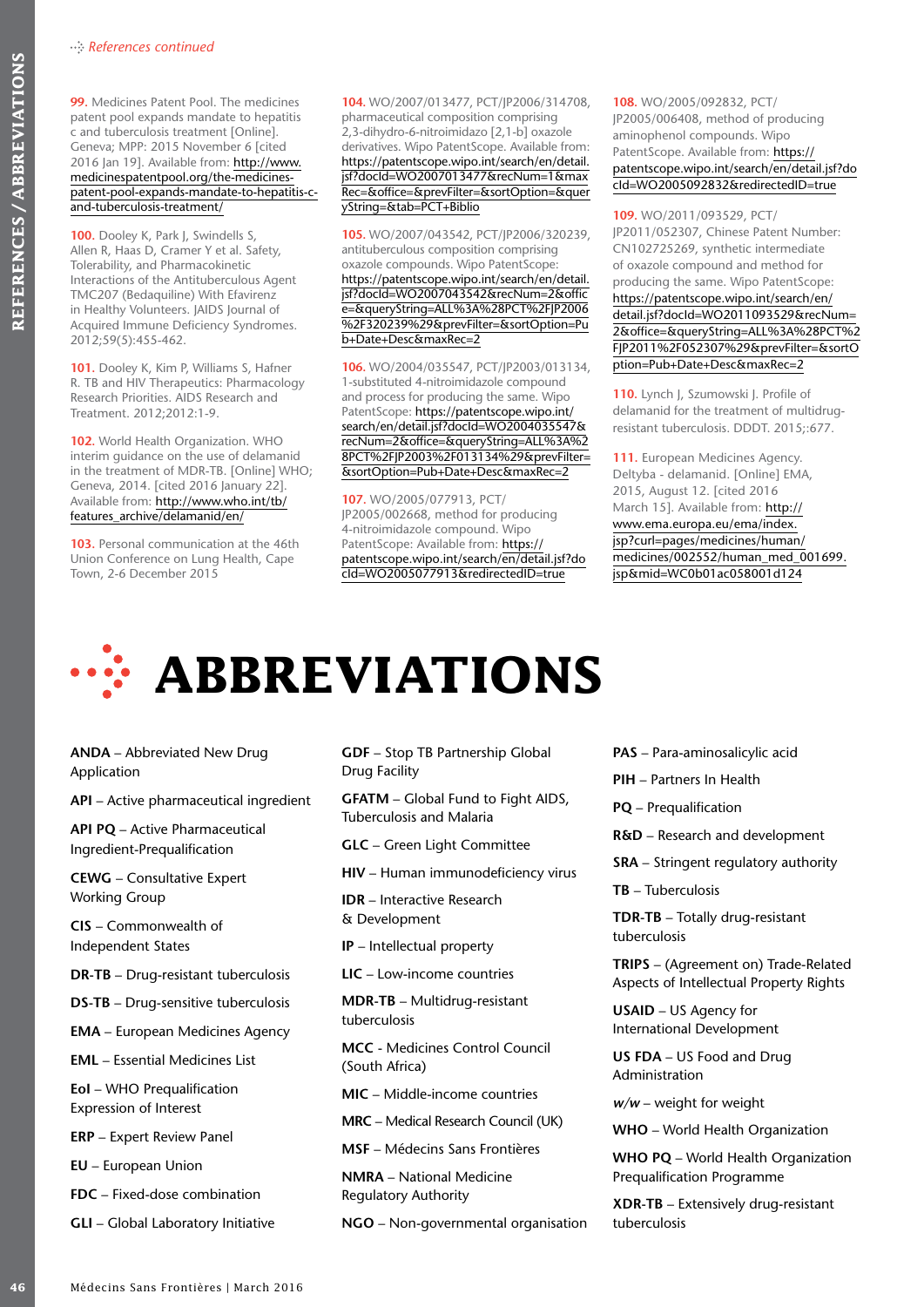*References continued*

**99.** Medicines Patent Pool. The medicines patent pool expands mandate to hepatitis c and tuberculosis treatment [Online]. Geneva; MPP: 2015 November 6 [cited 2016 Jan 19]. Available from: http://www.medicinespatentpool.org/the-medicines-patent-pool-expands-mandate-to-hepatitis-c-and-tuberculosis-treatment/

**100.** Dooley K, Park J, Swindells S, Allen R, Haas D, Cramer Y et al. Safety, Tolerability, and Pharmacokinetic Interactions of the Antituberculous Agent TMC207 (Bedaquiline) With Efavirenz in Healthy Volunteers. JAIDS Journal of Acquired Immune Deficiency Syndromes. 2012;59(5):455-462.

**101.** Dooley K, Kim P, Williams S, Hafner R. TB and HIV Therapeutics: Pharmacology Research Priorities. AIDS Research and Treatment. 2012;2012:1-9.

**102.** World Health Organization. WHO interim guidance on the use of delamanid in the treatment of MDR-TB. [Online] WHO; Geneva, 2014. [cited 2016 January 22]. Available from: http://www.who.int/tb/features_archive/delamanid/en/

**103.** Personal communication at the 46th Union Conference on Lung Health, Cape Town, 2-6 December 2015

**104.** WO/2007/013477, PCT/JP2006/314708, pharmaceutical composition comprising 2,3-dihydro-6-nitroimidazo [2,1-b] oxazole derivatives. Wipo PatentScope. Available from: https://patentscope.wipo.int/search/en/detail.jsf?docId=WO2007013477&recNum=1&maxRec=&office=&prevFilter=&sortOption=&queryString=&tab=PCT+Biblio

**105.** WO/2007/043542, PCT/JP2006/320239, antituberculous composition comprising oxazole compounds. Wipo PatentScope: https://patentscope.wipo.int/search/en/detail.jsf?docId=WO2007043542&recNum=2&office=&queryString=ALL%3A%28PCT%2FJP2006%2F320239%29&prevFilter=&sortOption=Pub+Date+Desc&maxRec=2

**106.** WO/2004/035547, PCT/JP2003/013134, 1-substituted 4-nitroimidazole compound and process for producing the same. Wipo PatentScope: https://patentscope.wipo.int/search/en/detail.jsf?docId=WO2004035547&recNum=2&office=&queryString=ALL%3A%28PCT%2FJP2003%2F013134%29&prevFilter=&sortOption=Pub+Date+Desc&maxRec=2

**107.** WO/2005/077913, PCT/JP2005/002668, method for producing 4-nitroimidazole compound. Wipo PatentScope. Available from: https://patentscope.wipo.int/search/en/detail.jsf?docId=WO2005077913&redirectedID=true

**108.** WO/2005/092832, PCT/JP2005/006408, method of producing aminophenol compounds. Wipo PatentScope. Available from: https://patentscope.wipo.int/search/en/detail.jsf?docId=WO2005092832&redirectedID=true

**109.** WO/2011/093529, PCT/JP2011/052307, Chinese Patent Number: CN102725269, synthetic intermediate of oxazole compound and method for producing the same. Wipo PatentScope: https://patentscope.wipo.int/search/en/detail.jsf?docId=WO2011093529&recNum=2&office=&queryString=ALL%3A%28PCT%2FJP2011%2F052307%29&prevFilter=&sortOption=Pub+Date+Desc&maxRec=2

**110.** Lynch J, Szumowski J. Profile of delamanid for the treatment of multidrug-resistant tuberculosis. DDDT. 2015;:677.

**111.** European Medicines Agency. Deltyba - delamanid. [Online] EMA, 2015, August 12. [cited 2016 March 15]. Available from: http://www.ema.europa.eu/ema/index.jsp?curl=pages/medicines/human/medicines/002552/human_med_001699.jsp&mid=WC0b01ac058001d124

# ABBREVIATIONS

**ANDA** – Abbreviated New Drug Application

**API** – Active pharmaceutical ingredient

**API PQ** – Active Pharmaceutical Ingredient-Prequalification

**CEWG** – Consultative Expert Working Group

**CIS** – Commonwealth of Independent States

**DR-TB** – Drug-resistant tuberculosis

**DS-TB** – Drug-sensitive tuberculosis

**EMA** – European Medicines Agency

**EML** – Essential Medicines List

**EoI** – WHO Prequalification Expression of Interest

**ERP** – Expert Review Panel

**EU** – European Union

**FDC** – Fixed-dose combination

**GLI** – Global Laboratory Initiative

**GDF** – Stop TB Partnership Global Drug Facility

**GFATM** – Global Fund to Fight AIDS, Tuberculosis and Malaria

**GLC** – Green Light Committee

**HIV** – Human immunodeficiency virus

**IDR** – Interactive Research & Development

**IP** – Intellectual property

**LIC** – Low-income countries

**MDR-TB** – Multidrug-resistant tuberculosis

**MCC** - Medicines Control Council (South Africa)

**MIC** – Middle-income countries

**MRC** – Medical Research Council (UK)

**MSF** – Médecins Sans Frontières

**NMRA** – National Medicine Regulatory Authority

**NGO** – Non-governmental organisation

**PAS** – Para-aminosalicylic acid

**PIH** – Partners In Health

**PQ** – Prequalification

**R&D** – Research and development

**SRA** – Stringent regulatory authority

**TB** – Tuberculosis

**TDR-TB** – Totally drug-resistant tuberculosis

**TRIPS** – (Agreement on) Trade-Related Aspects of Intellectual Property Rights

**USAID** – US Agency for International Development

**US FDA** – US Food and Drug Administration

***w/w*** – weight for weight

**WHO** – World Health Organization

**WHO PQ** – World Health Organization Prequalification Programme

**XDR-TB** – Extensively drug-resistant tuberculosis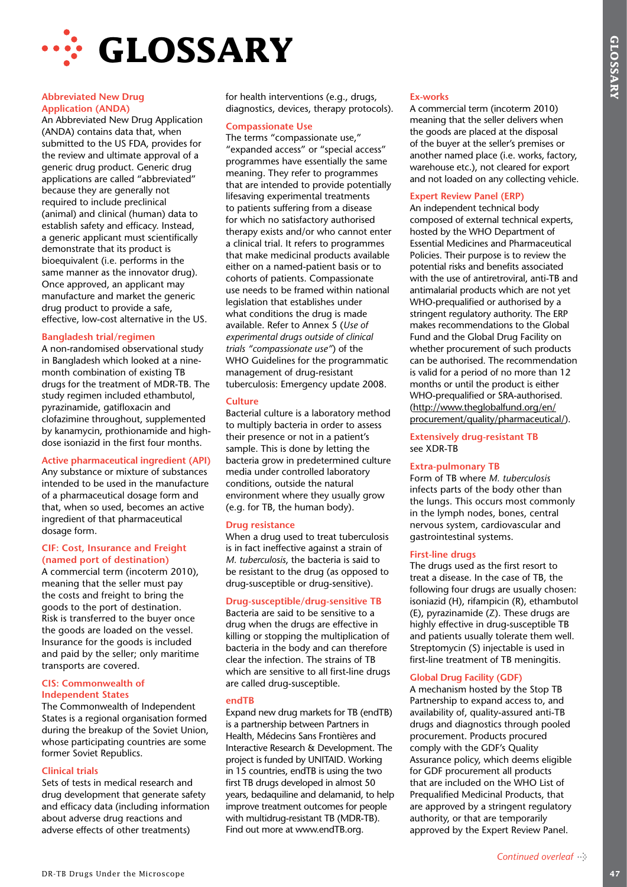# GLOSSARY

### Abbreviated New Drug Application (ANDA)

An Abbreviated New Drug Application (ANDA) contains data that, when submitted to the US FDA, provides for the review and ultimate approval of a generic drug product. Generic drug applications are called "abbreviated" because they are generally not required to include preclinical (animal) and clinical (human) data to establish safety and efficacy. Instead, a generic applicant must scientifically demonstrate that its product is bioequivalent (i.e. performs in the same manner as the innovator drug). Once approved, an applicant may manufacture and market the generic drug product to provide a safe, effective, low-cost alternative in the US.

### Bangladesh trial/regimen

A non-randomised observational study in Bangladesh which looked at a nine-month combination of existing TB drugs for the treatment of MDR-TB. The study regimen included ethambutol, pyrazinamide, gatifloxacin and clofazimine throughout, supplemented by kanamycin, prothionamide and high-dose isoniazid in the first four months.

### Active pharmaceutical ingredient (API)

Any substance or mixture of substances intended to be used in the manufacture of a pharmaceutical dosage form and that, when so used, becomes an active ingredient of that pharmaceutical dosage form.

### CIF: Cost, Insurance and Freight (named port of destination)

A commercial term (incoterm 2010), meaning that the seller must pay the costs and freight to bring the goods to the port of destination. Risk is transferred to the buyer once the goods are loaded on the vessel. Insurance for the goods is included and paid by the seller; only maritime transports are covered.

### CIS: Commonwealth of Independent States

The Commonwealth of Independent States is a regional organisation formed during the breakup of the Soviet Union, whose participating countries are some former Soviet Republics.

### Clinical trials

Sets of tests in medical research and drug development that generate safety and efficacy data (including information about adverse drug reactions and adverse effects of other treatments) for health interventions (e.g., drugs, diagnostics, devices, therapy protocols).

### Compassionate Use

The terms "compassionate use," "expanded access" or "special access" programmes have essentially the same meaning. They refer to programmes that are intended to provide potentially lifesaving experimental treatments to patients suffering from a disease for which no satisfactory authorised therapy exists and/or who cannot enter a clinical trial. It refers to programmes that make medicinal products available either on a named-patient basis or to cohorts of patients. Compassionate use needs to be framed within national legislation that establishes under what conditions the drug is made available. Refer to Annex 5 (*Use of experimental drugs outside of clinical trials "compassionate use"*) of the WHO Guidelines for the programmatic management of drug-resistant tuberculosis: Emergency update 2008.

### Culture

Bacterial culture is a laboratory method to multiply bacteria in order to assess their presence or not in a patient's sample. This is done by letting the bacteria grow in predetermined culture media under controlled laboratory conditions, outside the natural environment where they usually grow (e.g. for TB, the human body).

### Drug resistance

When a drug used to treat tuberculosis is in fact ineffective against a strain of *M. tuberculosis*, the bacteria is said to be resistant to the drug (as opposed to drug-susceptible or drug-sensitive).

### Drug-susceptible/drug-sensitive TB

Bacteria are said to be sensitive to a drug when the drugs are effective in killing or stopping the multiplication of bacteria in the body and can therefore clear the infection. The strains of TB which are sensitive to all first-line drugs are called drug-susceptible.

### endTB

Expand new drug markets for TB (endTB) is a partnership between Partners in Health, Médecins Sans Frontières and Interactive Research & Development. The project is funded by UNITAID. Working in 15 countries, endTB is using the two first TB drugs developed in almost 50 years, bedaquiline and delamanid, to help improve treatment outcomes for people with multidrug-resistant TB (MDR-TB). Find out more at www.endTB.org.

### Ex-works

A commercial term (incoterm 2010) meaning that the seller delivers when the goods are placed at the disposal of the buyer at the seller's premises or another named place (i.e. works, factory, warehouse etc.), not cleared for export and not loaded on any collecting vehicle.

### Expert Review Panel (ERP)

An independent technical body composed of external technical experts, hosted by the WHO Department of Essential Medicines and Pharmaceutical Policies. Their purpose is to review the potential risks and benefits associated with the use of antiretroviral, anti-TB and antimalarial products which are not yet WHO-prequalified or authorised by a stringent regulatory authority. The ERP makes recommendations to the Global Fund and the Global Drug Facility on whether procurement of such products can be authorised. The recommendation is valid for a period of no more than 12 months or until the product is either WHO-prequalified or SRA-authorised. (http://www.theglobalfund.org/en/procurement/quality/pharmaceutical/).

### Extensively drug-resistant TB

see XDR-TB

### Extra-pulmonary TB

Form of TB where *M. tuberculosis* infects parts of the body other than the lungs. This occurs most commonly in the lymph nodes, bones, central nervous system, cardiovascular and gastrointestinal systems.

### First-line drugs

The drugs used as the first resort to treat a disease. In the case of TB, the following four drugs are usually chosen: isoniazid (H), rifampicin (R), ethambutol (E), pyrazinamide (Z). These drugs are highly effective in drug-susceptible TB and patients usually tolerate them well. Streptomycin (S) injectable is used in first-line treatment of TB meningitis.

### Global Drug Facility (GDF)

A mechanism hosted by the Stop TB Partnership to expand access to, and availability of, quality-assured anti-TB drugs and diagnostics through pooled procurement. Products procured comply with the GDF's Quality Assurance policy, which deems eligible for GDF procurement all products that are included on the WHO List of Prequalified Medicinal Products, that are approved by a stringent regulatory authority, or that are temporarily approved by the Expert Review Panel.

*Continued overleaf*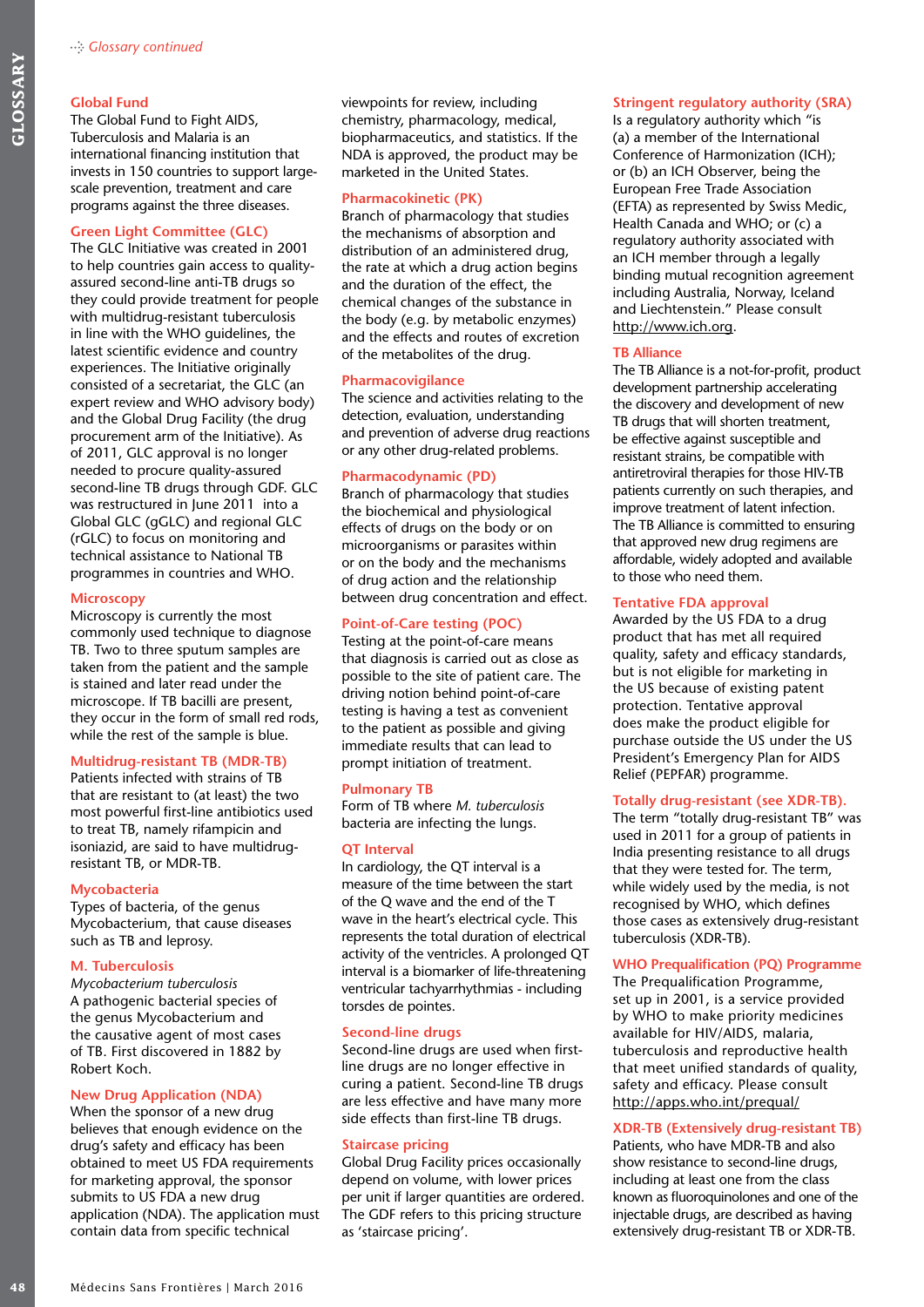*Glossary continued*

### Global Fund
The Global Fund to Fight AIDS, Tuberculosis and Malaria is an international financing institution that invests in 150 countries to support large-scale prevention, treatment and care programs against the three diseases.

### Green Light Committee (GLC)
The GLC Initiative was created in 2001 to help countries gain access to quality-assured second-line anti-TB drugs so they could provide treatment for people with multidrug-resistant tuberculosis in line with the WHO guidelines, the latest scientific evidence and country experiences. The Initiative originally consisted of a secretariat, the GLC (an expert review and WHO advisory body) and the Global Drug Facility (the drug procurement arm of the Initiative). As of 2011, GLC approval is no longer needed to procure quality-assured second-line TB drugs through GDF. GLC was restructured in June 2011 into a Global GLC (gGLC) and regional GLC (rGLC) to focus on monitoring and technical assistance to National TB programmes in countries and WHO.

### Microscopy
Microscopy is currently the most commonly used technique to diagnose TB. Two to three sputum samples are taken from the patient and the sample is stained and later read under the microscope. If TB bacilli are present, they occur in the form of small red rods, while the rest of the sample is blue.

### Multidrug-resistant TB (MDR-TB)
Patients infected with strains of TB that are resistant to (at least) the two most powerful first-line antibiotics used to treat TB, namely rifampicin and isoniazid, are said to have multidrug-resistant TB, or MDR-TB.

### Mycobacteria
Types of bacteria, of the genus Mycobacterium, that cause diseases such as TB and leprosy.

### M. Tuberculosis
*Mycobacterium tuberculosis*
A pathogenic bacterial species of the genus Mycobacterium and the causative agent of most cases of TB. First discovered in 1882 by Robert Koch.

### New Drug Application (NDA)
When the sponsor of a new drug believes that enough evidence on the drug's safety and efficacy has been obtained to meet US FDA requirements for marketing approval, the sponsor submits to US FDA a new drug application (NDA). The application must contain data from specific technical viewpoints for review, including chemistry, pharmacology, medical, biopharmaceutics, and statistics. If the NDA is approved, the product may be marketed in the United States.

### Pharmacokinetic (PK)
Branch of pharmacology that studies the mechanisms of absorption and distribution of an administered drug, the rate at which a drug action begins and the duration of the effect, the chemical changes of the substance in the body (e.g. by metabolic enzymes) and the effects and routes of excretion of the metabolites of the drug.

### Pharmacovigilance
The science and activities relating to the detection, evaluation, understanding and prevention of adverse drug reactions or any other drug-related problems.

### Pharmacodynamic (PD)
Branch of pharmacology that studies the biochemical and physiological effects of drugs on the body or on microorganisms or parasites within or on the body and the mechanisms of drug action and the relationship between drug concentration and effect.

### Point-of-Care testing (POC)
Testing at the point-of-care means that diagnosis is carried out as close as possible to the site of patient care. The driving notion behind point-of-care testing is having a test as convenient to the patient as possible and giving immediate results that can lead to prompt initiation of treatment.

### Pulmonary TB
Form of TB where *M. tuberculosis* bacteria are infecting the lungs.

### QT Interval
In cardiology, the QT interval is a measure of the time between the start of the Q wave and the end of the T wave in the heart's electrical cycle. This represents the total duration of electrical activity of the ventricles. A prolonged QT interval is a biomarker of life-threatening ventricular tachyarrhythmias - including torsdes de pointes.

### Second-line drugs
Second-line drugs are used when first-line drugs are no longer effective in curing a patient. Second-line TB drugs are less effective and have many more side effects than first-line TB drugs.

### Staircase pricing
Global Drug Facility prices occasionally depend on volume, with lower prices per unit if larger quantities are ordered. The GDF refers to this pricing structure as 'staircase pricing'.

### Stringent regulatory authority (SRA)
Is a regulatory authority which "is (a) a member of the International Conference of Harmonization (ICH); or (b) an ICH Observer, being the European Free Trade Association (EFTA) as represented by Swiss Medic, Health Canada and WHO; or (c) a regulatory authority associated with an ICH member through a legally binding mutual recognition agreement including Australia, Norway, Iceland and Liechtenstein." Please consult http://www.ich.org.

### TB Alliance
The TB Alliance is a not-for-profit, product development partnership accelerating the discovery and development of new TB drugs that will shorten treatment, be effective against susceptible and resistant strains, be compatible with antiretroviral therapies for those HIV-TB patients currently on such therapies, and improve treatment of latent infection. The TB Alliance is committed to ensuring that approved new drug regimens are affordable, widely adopted and available to those who need them.

### Tentative FDA approval
Awarded by the US FDA to a drug product that has met all required quality, safety and efficacy standards, but is not eligible for marketing in the US because of existing patent protection. Tentative approval does make the product eligible for purchase outside the US under the US President's Emergency Plan for AIDS Relief (PEPFAR) programme.

### Totally drug-resistant (see XDR-TB).
The term "totally drug-resistant TB" was used in 2011 for a group of patients in India presenting resistance to all drugs that they were tested for. The term, while widely used by the media, is not recognised by WHO, which defines those cases as extensively drug-resistant tuberculosis (XDR-TB).

### WHO Prequalification (PQ) Programme
The Prequalification Programme, set up in 2001, is a service provided by WHO to make priority medicines available for HIV/AIDS, malaria, tuberculosis and reproductive health that meet unified standards of quality, safety and efficacy. Please consult http://apps.who.int/prequal/

### XDR-TB (Extensively drug-resistant TB)
Patients, who have MDR-TB and also show resistance to second-line drugs, including at least one from the class known as fluoroquinolones and one of the injectable drugs, are described as having extensively drug-resistant TB or XDR-TB.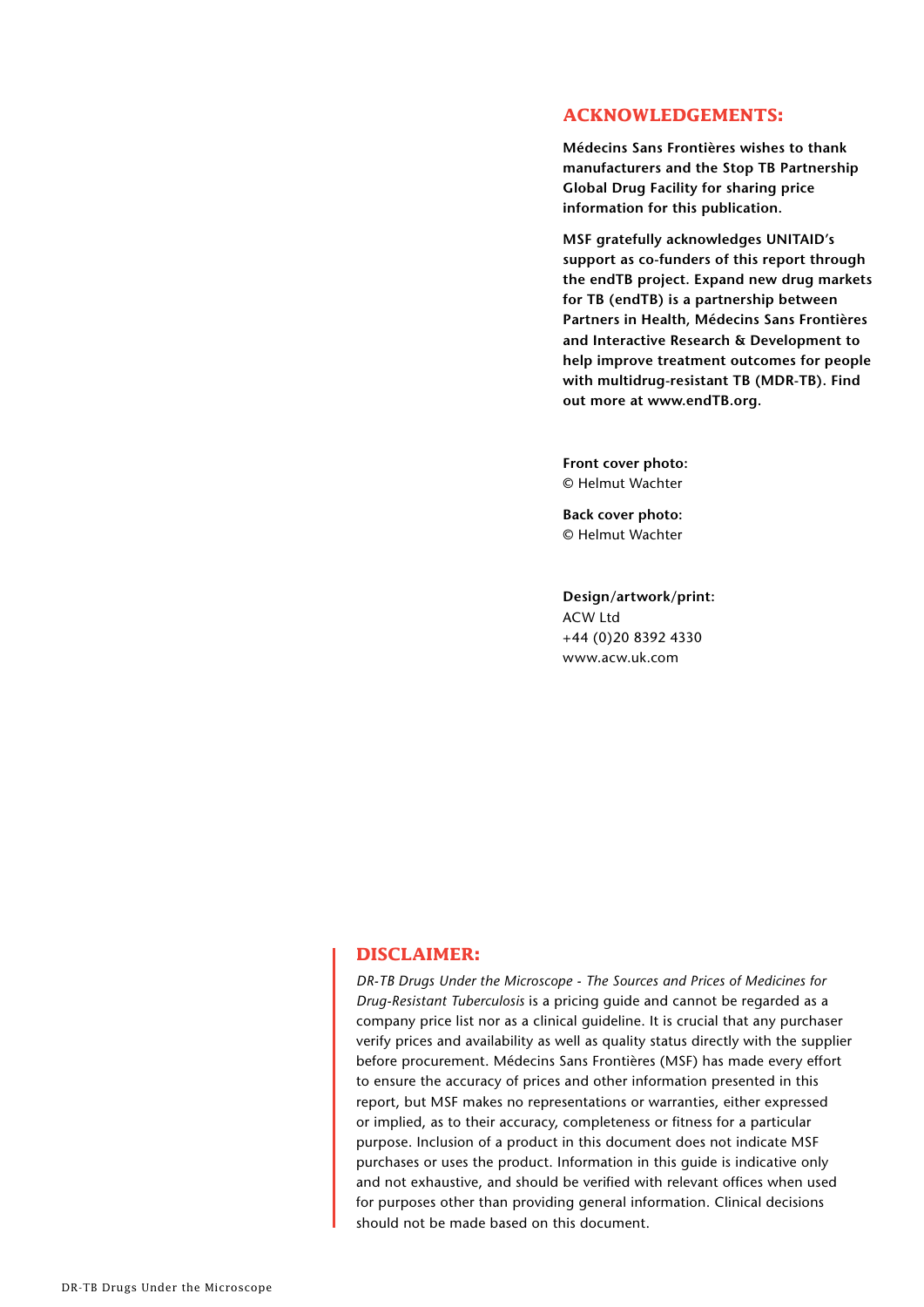## ACKNOWLEDGEMENTS:

**Médecins Sans Frontières wishes to thank manufacturers and the Stop TB Partnership Global Drug Facility for sharing price information for this publication.**

**MSF gratefully acknowledges UNITAID's support as co-funders of this report through the endTB project. Expand new drug markets for TB (endTB) is a partnership between Partners in Health, Médecins Sans Frontières and Interactive Research & Development to help improve treatment outcomes for people with multidrug-resistant TB (MDR-TB). Find out more at www.endTB.org.**

**Front cover photo:**
© Helmut Wachter

**Back cover photo:**
© Helmut Wachter

**Design/artwork/print:**
ACW Ltd
+44 (0)20 8392 4330
www.acw.uk.com

## DISCLAIMER:

*DR-TB Drugs Under the Microscope - The Sources and Prices of Medicines for Drug-Resistant Tuberculosis* is a pricing guide and cannot be regarded as a company price list nor as a clinical guideline. It is crucial that any purchaser verify prices and availability as well as quality status directly with the supplier before procurement. Médecins Sans Frontières (MSF) has made every effort to ensure the accuracy of prices and other information presented in this report, but MSF makes no representations or warranties, either expressed or implied, as to their accuracy, completeness or fitness for a particular purpose. Inclusion of a product in this document does not indicate MSF purchases or uses the product. Information in this guide is indicative only and not exhaustive, and should be verified with relevant offices when used for purposes other than providing general information. Clinical decisions should not be made based on this document.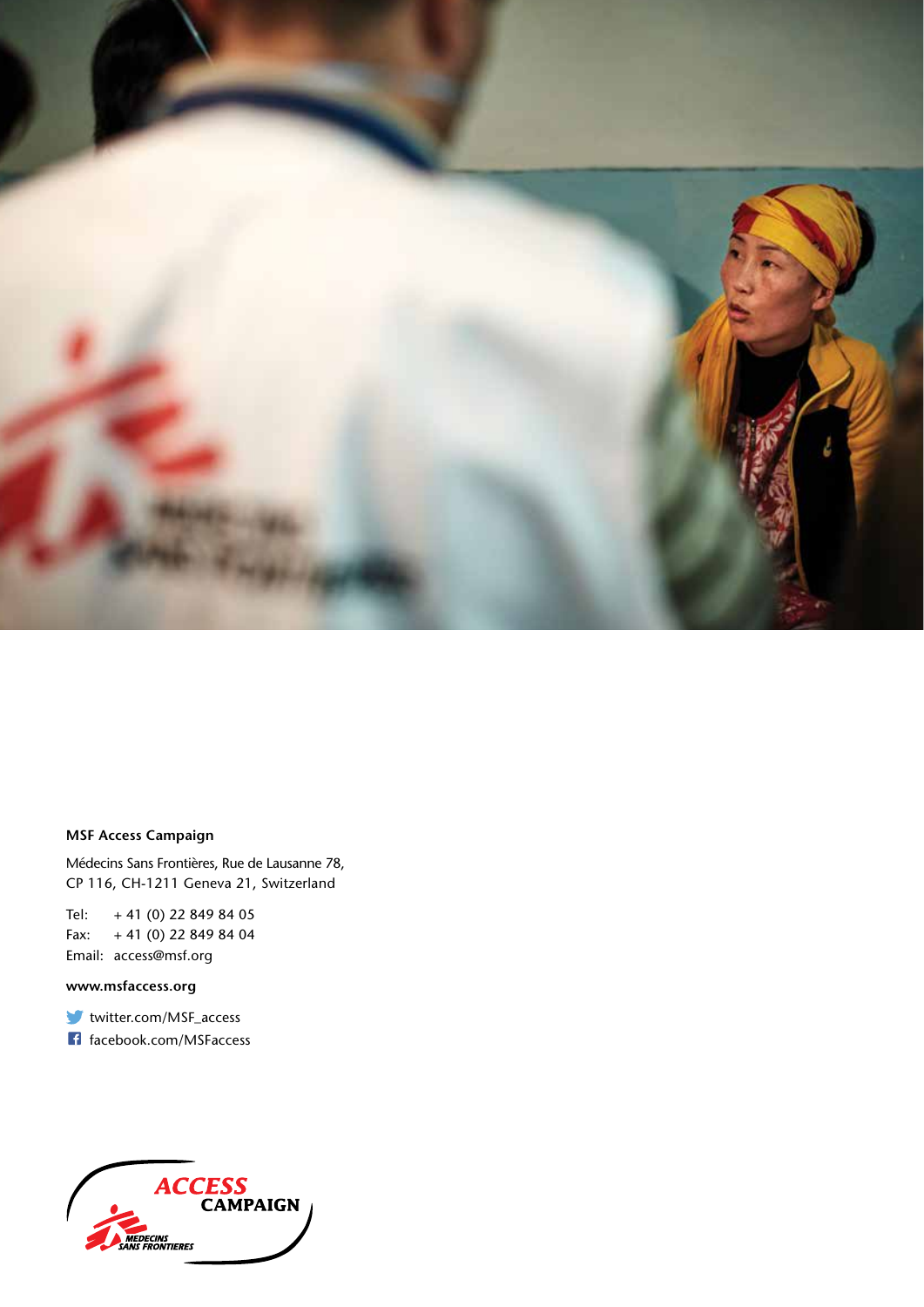**MSF Access Campaign**

Médecins Sans Frontières, Rue de Lausanne 78,
CP 116, CH-1211 Geneva 21, Switzerland

Tel: + 41 (0) 22 849 84 05
Fax: + 41 (0) 22 849 84 04
Email: access@msf.org

**www.msfaccess.org**

twitter.com/MSF_access
facebook.com/MSFaccess